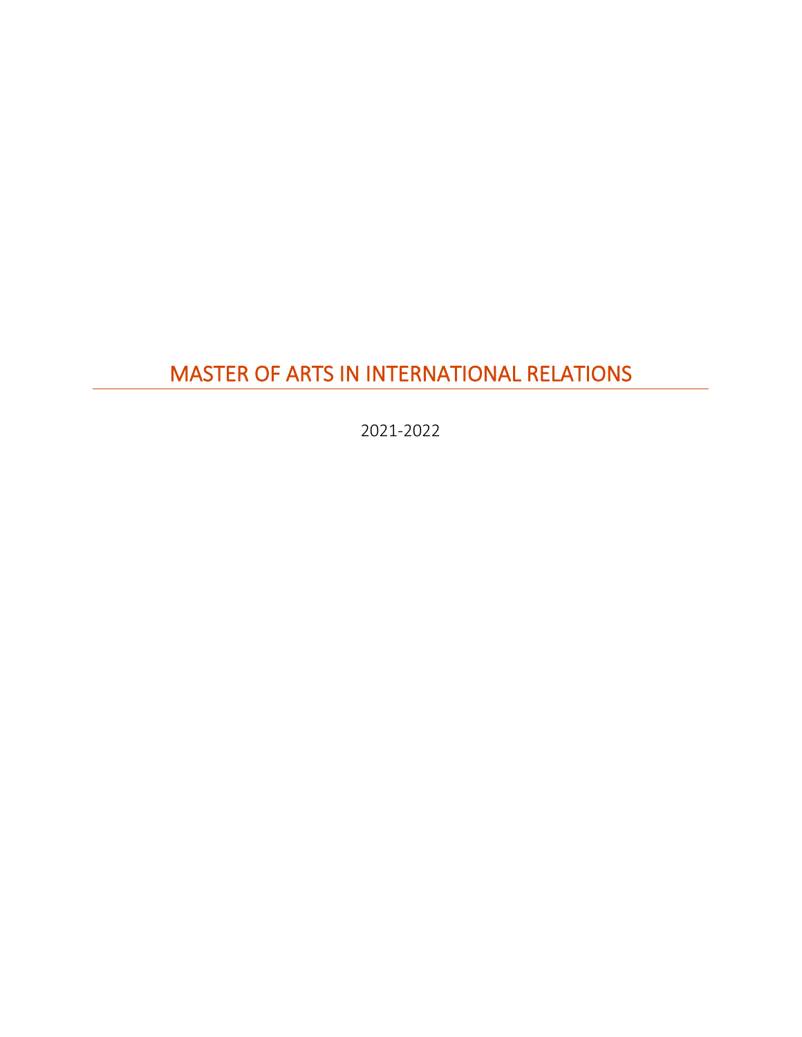# MASTER OF ARTS IN INTERNATIONAL RELATIONS

2021-2022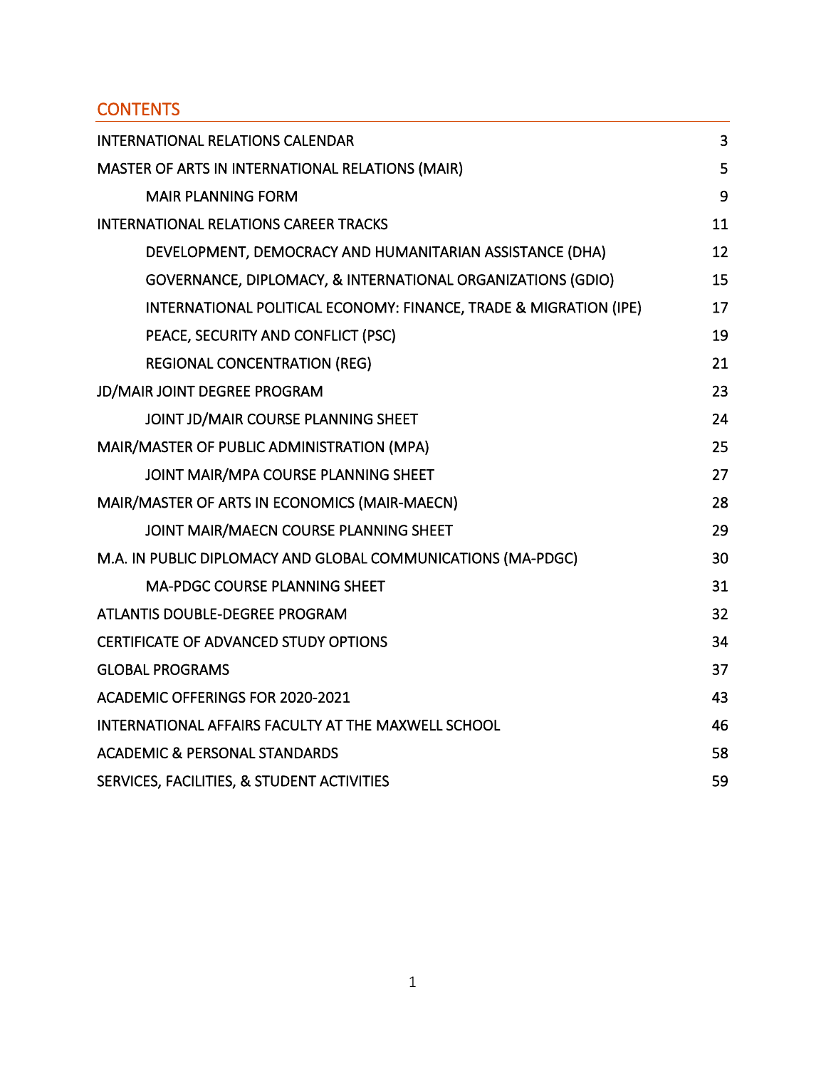## CONTENTS

| | |
|---|---|
| INTERNATIONAL RELATIONS CALENDAR | 3 |
| MASTER OF ARTS IN INTERNATIONAL RELATIONS (MAIR) | 5 |
| &nbsp;&nbsp;&nbsp;&nbsp;MAIR PLANNING FORM | 9 |
| INTERNATIONAL RELATIONS CAREER TRACKS | 11 |
| &nbsp;&nbsp;&nbsp;&nbsp;DEVELOPMENT, DEMOCRACY AND HUMANITARIAN ASSISTANCE (DHA) | 12 |
| &nbsp;&nbsp;&nbsp;&nbsp;GOVERNANCE, DIPLOMACY, & INTERNATIONAL ORGANIZATIONS (GDIO) | 15 |
| &nbsp;&nbsp;&nbsp;&nbsp;INTERNATIONAL POLITICAL ECONOMY: FINANCE, TRADE & MIGRATION (IPE) | 17 |
| &nbsp;&nbsp;&nbsp;&nbsp;PEACE, SECURITY AND CONFLICT (PSC) | 19 |
| &nbsp;&nbsp;&nbsp;&nbsp;REGIONAL CONCENTRATION (REG) | 21 |
| JD/MAIR JOINT DEGREE PROGRAM | 23 |
| &nbsp;&nbsp;&nbsp;&nbsp;JOINT JD/MAIR COURSE PLANNING SHEET | 24 |
| MAIR/MASTER OF PUBLIC ADMINISTRATION (MPA) | 25 |
| &nbsp;&nbsp;&nbsp;&nbsp;JOINT MAIR/MPA COURSE PLANNING SHEET | 27 |
| MAIR/MASTER OF ARTS IN ECONOMICS (MAIR-MAECN) | 28 |
| &nbsp;&nbsp;&nbsp;&nbsp;JOINT MAIR/MAECN COURSE PLANNING SHEET | 29 |
| M.A. IN PUBLIC DIPLOMACY AND GLOBAL COMMUNICATIONS (MA-PDGC) | 30 |
| &nbsp;&nbsp;&nbsp;&nbsp;MA-PDGC COURSE PLANNING SHEET | 31 |
| ATLANTIS DOUBLE-DEGREE PROGRAM | 32 |
| CERTIFICATE OF ADVANCED STUDY OPTIONS | 34 |
| GLOBAL PROGRAMS | 37 |
| ACADEMIC OFFERINGS FOR 2020-2021 | 43 |
| INTERNATIONAL AFFAIRS FACULTY AT THE MAXWELL SCHOOL | 46 |
| ACADEMIC & PERSONAL STANDARDS | 58 |
| SERVICES, FACILITIES, & STUDENT ACTIVITIES | 59 |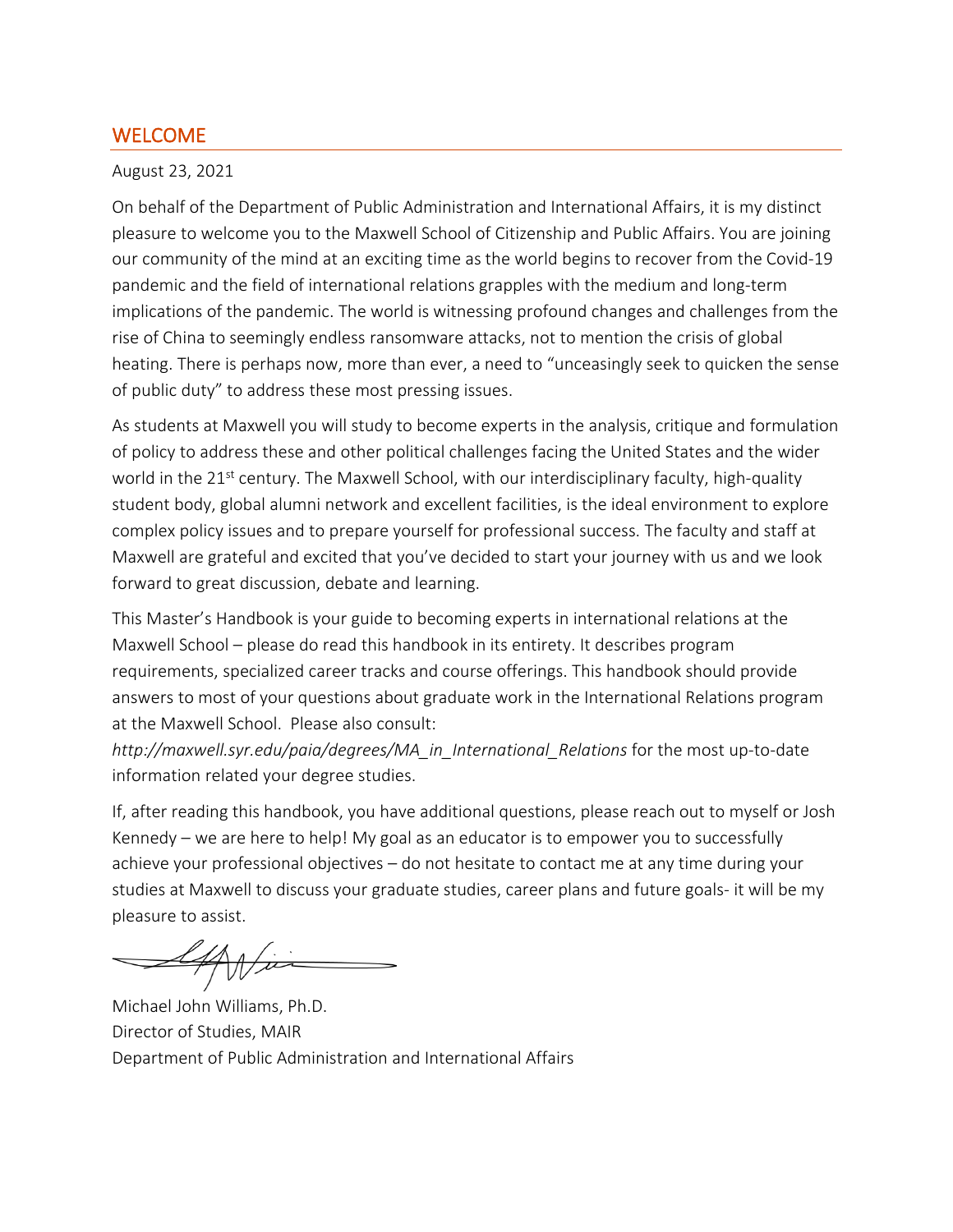## WELCOME

August 23, 2021

On behalf of the Department of Public Administration and International Affairs, it is my distinct pleasure to welcome you to the Maxwell School of Citizenship and Public Affairs. You are joining our community of the mind at an exciting time as the world begins to recover from the Covid-19 pandemic and the field of international relations grapples with the medium and long-term implications of the pandemic. The world is witnessing profound changes and challenges from the rise of China to seemingly endless ransomware attacks, not to mention the crisis of global heating. There is perhaps now, more than ever, a need to "unceasingly seek to quicken the sense of public duty" to address these most pressing issues.

As students at Maxwell you will study to become experts in the analysis, critique and formulation of policy to address these and other political challenges facing the United States and the wider world in the 21st century. The Maxwell School, with our interdisciplinary faculty, high-quality student body, global alumni network and excellent facilities, is the ideal environment to explore complex policy issues and to prepare yourself for professional success. The faculty and staff at Maxwell are grateful and excited that you've decided to start your journey with us and we look forward to great discussion, debate and learning.

This Master's Handbook is your guide to becoming experts in international relations at the Maxwell School – please do read this handbook in its entirety. It describes program requirements, specialized career tracks and course offerings. This handbook should provide answers to most of your questions about graduate work in the International Relations program at the Maxwell School. Please also consult: *http://maxwell.syr.edu/paia/degrees/MA_in_International_Relations* for the most up-to-date information related your degree studies.

If, after reading this handbook, you have additional questions, please reach out to myself or Josh Kennedy – we are here to help! My goal as an educator is to empower you to successfully achieve your professional objectives – do not hesitate to contact me at any time during your studies at Maxwell to discuss your graduate studies, career plans and future goals- it will be my pleasure to assist.

Michael John Williams, Ph.D.
Director of Studies, MAIR
Department of Public Administration and International Affairs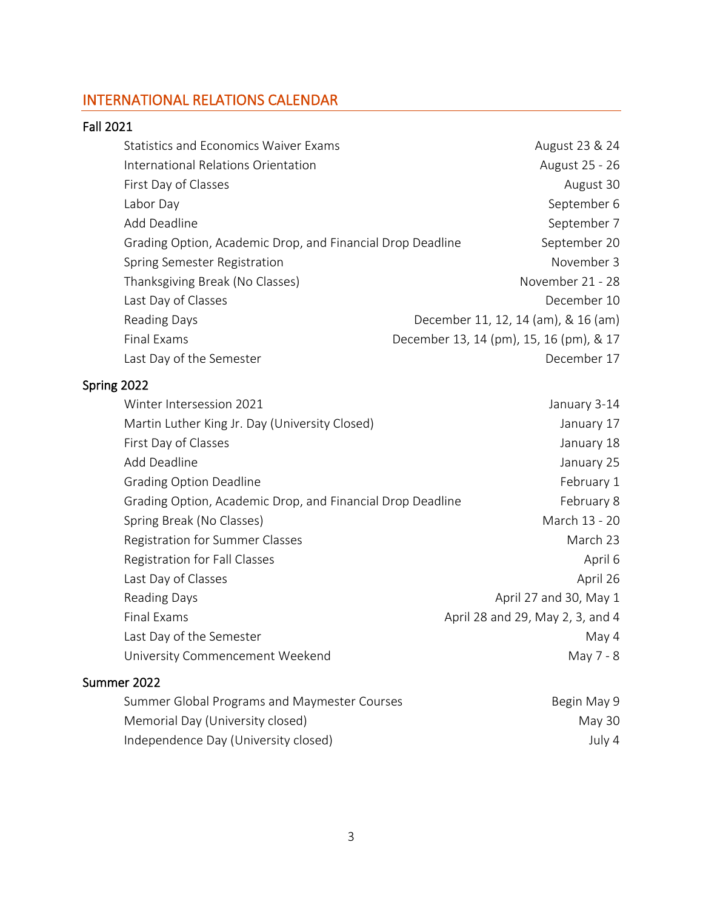## INTERNATIONAL RELATIONS CALENDAR

### Fall 2021

| | |
|---|---|
| Statistics and Economics Waiver Exams | August 23 & 24 |
| International Relations Orientation | August 25 - 26 |
| First Day of Classes | August 30 |
| Labor Day | September 6 |
| Add Deadline | September 7 |
| Grading Option, Academic Drop, and Financial Drop Deadline | September 20 |
| Spring Semester Registration | November 3 |
| Thanksgiving Break (No Classes) | November 21 - 28 |
| Last Day of Classes | December 10 |
| Reading Days | December 11, 12, 14 (am), & 16 (am) |
| Final Exams | December 13, 14 (pm), 15, 16 (pm), & 17 |
| Last Day of the Semester | December 17 |

### Spring 2022

| | |
|---|---|
| Winter Intersession 2021 | January 3-14 |
| Martin Luther King Jr. Day (University Closed) | January 17 |
| First Day of Classes | January 18 |
| Add Deadline | January 25 |
| Grading Option Deadline | February 1 |
| Grading Option, Academic Drop, and Financial Drop Deadline | February 8 |
| Spring Break (No Classes) | March 13 - 20 |
| Registration for Summer Classes | March 23 |
| Registration for Fall Classes | April 6 |
| Last Day of Classes | April 26 |
| Reading Days | April 27 and 30, May 1 |
| Final Exams | April 28 and 29, May 2, 3, and 4 |
| Last Day of the Semester | May 4 |
| University Commencement Weekend | May 7 - 8 |

### Summer 2022

| | |
|---|---|
| Summer Global Programs and Maymester Courses | Begin May 9 |
| Memorial Day (University closed) | May 30 |
| Independence Day (University closed) | July 4 |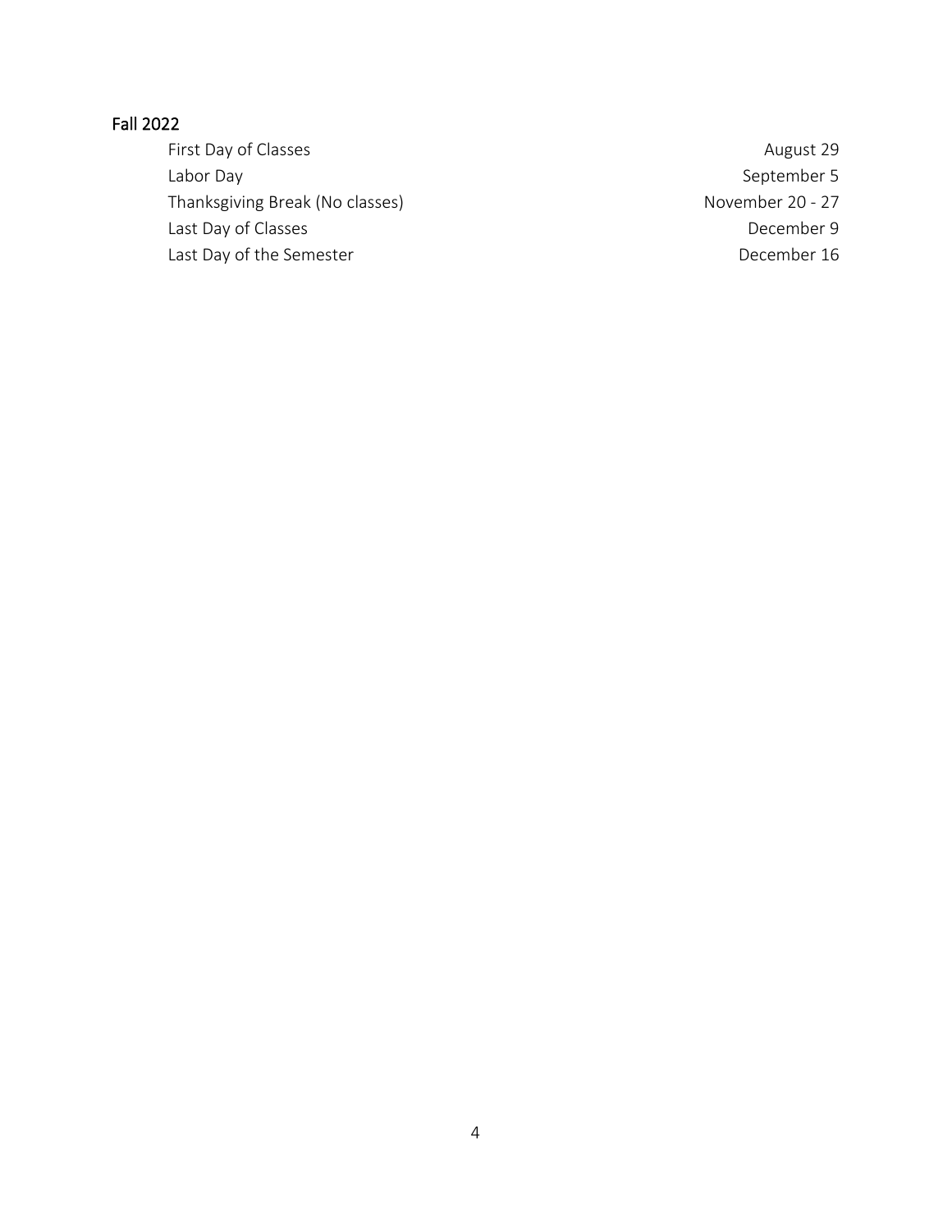## Fall 2022

| | |
|---|---|
| First Day of Classes | August 29 |
| Labor Day | September 5 |
| Thanksgiving Break (No classes) | November 20 - 27 |
| Last Day of Classes | December 9 |
| Last Day of the Semester | December 16 |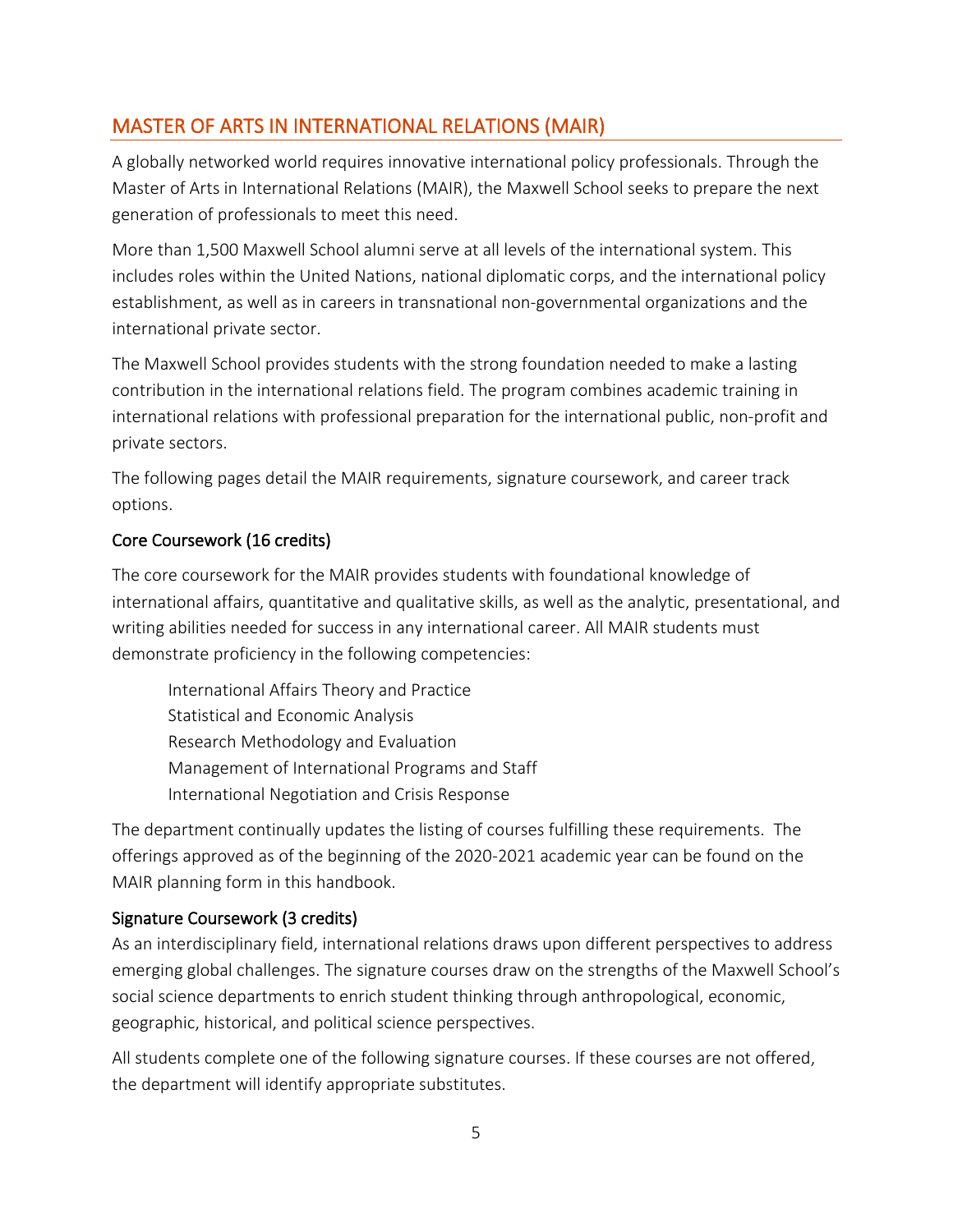## MASTER OF ARTS IN INTERNATIONAL RELATIONS (MAIR)

A globally networked world requires innovative international policy professionals. Through the Master of Arts in International Relations (MAIR), the Maxwell School seeks to prepare the next generation of professionals to meet this need.

More than 1,500 Maxwell School alumni serve at all levels of the international system. This includes roles within the United Nations, national diplomatic corps, and the international policy establishment, as well as in careers in transnational non-governmental organizations and the international private sector.

The Maxwell School provides students with the strong foundation needed to make a lasting contribution in the international relations field. The program combines academic training in international relations with professional preparation for the international public, non-profit and private sectors.

The following pages detail the MAIR requirements, signature coursework, and career track options.

### Core Coursework (16 credits)

The core coursework for the MAIR provides students with foundational knowledge of international affairs, quantitative and qualitative skills, as well as the analytic, presentational, and writing abilities needed for success in any international career. All MAIR students must demonstrate proficiency in the following competencies:

- International Affairs Theory and Practice
- Statistical and Economic Analysis
- Research Methodology and Evaluation
- Management of International Programs and Staff
- International Negotiation and Crisis Response

The department continually updates the listing of courses fulfilling these requirements. The offerings approved as of the beginning of the 2020-2021 academic year can be found on the MAIR planning form in this handbook.

### Signature Coursework (3 credits)

As an interdisciplinary field, international relations draws upon different perspectives to address emerging global challenges. The signature courses draw on the strengths of the Maxwell School's social science departments to enrich student thinking through anthropological, economic, geographic, historical, and political science perspectives.

All students complete one of the following signature courses. If these courses are not offered, the department will identify appropriate substitutes.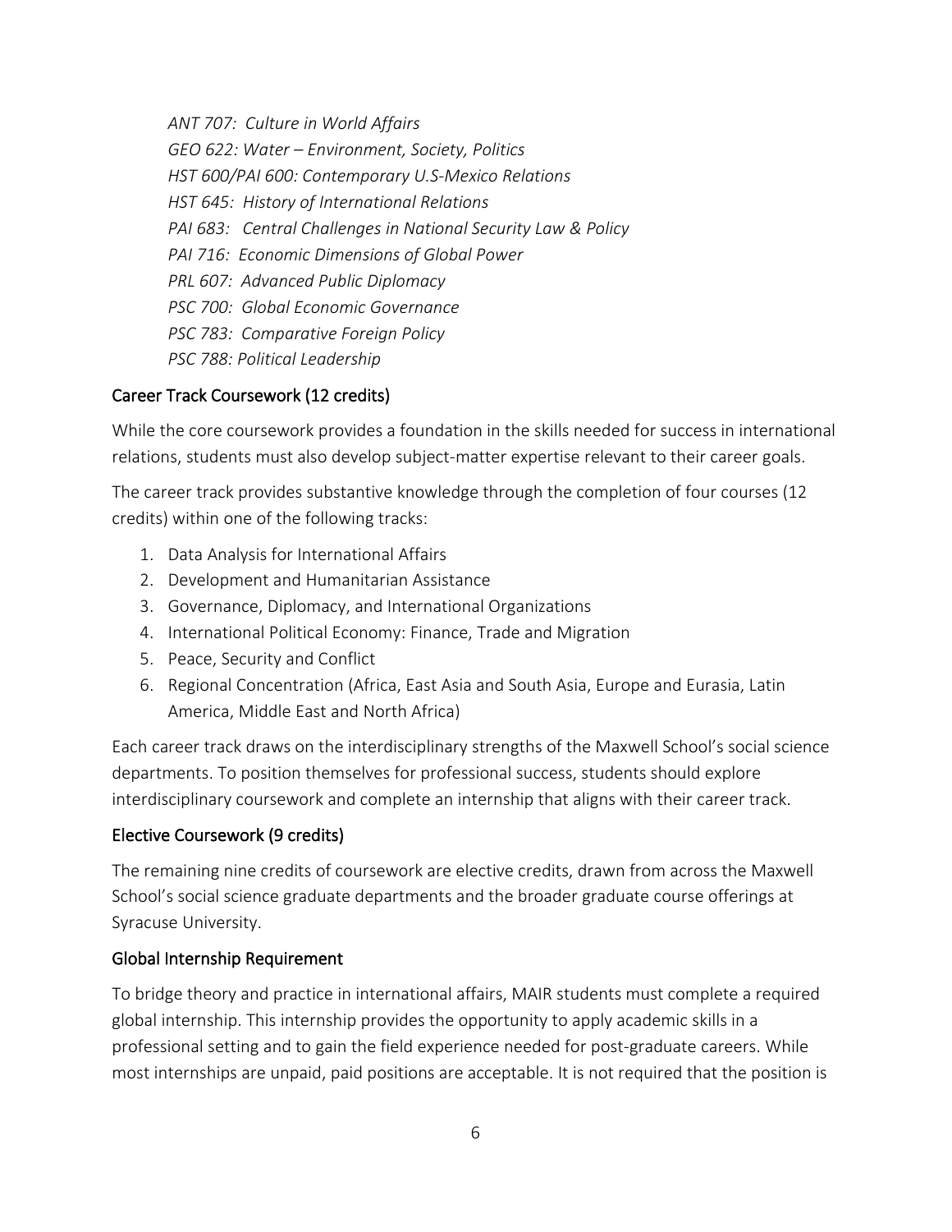*ANT 707: Culture in World Affairs*
*GEO 622: Water – Environment, Society, Politics*
*HST 600/PAI 600: Contemporary U.S-Mexico Relations*
*HST 645: History of International Relations*
*PAI 683: Central Challenges in National Security Law & Policy*
*PAI 716: Economic Dimensions of Global Power*
*PRL 607: Advanced Public Diplomacy*
*PSC 700: Global Economic Governance*
*PSC 783: Comparative Foreign Policy*
*PSC 788: Political Leadership*

### Career Track Coursework (12 credits)

While the core coursework provides a foundation in the skills needed for success in international relations, students must also develop subject-matter expertise relevant to their career goals.

The career track provides substantive knowledge through the completion of four courses (12 credits) within one of the following tracks:

1. Data Analysis for International Affairs
2. Development and Humanitarian Assistance
3. Governance, Diplomacy, and International Organizations
4. International Political Economy: Finance, Trade and Migration
5. Peace, Security and Conflict
6. Regional Concentration (Africa, East Asia and South Asia, Europe and Eurasia, Latin America, Middle East and North Africa)

Each career track draws on the interdisciplinary strengths of the Maxwell School's social science departments. To position themselves for professional success, students should explore interdisciplinary coursework and complete an internship that aligns with their career track.

### Elective Coursework (9 credits)

The remaining nine credits of coursework are elective credits, drawn from across the Maxwell School's social science graduate departments and the broader graduate course offerings at Syracuse University.

### Global Internship Requirement

To bridge theory and practice in international affairs, MAIR students must complete a required global internship. This internship provides the opportunity to apply academic skills in a professional setting and to gain the field experience needed for post-graduate careers. While most internships are unpaid, paid positions are acceptable. It is not required that the position is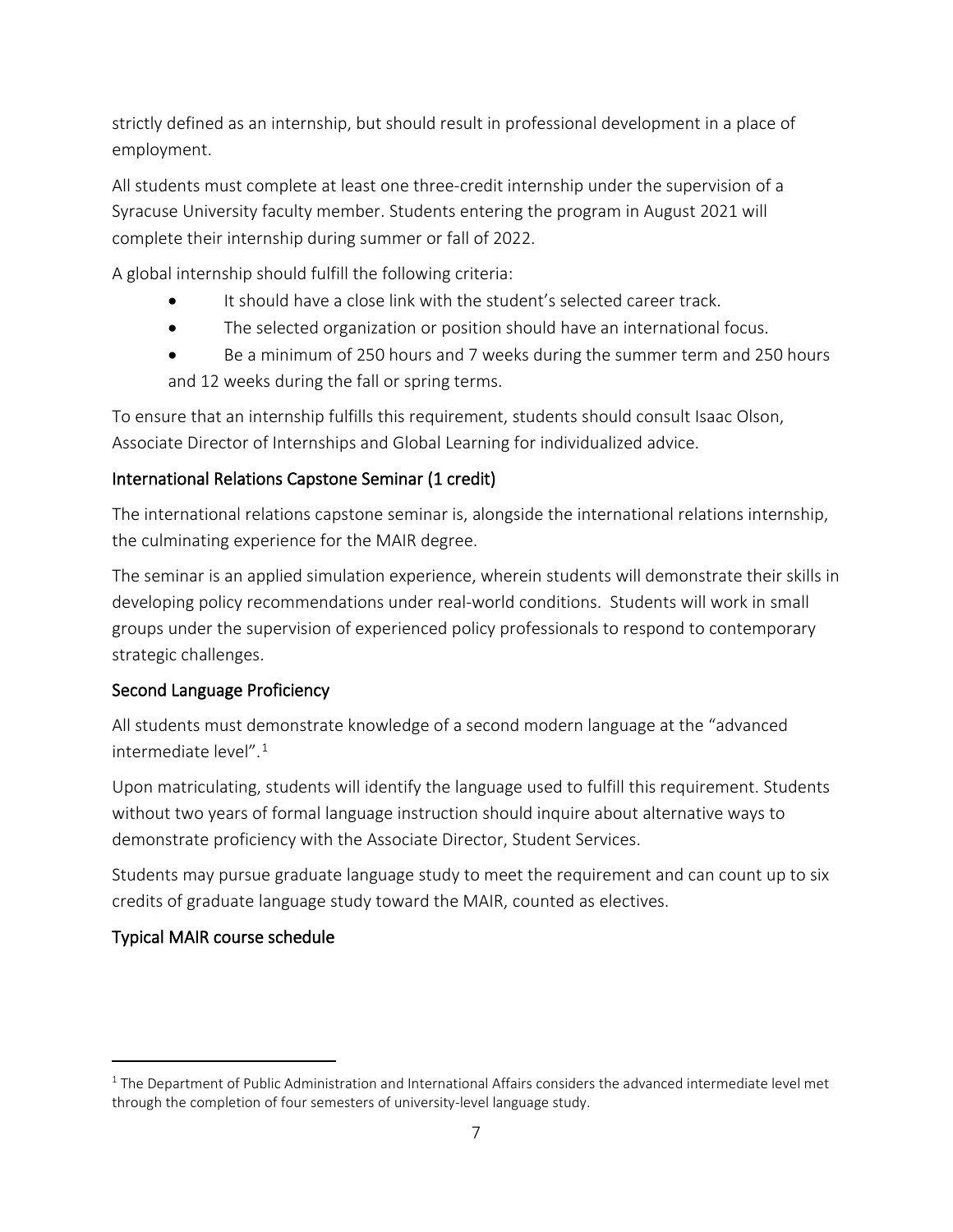strictly defined as an internship, but should result in professional development in a place of employment.

All students must complete at least one three-credit internship under the supervision of a Syracuse University faculty member. Students entering the program in August 2021 will complete their internship during summer or fall of 2022.

A global internship should fulfill the following criteria:

- It should have a close link with the student's selected career track.
- The selected organization or position should have an international focus.
- Be a minimum of 250 hours and 7 weeks during the summer term and 250 hours and 12 weeks during the fall or spring terms.

To ensure that an internship fulfills this requirement, students should consult Isaac Olson, Associate Director of Internships and Global Learning for individualized advice.

### International Relations Capstone Seminar (1 credit)

The international relations capstone seminar is, alongside the international relations internship, the culminating experience for the MAIR degree.

The seminar is an applied simulation experience, wherein students will demonstrate their skills in developing policy recommendations under real-world conditions. Students will work in small groups under the supervision of experienced policy professionals to respond to contemporary strategic challenges.

### Second Language Proficiency

All students must demonstrate knowledge of a second modern language at the "advanced intermediate level".[1]

Upon matriculating, students will identify the language used to fulfill this requirement. Students without two years of formal language instruction should inquire about alternative ways to demonstrate proficiency with the Associate Director, Student Services.

Students may pursue graduate language study to meet the requirement and can count up to six credits of graduate language study toward the MAIR, counted as electives.

### Typical MAIR course schedule

[1] The Department of Public Administration and International Affairs considers the advanced intermediate level met through the completion of four semesters of university-level language study.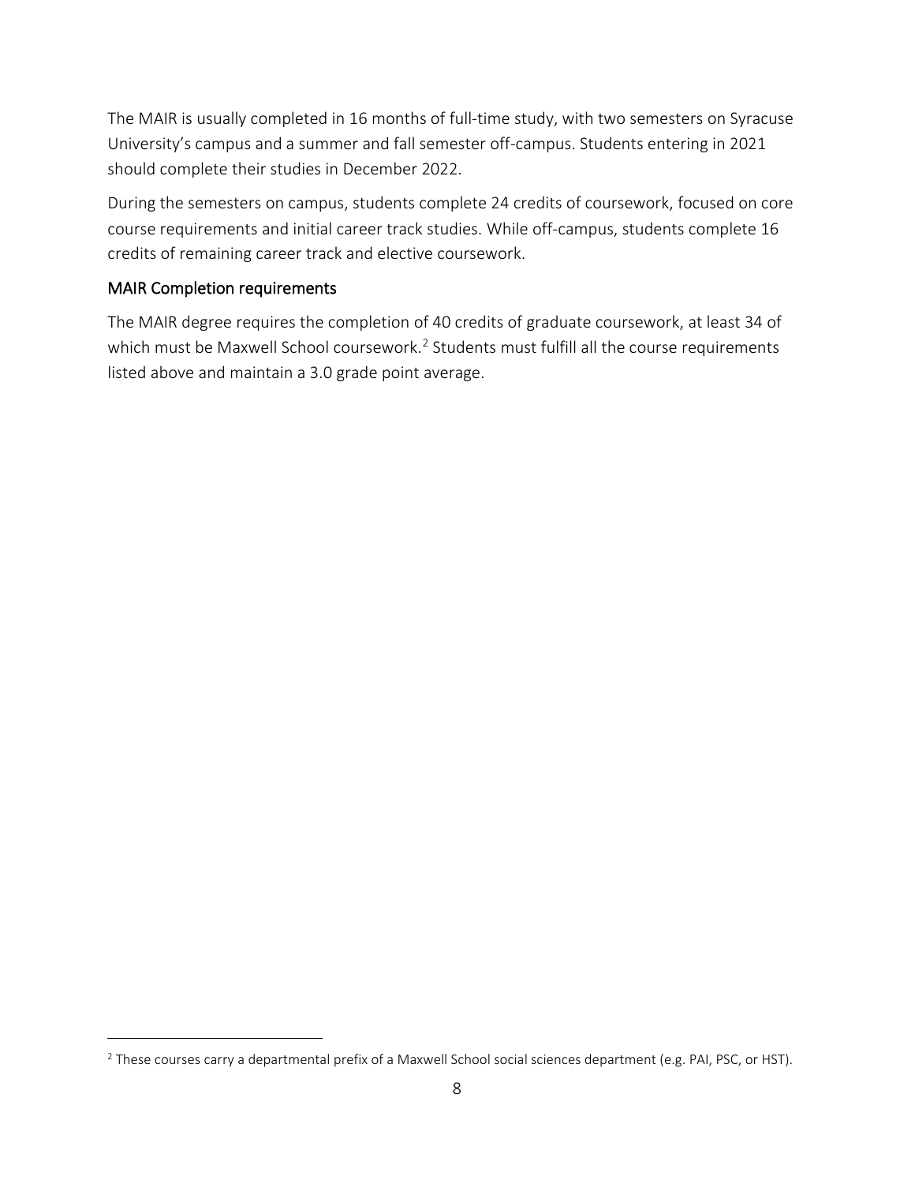The MAIR is usually completed in 16 months of full-time study, with two semesters on Syracuse University's campus and a summer and fall semester off-campus. Students entering in 2021 should complete their studies in December 2022.

During the semesters on campus, students complete 24 credits of coursework, focused on core course requirements and initial career track studies. While off-campus, students complete 16 credits of remaining career track and elective coursework.

## MAIR Completion requirements

The MAIR degree requires the completion of 40 credits of graduate coursework, at least 34 of which must be Maxwell School coursework.[2] Students must fulfill all the course requirements listed above and maintain a 3.0 grade point average.

[2] These courses carry a departmental prefix of a Maxwell School social sciences department (e.g. PAI, PSC, or HST).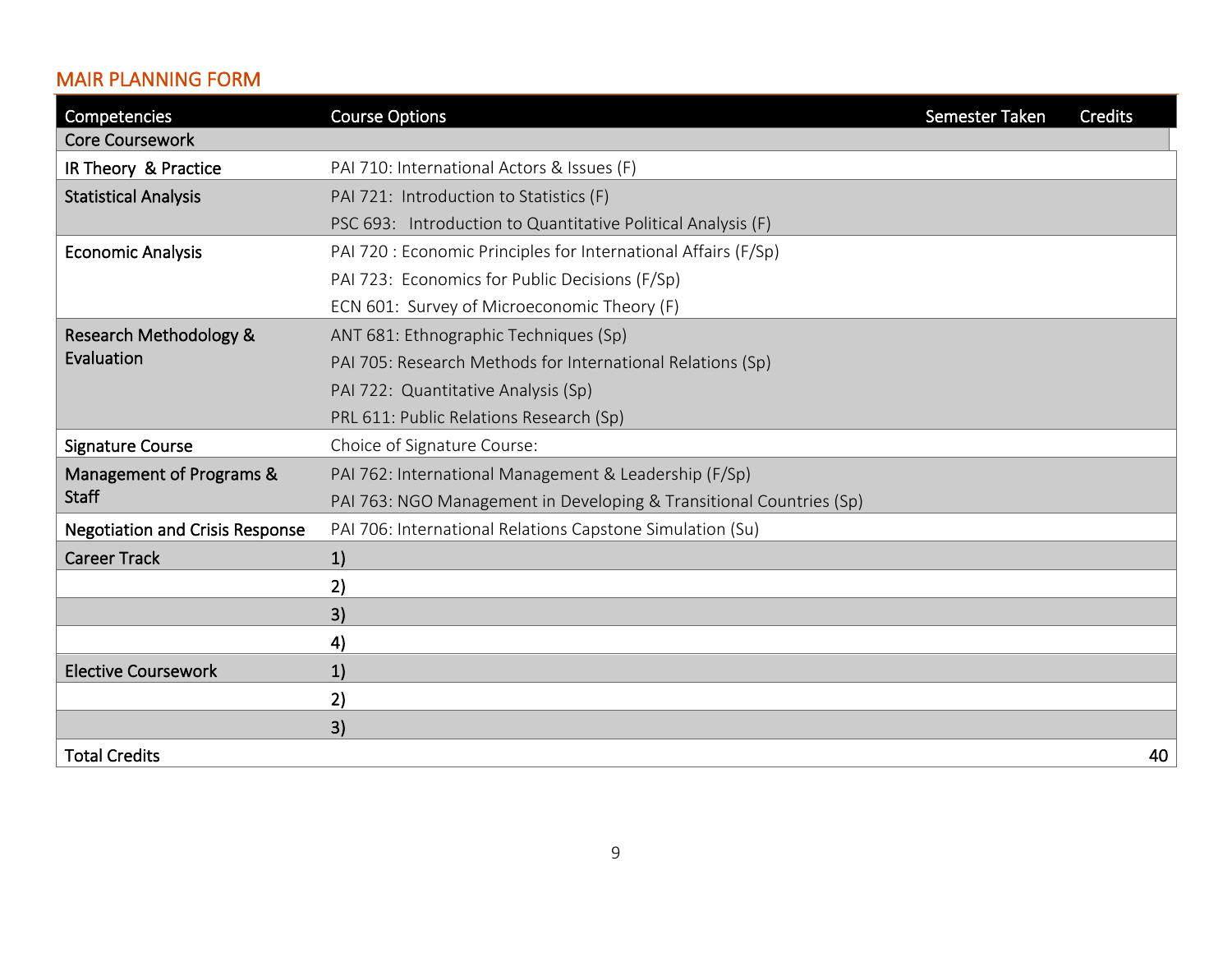## MAIR PLANNING FORM

| Competencies | Course Options | Semester Taken | Credits |
|---|---|---|---|
| Core Coursework | | | |
| IR Theory & Practice | PAI 710: International Actors & Issues (F) | | |
| Statistical Analysis | PAI 721: Introduction to Statistics (F) | | |
| | PSC 693: Introduction to Quantitative Political Analysis (F) | | |
| Economic Analysis | PAI 720 : Economic Principles for International Affairs (F/Sp) | | |
| | PAI 723: Economics for Public Decisions (F/Sp) | | |
| | ECN 601: Survey of Microeconomic Theory (F) | | |
| Research Methodology & Evaluation | ANT 681: Ethnographic Techniques (Sp) | | |
| | PAI 705: Research Methods for International Relations (Sp) | | |
| | PAI 722: Quantitative Analysis (Sp) | | |
| | PRL 611: Public Relations Research (Sp) | | |
| Signature Course | Choice of Signature Course: | | |
| Management of Programs & Staff | PAI 762: International Management & Leadership (F/Sp) | | |
| | PAI 763: NGO Management in Developing & Transitional Countries (Sp) | | |
| Negotiation and Crisis Response | PAI 706: International Relations Capstone Simulation (Su) | | |
| Career Track | 1) | | |
| | 2) | | |
| | 3) | | |
| | 4) | | |
| Elective Coursework | 1) | | |
| | 2) | | |
| | 3) | | |
| Total Credits | | | 40 |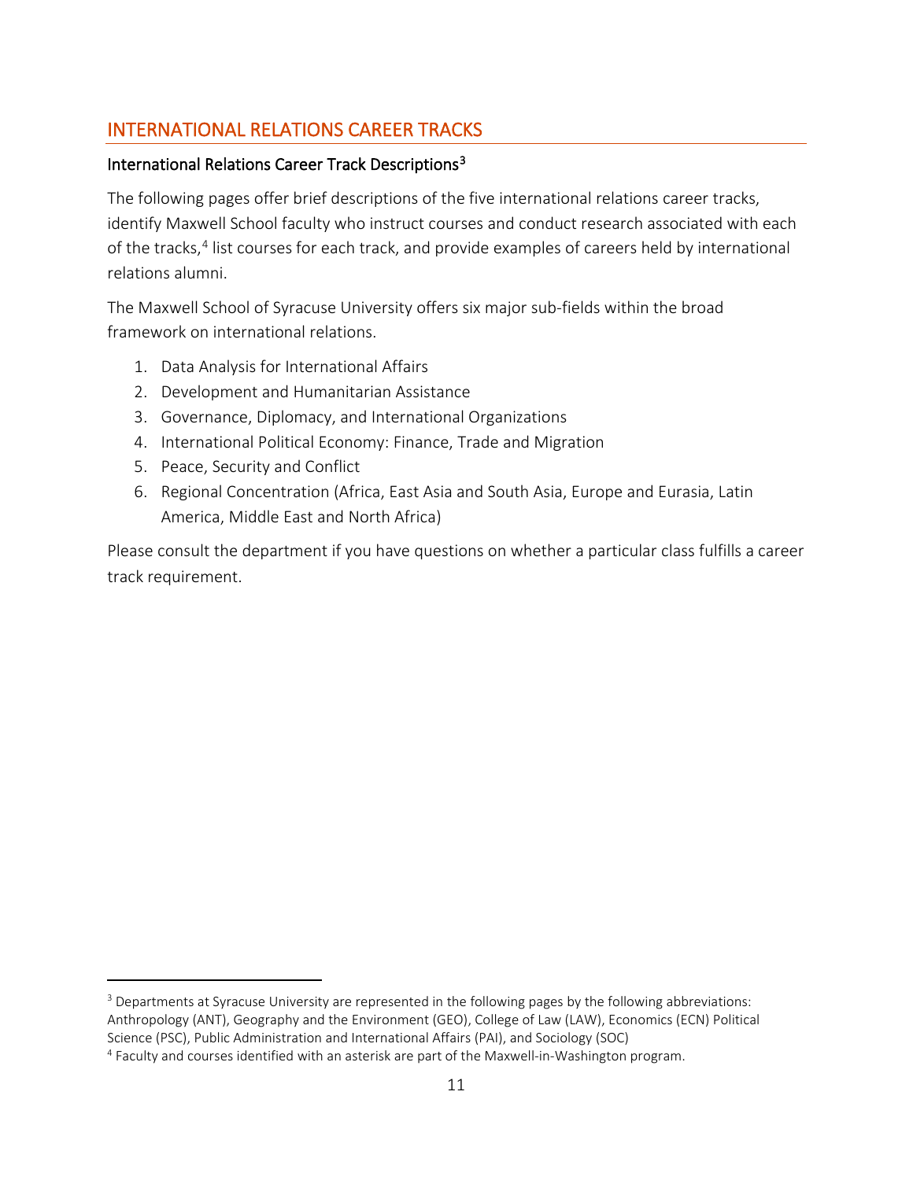## INTERNATIONAL RELATIONS CAREER TRACKS

### International Relations Career Track Descriptions[3]

The following pages offer brief descriptions of the five international relations career tracks, identify Maxwell School faculty who instruct courses and conduct research associated with each of the tracks,[4] list courses for each track, and provide examples of careers held by international relations alumni.

The Maxwell School of Syracuse University offers six major sub-fields within the broad framework on international relations.

1. Data Analysis for International Affairs
2. Development and Humanitarian Assistance
3. Governance, Diplomacy, and International Organizations
4. International Political Economy: Finance, Trade and Migration
5. Peace, Security and Conflict
6. Regional Concentration (Africa, East Asia and South Asia, Europe and Eurasia, Latin America, Middle East and North Africa)

Please consult the department if you have questions on whether a particular class fulfills a career track requirement.

---

[3] Departments at Syracuse University are represented in the following pages by the following abbreviations: Anthropology (ANT), Geography and the Environment (GEO), College of Law (LAW), Economics (ECN) Political Science (PSC), Public Administration and International Affairs (PAI), and Sociology (SOC)

[4] Faculty and courses identified with an asterisk are part of the Maxwell-in-Washington program.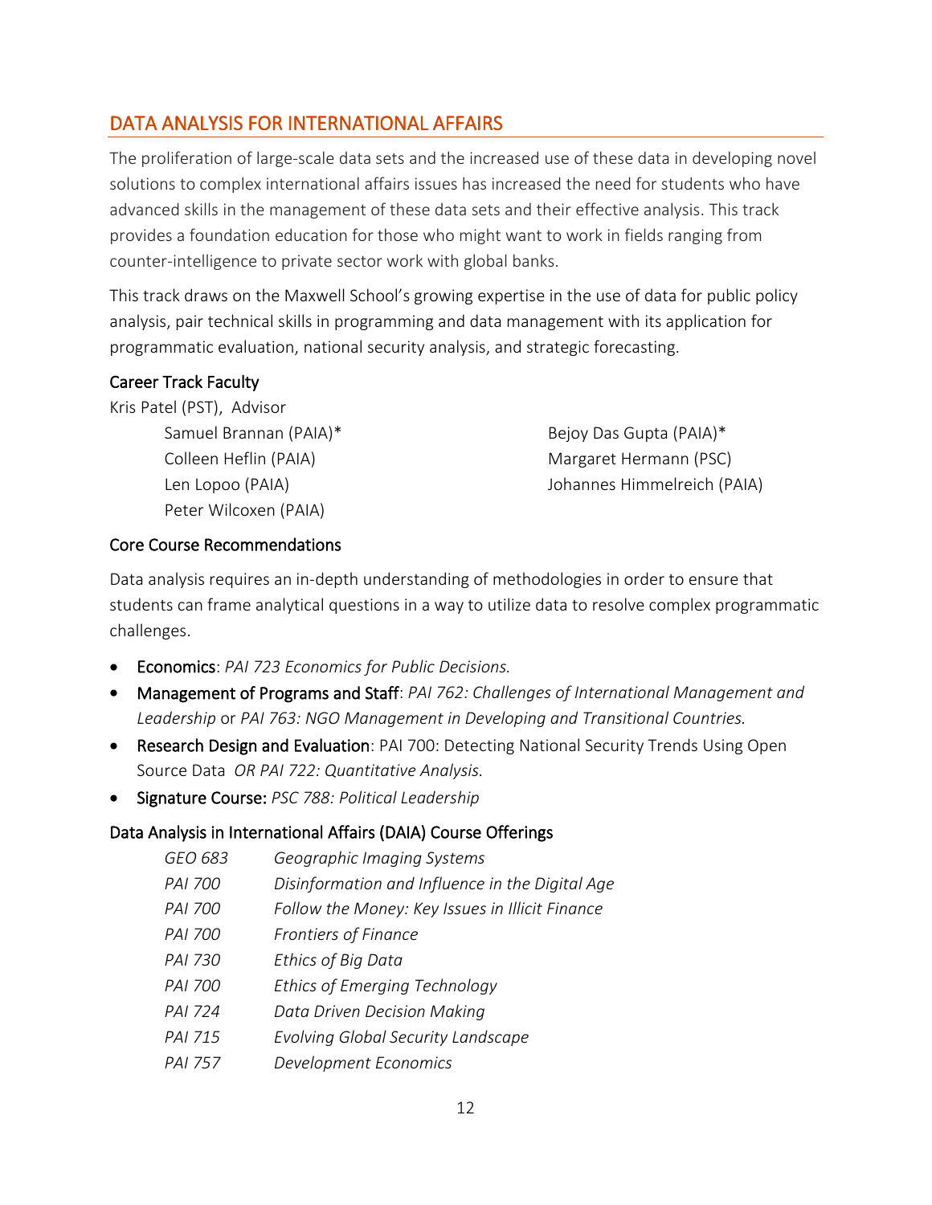## DATA ANALYSIS FOR INTERNATIONAL AFFAIRS

The proliferation of large-scale data sets and the increased use of these data in developing novel solutions to complex international affairs issues has increased the need for students who have advanced skills in the management of these data sets and their effective analysis. This track provides a foundation education for those who might want to work in fields ranging from counter-intelligence to private sector work with global banks.

This track draws on the Maxwell School's growing expertise in the use of data for public policy analysis, pair technical skills in programming and data management with its application for programmatic evaluation, national security analysis, and strategic forecasting.

### Career Track Faculty

Kris Patel (PST), Advisor

- Samuel Brannan (PAIA)*
- Colleen Heflin (PAIA)
- Len Lopoo (PAIA)
- Peter Wilcoxen (PAIA)
- Bejoy Das Gupta (PAIA)*
- Margaret Hermann (PSC)
- Johannes Himmelreich (PAIA)

### Core Course Recommendations

Data analysis requires an in-depth understanding of methodologies in order to ensure that students can frame analytical questions in a way to utilize data to resolve complex programmatic challenges.

- Economics: *PAI 723 Economics for Public Decisions.*
- Management of Programs and Staff: *PAI 762: Challenges of International Management and Leadership* or *PAI 763: NGO Management in Developing and Transitional Countries.*
- Research Design and Evaluation: PAI 700: Detecting National Security Trends Using Open Source Data *OR PAI 722: Quantitative Analysis.*
- Signature Course: *PSC 788: Political Leadership*

### Data Analysis in International Affairs (DAIA) Course Offerings

| | |
|---|---|
| *GEO 683* | *Geographic Imaging Systems* |
| *PAI 700* | *Disinformation and Influence in the Digital Age* |
| *PAI 700* | *Follow the Money: Key Issues in Illicit Finance* |
| *PAI 700* | *Frontiers of Finance* |
| *PAI 730* | *Ethics of Big Data* |
| *PAI 700* | *Ethics of Emerging Technology* |
| *PAI 724* | *Data Driven Decision Making* |
| *PAI 715* | *Evolving Global Security Landscape* |
| *PAI 757* | *Development Economics* |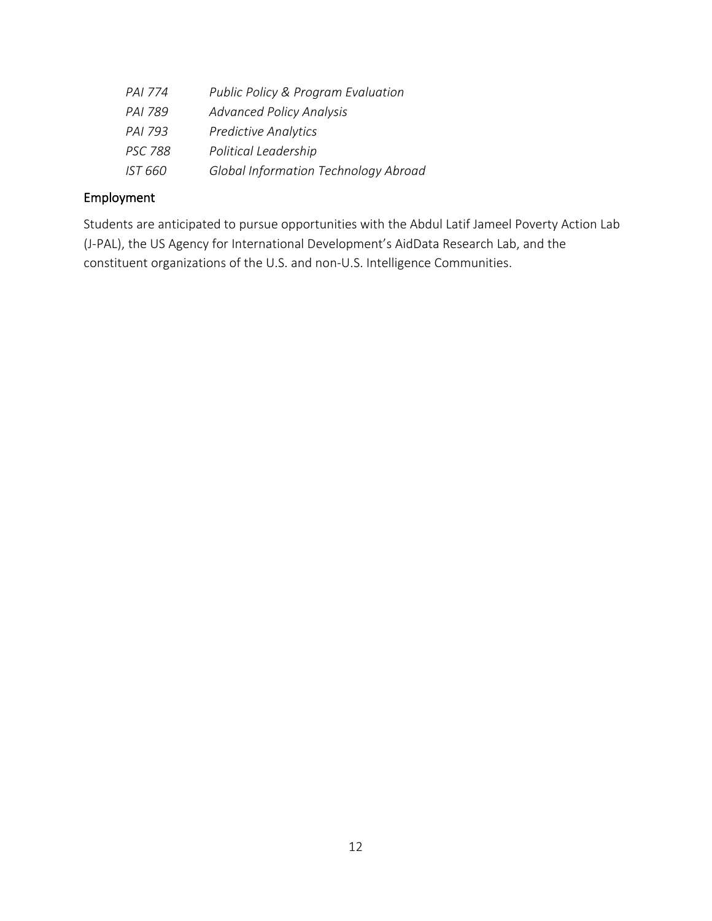| | |
|---|---|
| *PAI 774* | *Public Policy & Program Evaluation* |
| *PAI 789* | *Advanced Policy Analysis* |
| *PAI 793* | *Predictive Analytics* |
| *PSC 788* | *Political Leadership* |
| *IST 660* | *Global Information Technology Abroad* |

## Employment

Students are anticipated to pursue opportunities with the Abdul Latif Jameel Poverty Action Lab (J-PAL), the US Agency for International Development's AidData Research Lab, and the constituent organizations of the U.S. and non-U.S. Intelligence Communities.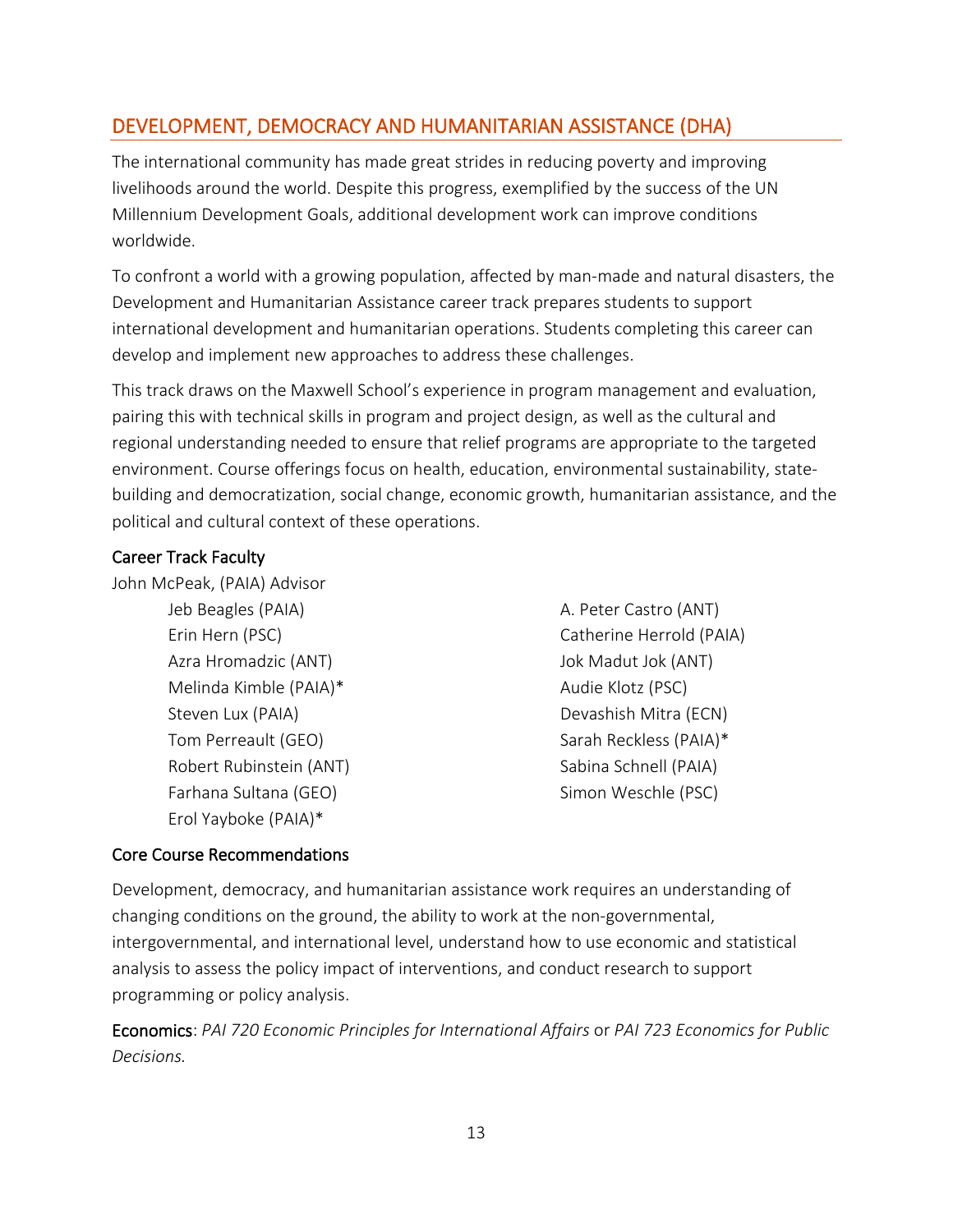## DEVELOPMENT, DEMOCRACY AND HUMANITARIAN ASSISTANCE (DHA)

The international community has made great strides in reducing poverty and improving livelihoods around the world. Despite this progress, exemplified by the success of the UN Millennium Development Goals, additional development work can improve conditions worldwide.

To confront a world with a growing population, affected by man-made and natural disasters, the Development and Humanitarian Assistance career track prepares students to support international development and humanitarian operations. Students completing this career can develop and implement new approaches to address these challenges.

This track draws on the Maxwell School's experience in program management and evaluation, pairing this with technical skills in program and project design, as well as the cultural and regional understanding needed to ensure that relief programs are appropriate to the targeted environment. Course offerings focus on health, education, environmental sustainability, state-building and democratization, social change, economic growth, humanitarian assistance, and the political and cultural context of these operations.

### Career Track Faculty

John McPeak, (PAIA) Advisor

- Jeb Beagles (PAIA)
- Erin Hern (PSC)
- Azra Hromadzic (ANT)
- Melinda Kimble (PAIA)*
- Steven Lux (PAIA)
- Tom Perreault (GEO)
- Robert Rubinstein (ANT)
- Farhana Sultana (GEO)
- Erol Yayboke (PAIA)*
- A. Peter Castro (ANT)
- Catherine Herrold (PAIA)
- Jok Madut Jok (ANT)
- Audie Klotz (PSC)
- Devashish Mitra (ECN)
- Sarah Reckless (PAIA)*
- Sabina Schnell (PAIA)
- Simon Weschle (PSC)

### Core Course Recommendations

Development, democracy, and humanitarian assistance work requires an understanding of changing conditions on the ground, the ability to work at the non-governmental, intergovernmental, and international level, understand how to use economic and statistical analysis to assess the policy impact of interventions, and conduct research to support programming or policy analysis.

**Economics**: *PAI 720 Economic Principles for International Affairs* or *PAI 723 Economics for Public Decisions.*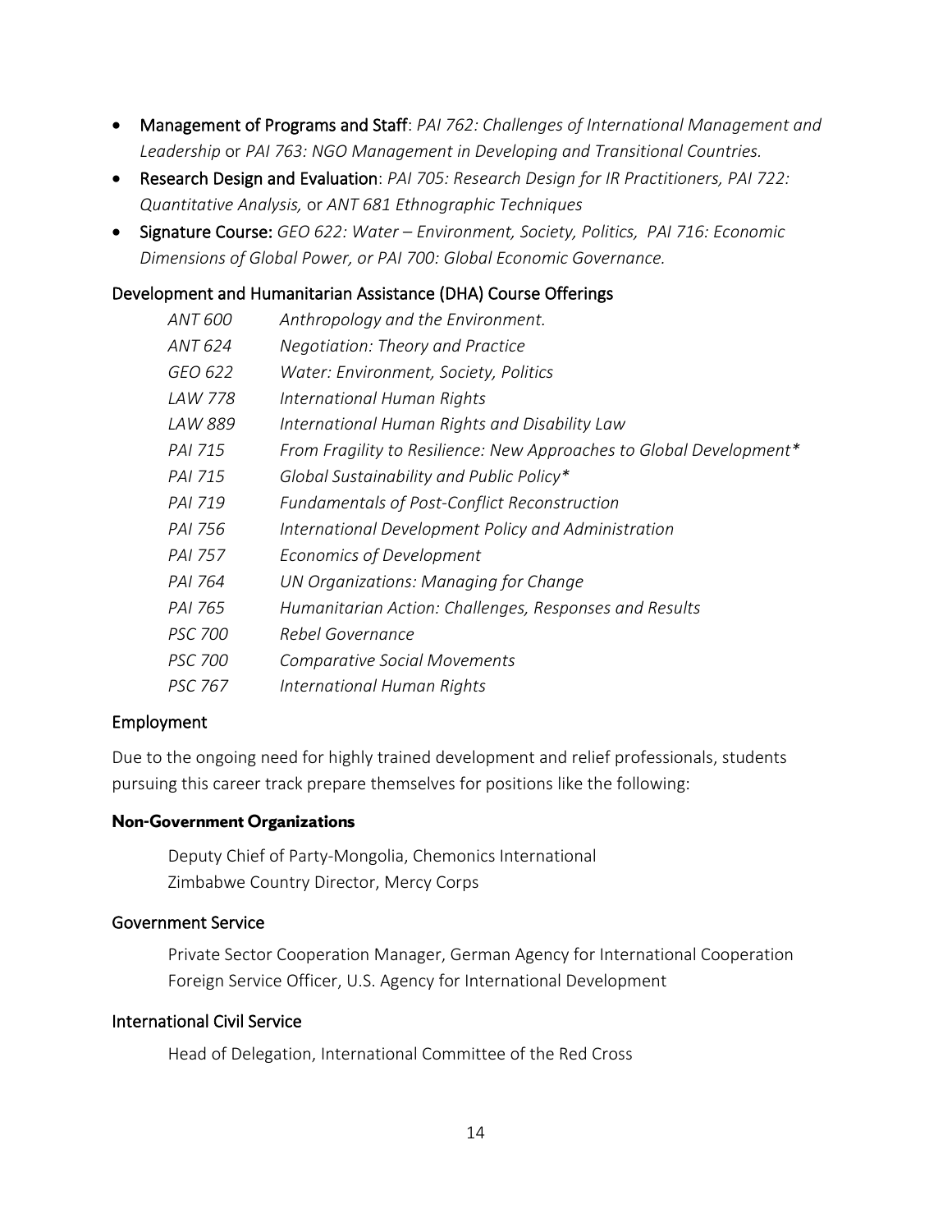- **Management of Programs and Staff**: *PAI 762: Challenges of International Management and Leadership* or *PAI 763: NGO Management in Developing and Transitional Countries.*
- **Research Design and Evaluation**: *PAI 705: Research Design for IR Practitioners, PAI 722: Quantitative Analysis,* or *ANT 681 Ethnographic Techniques*
- **Signature Course:** *GEO 622: Water – Environment, Society, Politics, PAI 716: Economic Dimensions of Global Power, or PAI 700: Global Economic Governance.*

## Development and Humanitarian Assistance (DHA) Course Offerings

| | |
|---|---|
| *ANT 600* | *Anthropology and the Environment.* |
| *ANT 624* | *Negotiation: Theory and Practice* |
| *GEO 622* | *Water: Environment, Society, Politics* |
| *LAW 778* | *International Human Rights* |
| *LAW 889* | *International Human Rights and Disability Law* |
| *PAI 715* | *From Fragility to Resilience: New Approaches to Global Development** |
| *PAI 715* | *Global Sustainability and Public Policy** |
| *PAI 719* | *Fundamentals of Post-Conflict Reconstruction* |
| *PAI 756* | *International Development Policy and Administration* |
| *PAI 757* | *Economics of Development* |
| *PAI 764* | *UN Organizations: Managing for Change* |
| *PAI 765* | *Humanitarian Action: Challenges, Responses and Results* |
| *PSC 700* | *Rebel Governance* |
| *PSC 700* | *Comparative Social Movements* |
| *PSC 767* | *International Human Rights* |

## Employment

Due to the ongoing need for highly trained development and relief professionals, students pursuing this career track prepare themselves for positions like the following:

### Non-Government Organizations

Deputy Chief of Party-Mongolia, Chemonics International
Zimbabwe Country Director, Mercy Corps

### Government Service

Private Sector Cooperation Manager, German Agency for International Cooperation
Foreign Service Officer, U.S. Agency for International Development

### International Civil Service

Head of Delegation, International Committee of the Red Cross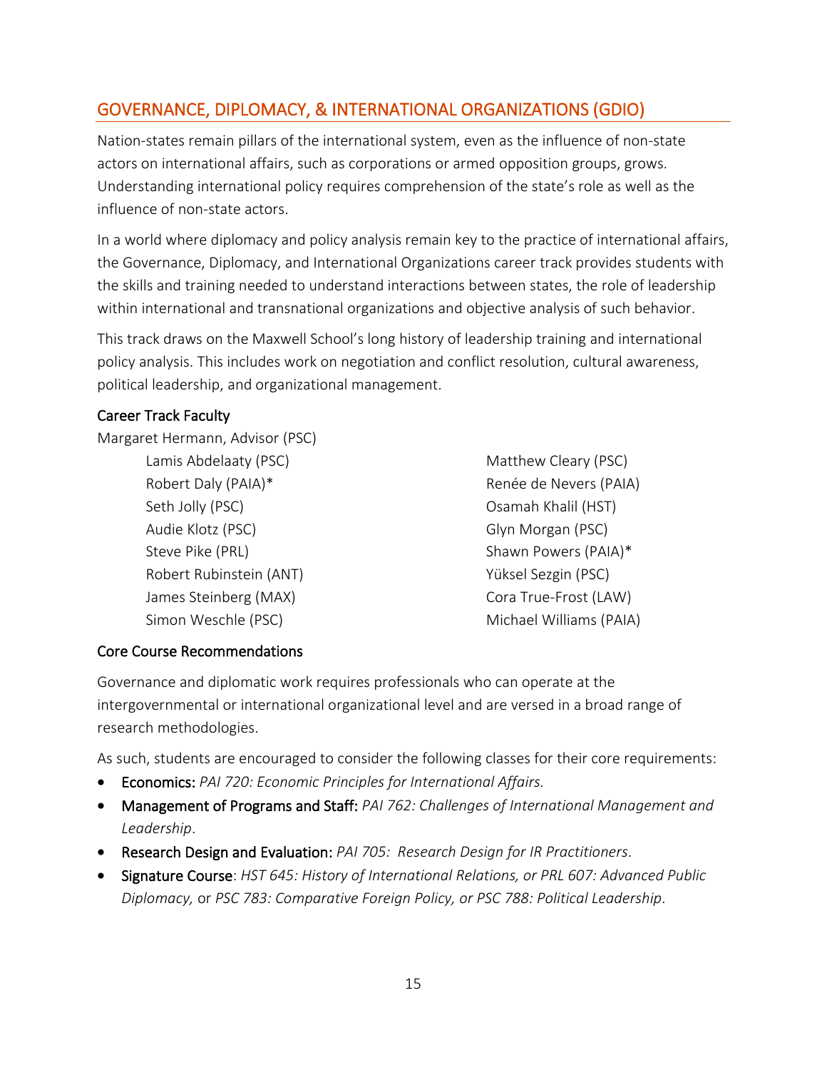## GOVERNANCE, DIPLOMACY, & INTERNATIONAL ORGANIZATIONS (GDIO)

Nation-states remain pillars of the international system, even as the influence of non-state actors on international affairs, such as corporations or armed opposition groups, grows. Understanding international policy requires comprehension of the state's role as well as the influence of non-state actors.

In a world where diplomacy and policy analysis remain key to the practice of international affairs, the Governance, Diplomacy, and International Organizations career track provides students with the skills and training needed to understand interactions between states, the role of leadership within international and transnational organizations and objective analysis of such behavior.

This track draws on the Maxwell School's long history of leadership training and international policy analysis. This includes work on negotiation and conflict resolution, cultural awareness, political leadership, and organizational management.

### Career Track Faculty

Margaret Hermann, Advisor (PSC)

- Lamis Abdelaaty (PSC)
- Matthew Cleary (PSC)
- Robert Daly (PAIA)*
- Renée de Nevers (PAIA)
- Seth Jolly (PSC)
- Osamah Khalil (HST)
- Audie Klotz (PSC)
- Glyn Morgan (PSC)
- Steve Pike (PRL)
- Shawn Powers (PAIA)*
- Robert Rubinstein (ANT)
- Yüksel Sezgin (PSC)
- James Steinberg (MAX)
- Cora True-Frost (LAW)
- Simon Weschle (PSC)
- Michael Williams (PAIA)

### Core Course Recommendations

Governance and diplomatic work requires professionals who can operate at the intergovernmental or international organizational level and are versed in a broad range of research methodologies.

As such, students are encouraged to consider the following classes for their core requirements:

- **Economics:** *PAI 720: Economic Principles for International Affairs.*
- **Management of Programs and Staff:** *PAI 762: Challenges of International Management and Leadership*.
- **Research Design and Evaluation:** *PAI 705: Research Design for IR Practitioners*.
- **Signature Course**: *HST 645: History of International Relations, or PRL 607: Advanced Public Diplomacy,* or *PSC 783: Comparative Foreign Policy, or PSC 788: Political Leadership*.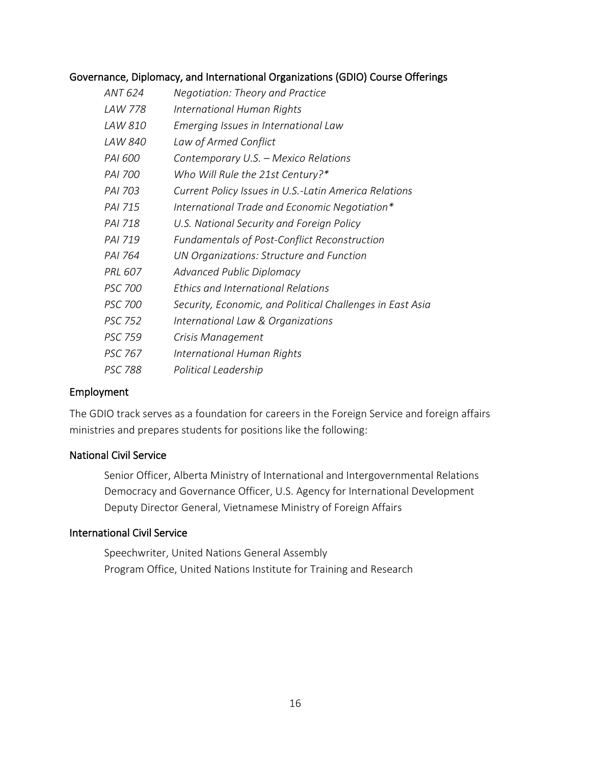### Governance, Diplomacy, and International Organizations (GDIO) Course Offerings

| | |
|---|---|
| *ANT 624* | *Negotiation: Theory and Practice* |
| *LAW 778* | *International Human Rights* |
| *LAW 810* | *Emerging Issues in International Law* |
| *LAW 840* | *Law of Armed Conflict* |
| *PAI 600* | *Contemporary U.S. – Mexico Relations* |
| *PAI 700* | *Who Will Rule the 21st Century?** |
| *PAI 703* | *Current Policy Issues in U.S.-Latin America Relations* |
| *PAI 715* | *International Trade and Economic Negotiation** |
| *PAI 718* | *U.S. National Security and Foreign Policy* |
| *PAI 719* | *Fundamentals of Post-Conflict Reconstruction* |
| *PAI 764* | *UN Organizations: Structure and Function* |
| *PRL 607* | *Advanced Public Diplomacy* |
| *PSC 700* | *Ethics and International Relations* |
| *PSC 700* | *Security, Economic, and Political Challenges in East Asia* |
| *PSC 752* | *International Law & Organizations* |
| *PSC 759* | *Crisis Management* |
| *PSC 767* | *International Human Rights* |
| *PSC 788* | *Political Leadership* |

### Employment

The GDIO track serves as a foundation for careers in the Foreign Service and foreign affairs ministries and prepares students for positions like the following:

### National Civil Service

Senior Officer, Alberta Ministry of International and Intergovernmental Relations
Democracy and Governance Officer, U.S. Agency for International Development
Deputy Director General, Vietnamese Ministry of Foreign Affairs

### International Civil Service

Speechwriter, United Nations General Assembly
Program Office, United Nations Institute for Training and Research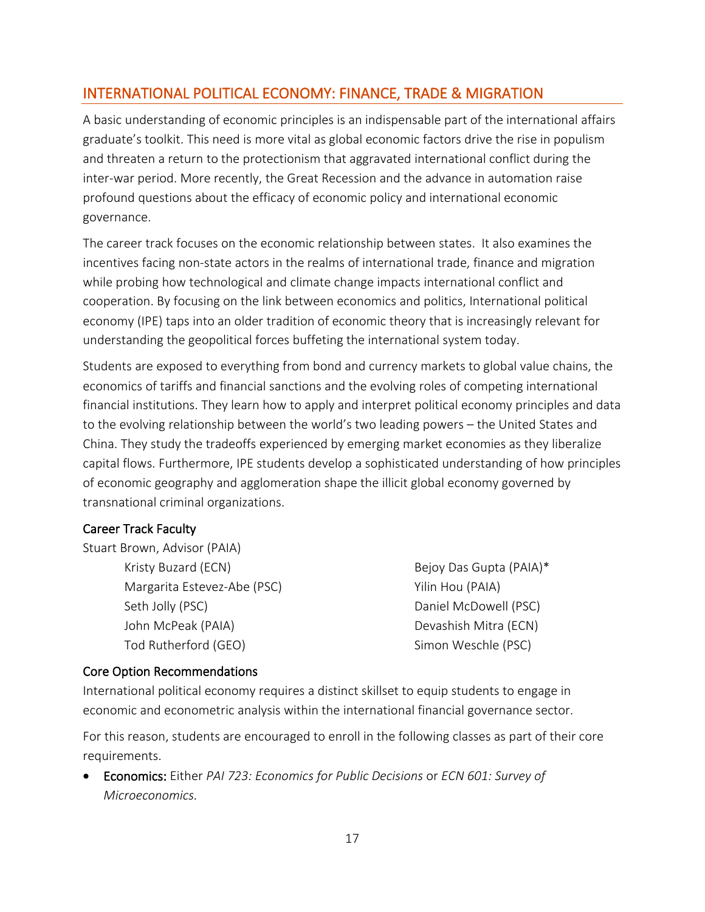## INTERNATIONAL POLITICAL ECONOMY: FINANCE, TRADE & MIGRATION

A basic understanding of economic principles is an indispensable part of the international affairs graduate's toolkit. This need is more vital as global economic factors drive the rise in populism and threaten a return to the protectionism that aggravated international conflict during the inter-war period. More recently, the Great Recession and the advance in automation raise profound questions about the efficacy of economic policy and international economic governance.

The career track focuses on the economic relationship between states. It also examines the incentives facing non-state actors in the realms of international trade, finance and migration while probing how technological and climate change impacts international conflict and cooperation. By focusing on the link between economics and politics, International political economy (IPE) taps into an older tradition of economic theory that is increasingly relevant for understanding the geopolitical forces buffeting the international system today.

Students are exposed to everything from bond and currency markets to global value chains, the economics of tariffs and financial sanctions and the evolving roles of competing international financial institutions. They learn how to apply and interpret political economy principles and data to the evolving relationship between the world's two leading powers – the United States and China. They study the tradeoffs experienced by emerging market economies as they liberalize capital flows. Furthermore, IPE students develop a sophisticated understanding of how principles of economic geography and agglomeration shape the illicit global economy governed by transnational criminal organizations.

### Career Track Faculty

Stuart Brown, Advisor (PAIA)

- Kristy Buzard (ECN)
- Margarita Estevez-Abe (PSC)
- Seth Jolly (PSC)
- John McPeak (PAIA)
- Tod Rutherford (GEO)
- Bejoy Das Gupta (PAIA)*
- Yilin Hou (PAIA)
- Daniel McDowell (PSC)
- Devashish Mitra (ECN)
- Simon Weschle (PSC)

### Core Option Recommendations

International political economy requires a distinct skillset to equip students to engage in economic and econometric analysis within the international financial governance sector.

For this reason, students are encouraged to enroll in the following classes as part of their core requirements.

- **Economics:** Either *PAI 723: Economics for Public Decisions* or *ECN 601: Survey of Microeconomics.*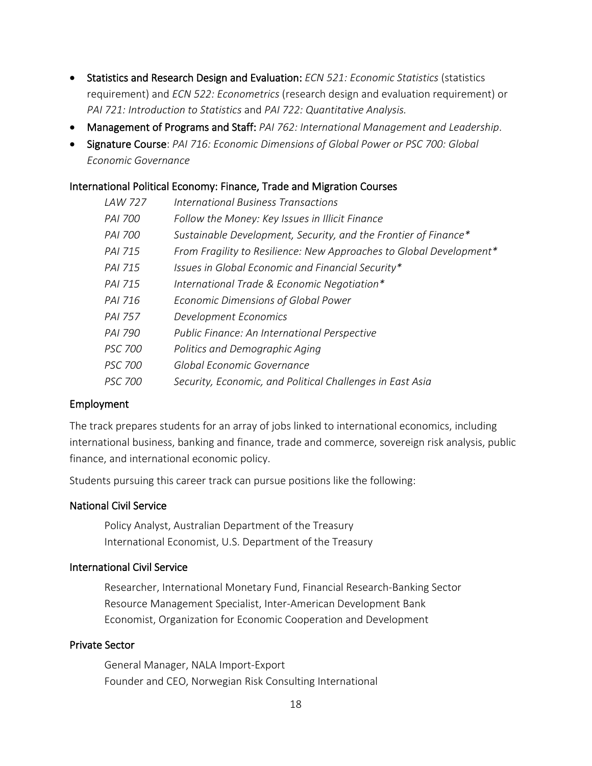- **Statistics and Research Design and Evaluation:** *ECN 521: Economic Statistics* (statistics requirement) and *ECN 522: Econometrics* (research design and evaluation requirement) or *PAI 721: Introduction to Statistics* and *PAI 722: Quantitative Analysis.*
- **Management of Programs and Staff:** *PAI 762: International Management and Leadership*.
- **Signature Course**: *PAI 716: Economic Dimensions of Global Power or PSC 700: Global Economic Governance*

### International Political Economy: Finance, Trade and Migration Courses

| | |
|---|---|
| *LAW 727* | *International Business Transactions* |
| *PAI 700* | *Follow the Money: Key Issues in Illicit Finance* |
| *PAI 700* | *Sustainable Development, Security, and the Frontier of Finance** |
| *PAI 715* | *From Fragility to Resilience: New Approaches to Global Development** |
| *PAI 715* | *Issues in Global Economic and Financial Security** |
| *PAI 715* | *International Trade & Economic Negotiation** |
| *PAI 716* | *Economic Dimensions of Global Power* |
| *PAI 757* | *Development Economics* |
| *PAI 790* | *Public Finance: An International Perspective* |
| *PSC 700* | *Politics and Demographic Aging* |
| *PSC 700* | *Global Economic Governance* |
| *PSC 700* | *Security, Economic, and Political Challenges in East Asia* |

### Employment

The track prepares students for an array of jobs linked to international economics, including international business, banking and finance, trade and commerce, sovereign risk analysis, public finance, and international economic policy.

Students pursuing this career track can pursue positions like the following:

### National Civil Service

Policy Analyst, Australian Department of the Treasury
International Economist, U.S. Department of the Treasury

### International Civil Service

Researcher, International Monetary Fund, Financial Research-Banking Sector
Resource Management Specialist, Inter-American Development Bank
Economist, Organization for Economic Cooperation and Development

### Private Sector

General Manager, NALA Import-Export
Founder and CEO, Norwegian Risk Consulting International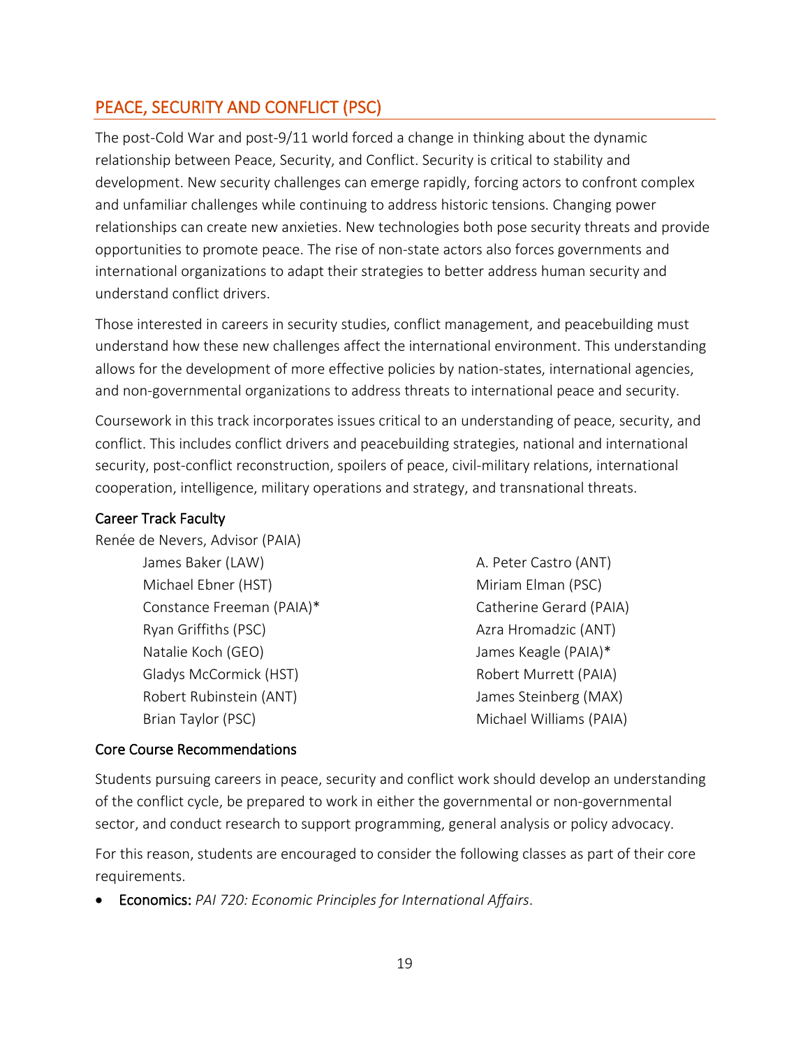## PEACE, SECURITY AND CONFLICT (PSC)

The post-Cold War and post-9/11 world forced a change in thinking about the dynamic relationship between Peace, Security, and Conflict. Security is critical to stability and development. New security challenges can emerge rapidly, forcing actors to confront complex and unfamiliar challenges while continuing to address historic tensions. Changing power relationships can create new anxieties. New technologies both pose security threats and provide opportunities to promote peace. The rise of non-state actors also forces governments and international organizations to adapt their strategies to better address human security and understand conflict drivers.

Those interested in careers in security studies, conflict management, and peacebuilding must understand how these new challenges affect the international environment. This understanding allows for the development of more effective policies by nation-states, international agencies, and non-governmental organizations to address threats to international peace and security.

Coursework in this track incorporates issues critical to an understanding of peace, security, and conflict. This includes conflict drivers and peacebuilding strategies, national and international security, post-conflict reconstruction, spoilers of peace, civil-military relations, international cooperation, intelligence, military operations and strategy, and transnational threats.

### Career Track Faculty

Renée de Nevers, Advisor (PAIA)

- James Baker (LAW)
- A. Peter Castro (ANT)
- Michael Ebner (HST)
- Miriam Elman (PSC)
- Constance Freeman (PAIA)*
- Catherine Gerard (PAIA)
- Ryan Griffiths (PSC)
- Azra Hromadzic (ANT)
- Natalie Koch (GEO)
- James Keagle (PAIA)*
- Gladys McCormick (HST)
- Robert Murrett (PAIA)
- Robert Rubinstein (ANT)
- James Steinberg (MAX)
- Brian Taylor (PSC)
- Michael Williams (PAIA)

### Core Course Recommendations

Students pursuing careers in peace, security and conflict work should develop an understanding of the conflict cycle, be prepared to work in either the governmental or non-governmental sector, and conduct research to support programming, general analysis or policy advocacy.

For this reason, students are encouraged to consider the following classes as part of their core requirements.

- **Economics:** *PAI 720: Economic Principles for International Affairs*.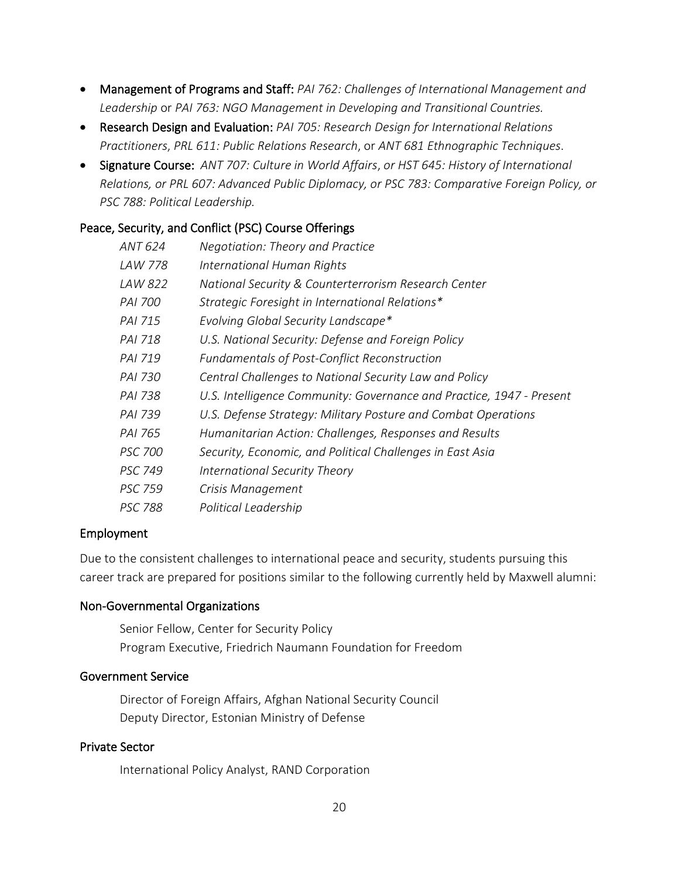- **Management of Programs and Staff:** *PAI 762: Challenges of International Management and Leadership* or *PAI 763: NGO Management in Developing and Transitional Countries.*
- **Research Design and Evaluation:** *PAI 705: Research Design for International Relations Practitioners*, *PRL 611: Public Relations Research*, or *ANT 681 Ethnographic Techniques*.
- **Signature Course:** *ANT 707: Culture in World Affairs*, *or HST 645: History of International Relations, or PRL 607: Advanced Public Diplomacy, or PSC 783: Comparative Foreign Policy, or PSC 788: Political Leadership.*

### Peace, Security, and Conflict (PSC) Course Offerings

| | |
|---|---|
| *ANT 624* | *Negotiation: Theory and Practice* |
| *LAW 778* | *International Human Rights* |
| *LAW 822* | *National Security & Counterterrorism Research Center* |
| *PAI 700* | *Strategic Foresight in International Relations** |
| *PAI 715* | *Evolving Global Security Landscape** |
| *PAI 718* | *U.S. National Security: Defense and Foreign Policy* |
| *PAI 719* | *Fundamentals of Post-Conflict Reconstruction* |
| *PAI 730* | *Central Challenges to National Security Law and Policy* |
| *PAI 738* | *U.S. Intelligence Community: Governance and Practice, 1947 - Present* |
| *PAI 739* | *U.S. Defense Strategy: Military Posture and Combat Operations* |
| *PAI 765* | *Humanitarian Action: Challenges, Responses and Results* |
| *PSC 700* | *Security, Economic, and Political Challenges in East Asia* |
| *PSC 749* | *International Security Theory* |
| *PSC 759* | *Crisis Management* |
| *PSC 788* | *Political Leadership* |

### Employment

Due to the consistent challenges to international peace and security, students pursuing this career track are prepared for positions similar to the following currently held by Maxwell alumni:

### Non-Governmental Organizations

Senior Fellow, Center for Security Policy
Program Executive, Friedrich Naumann Foundation for Freedom

### Government Service

Director of Foreign Affairs, Afghan National Security Council
Deputy Director, Estonian Ministry of Defense

### Private Sector

International Policy Analyst, RAND Corporation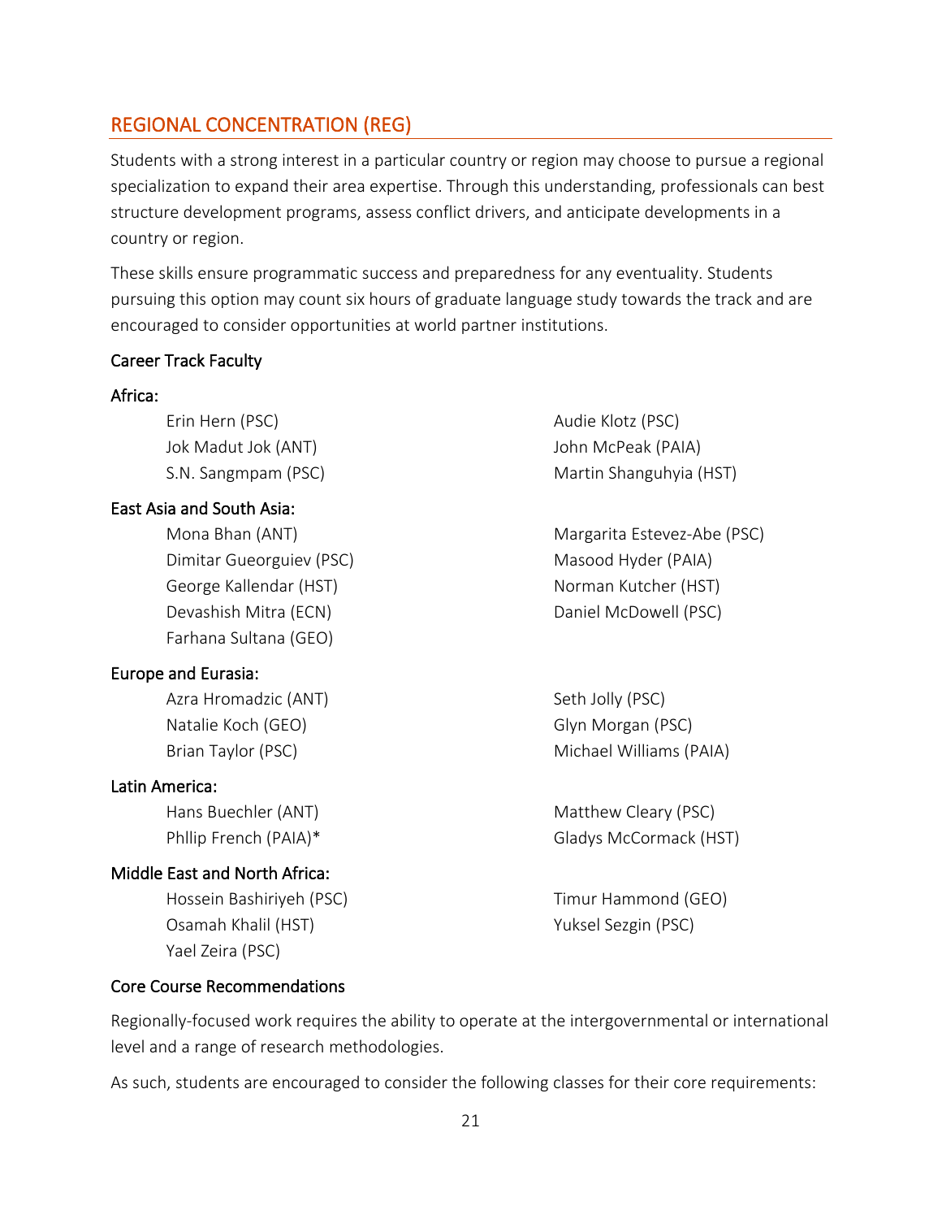## REGIONAL CONCENTRATION (REG)

Students with a strong interest in a particular country or region may choose to pursue a regional specialization to expand their area expertise. Through this understanding, professionals can best structure development programs, assess conflict drivers, and anticipate developments in a country or region.

These skills ensure programmatic success and preparedness for any eventuality. Students pursuing this option may count six hours of graduate language study towards the track and are encouraged to consider opportunities at world partner institutions.

### Career Track Faculty

**Africa:**

- Erin Hern (PSC)
- Jok Madut Jok (ANT)
- S.N. Sangmpam (PSC)
- Audie Klotz (PSC)
- John McPeak (PAIA)
- Martin Shanguhyia (HST)

**East Asia and South Asia:**

- Mona Bhan (ANT)
- Dimitar Gueorguiev (PSC)
- George Kallendar (HST)
- Devashish Mitra (ECN)
- Farhana Sultana (GEO)
- Margarita Estevez-Abe (PSC)
- Masood Hyder (PAIA)
- Norman Kutcher (HST)
- Daniel McDowell (PSC)

**Europe and Eurasia:**

- Azra Hromadzic (ANT)
- Natalie Koch (GEO)
- Brian Taylor (PSC)
- Seth Jolly (PSC)
- Glyn Morgan (PSC)
- Michael Williams (PAIA)

**Latin America:**

- Hans Buechler (ANT)
- Phllip French (PAIA)*
- Matthew Cleary (PSC)
- Gladys McCormack (HST)

**Middle East and North Africa:**

- Hossein Bashiriyeh (PSC)
- Osamah Khalil (HST)
- Yael Zeira (PSC)
- Timur Hammond (GEO)
- Yuksel Sezgin (PSC)

### Core Course Recommendations

Regionally-focused work requires the ability to operate at the intergovernmental or international level and a range of research methodologies.

As such, students are encouraged to consider the following classes for their core requirements: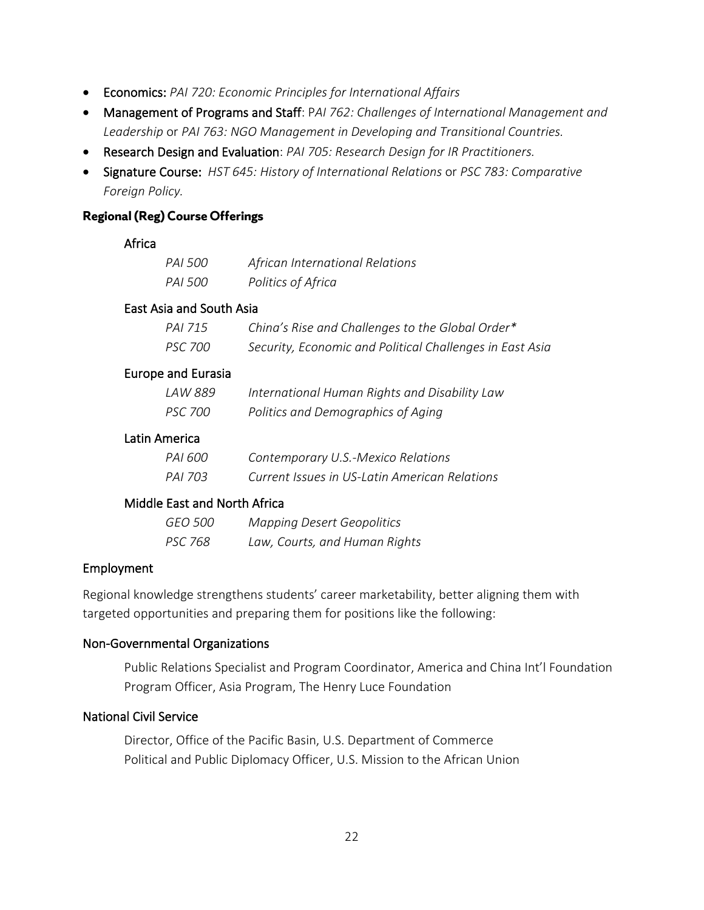- **Economics:** *PAI 720: Economic Principles for International Affairs*
- **Management of Programs and Staff**: P*AI 762: Challenges of International Management and Leadership* or *PAI 763: NGO Management in Developing and Transitional Countries.*
- **Research Design and Evaluation**: *PAI 705: Research Design for IR Practitioners.*
- **Signature Course:** *HST 645: History of International Relations* or *PSC 783: Comparative Foreign Policy.*

### Regional (Reg) Course Offerings

#### Africa

| | |
|---|---|
| *PAI 500* | *African International Relations* |
| *PAI 500* | *Politics of Africa* |

#### East Asia and South Asia

| | |
|---|---|
| *PAI 715* | *China's Rise and Challenges to the Global Order** |
| *PSC 700* | *Security, Economic and Political Challenges in East Asia* |

#### Europe and Eurasia

| | |
|---|---|
| *LAW 889* | *International Human Rights and Disability Law* |
| *PSC 700* | *Politics and Demographics of Aging* |

#### Latin America

| | |
|---|---|
| *PAI 600* | *Contemporary U.S.-Mexico Relations* |
| *PAI 703* | *Current Issues in US-Latin American Relations* |

#### Middle East and North Africa

| | |
|---|---|
| *GEO 500* | *Mapping Desert Geopolitics* |
| *PSC 768* | *Law, Courts, and Human Rights* |

### Employment

Regional knowledge strengthens students' career marketability, better aligning them with targeted opportunities and preparing them for positions like the following:

#### Non-Governmental Organizations

Public Relations Specialist and Program Coordinator, America and China Int'l Foundation
Program Officer, Asia Program, The Henry Luce Foundation

#### National Civil Service

Director, Office of the Pacific Basin, U.S. Department of Commerce
Political and Public Diplomacy Officer, U.S. Mission to the African Union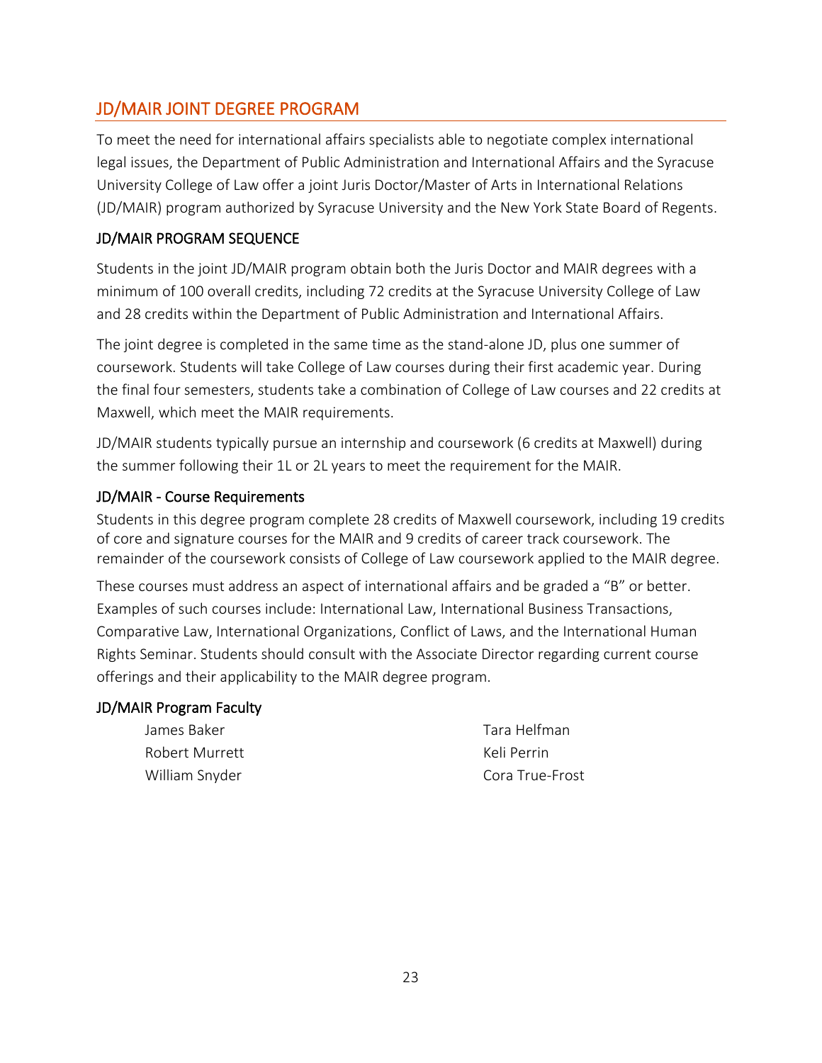## JD/MAIR JOINT DEGREE PROGRAM

To meet the need for international affairs specialists able to negotiate complex international legal issues, the Department of Public Administration and International Affairs and the Syracuse University College of Law offer a joint Juris Doctor/Master of Arts in International Relations (JD/MAIR) program authorized by Syracuse University and the New York State Board of Regents.

### JD/MAIR PROGRAM SEQUENCE

Students in the joint JD/MAIR program obtain both the Juris Doctor and MAIR degrees with a minimum of 100 overall credits, including 72 credits at the Syracuse University College of Law and 28 credits within the Department of Public Administration and International Affairs.

The joint degree is completed in the same time as the stand-alone JD, plus one summer of coursework. Students will take College of Law courses during their first academic year. During the final four semesters, students take a combination of College of Law courses and 22 credits at Maxwell, which meet the MAIR requirements.

JD/MAIR students typically pursue an internship and coursework (6 credits at Maxwell) during the summer following their 1L or 2L years to meet the requirement for the MAIR.

### JD/MAIR - Course Requirements

Students in this degree program complete 28 credits of Maxwell coursework, including 19 credits of core and signature courses for the MAIR and 9 credits of career track coursework. The remainder of the coursework consists of College of Law coursework applied to the MAIR degree.

These courses must address an aspect of international affairs and be graded a "B" or better. Examples of such courses include: International Law, International Business Transactions, Comparative Law, International Organizations, Conflict of Laws, and the International Human Rights Seminar. Students should consult with the Associate Director regarding current course offerings and their applicability to the MAIR degree program.

### JD/MAIR Program Faculty

James Baker
Robert Murrett
William Snyder
Tara Helfman
Keli Perrin
Cora True-Frost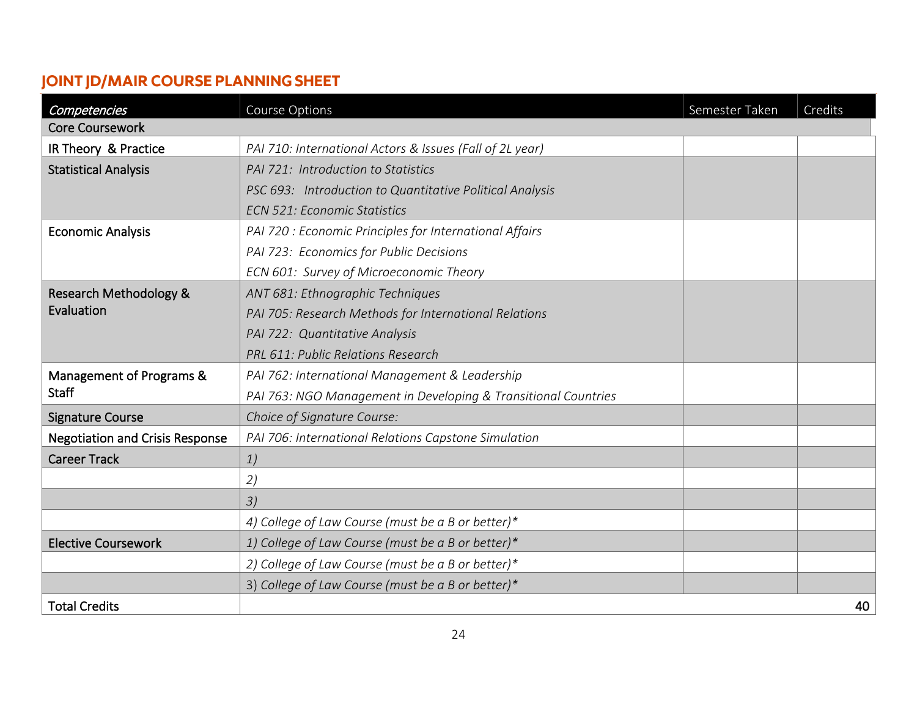## JOINT JD/MAIR COURSE PLANNING SHEET

| *Competencies* | Course Options | Semester Taken | Credits |
|---|---|---|---|
| Core Coursework | | | |
| IR Theory & Practice | *PAI 710: International Actors & Issues (Fall of 2L year)* | | |
| Statistical Analysis | *PAI 721: Introduction to Statistics*<br>*PSC 693: Introduction to Quantitative Political Analysis*<br>*ECN 521: Economic Statistics* | | |
| Economic Analysis | *PAI 720 : Economic Principles for International Affairs*<br>*PAI 723: Economics for Public Decisions*<br>*ECN 601: Survey of Microeconomic Theory* | | |
| Research Methodology & Evaluation | *ANT 681: Ethnographic Techniques*<br>*PAI 705: Research Methods for International Relations*<br>*PAI 722: Quantitative Analysis*<br>*PRL 611: Public Relations Research* | | |
| Management of Programs & Staff | *PAI 762: International Management & Leadership*<br>*PAI 763: NGO Management in Developing & Transitional Countries* | | |
| Signature Course | *Choice of Signature Course:* | | |
| Negotiation and Crisis Response | *PAI 706: International Relations Capstone Simulation* | | |
| Career Track | *1)* | | |
| | *2)* | | |
| | *3)* | | |
| | *4) College of Law Course (must be a B or better)** | | |
| Elective Coursework | *1) College of Law Course (must be a B or better)** | | |
| | *2) College of Law Course (must be a B or better)** | | |
| | 3) *College of Law Course (must be a B or better)** | | |
| Total Credits | | | 40 |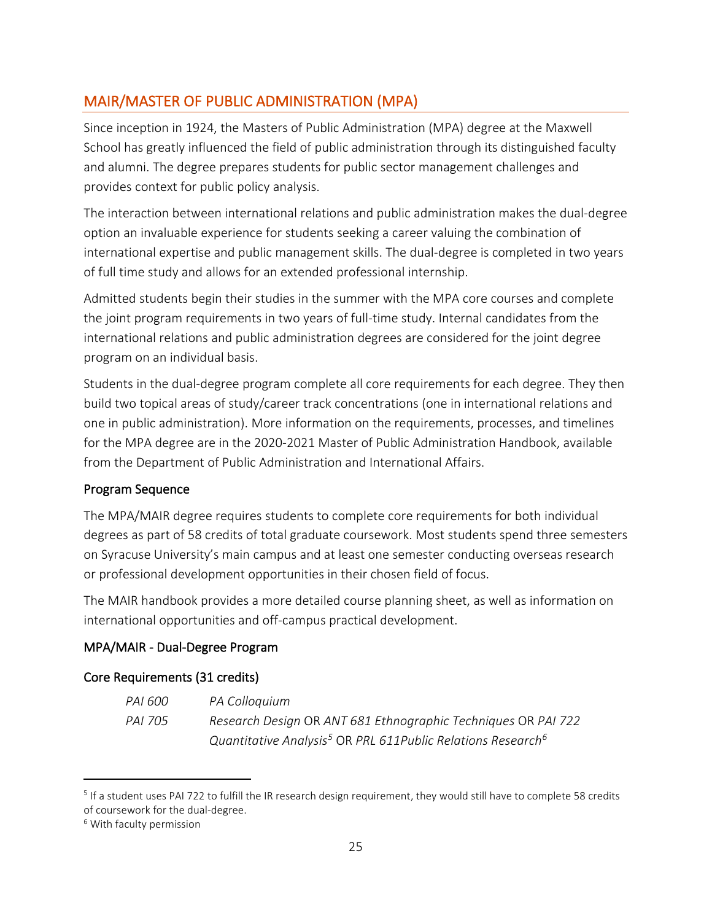## MAIR/MASTER OF PUBLIC ADMINISTRATION (MPA)

Since inception in 1924, the Masters of Public Administration (MPA) degree at the Maxwell School has greatly influenced the field of public administration through its distinguished faculty and alumni. The degree prepares students for public sector management challenges and provides context for public policy analysis.

The interaction between international relations and public administration makes the dual-degree option an invaluable experience for students seeking a career valuing the combination of international expertise and public management skills. The dual-degree is completed in two years of full time study and allows for an extended professional internship.

Admitted students begin their studies in the summer with the MPA core courses and complete the joint program requirements in two years of full-time study. Internal candidates from the international relations and public administration degrees are considered for the joint degree program on an individual basis.

Students in the dual-degree program complete all core requirements for each degree. They then build two topical areas of study/career track concentrations (one in international relations and one in public administration). More information on the requirements, processes, and timelines for the MPA degree are in the 2020-2021 Master of Public Administration Handbook, available from the Department of Public Administration and International Affairs.

### Program Sequence

The MPA/MAIR degree requires students to complete core requirements for both individual degrees as part of 58 credits of total graduate coursework. Most students spend three semesters on Syracuse University's main campus and at least one semester conducting overseas research or professional development opportunities in their chosen field of focus.

The MAIR handbook provides a more detailed course planning sheet, as well as information on international opportunities and off-campus practical development.

### MPA/MAIR - Dual-Degree Program

### Core Requirements (31 credits)

*PAI 600* *PA Colloquium*

*PAI 705* *Research Design* OR *ANT 681 Ethnographic Techniques* OR *PAI 722 Quantitative Analysis*[5] OR *PRL 611Public Relations Research*[6]

---

[5] If a student uses PAI 722 to fulfill the IR research design requirement, they would still have to complete 58 credits of coursework for the dual-degree.

[6] With faculty permission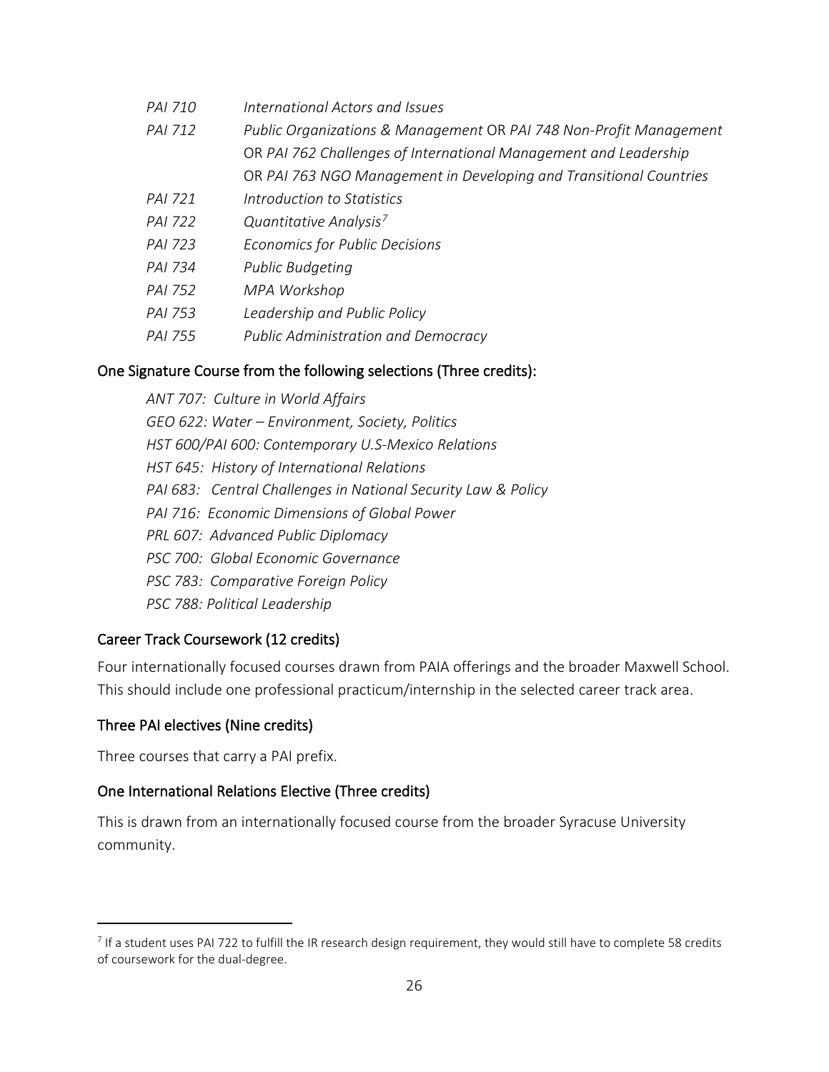| | |
|---|---|
| *PAI 710* | *International Actors and Issues* |
| *PAI 712* | *Public Organizations & Management* OR *PAI 748 Non-Profit Management* OR *PAI 762 Challenges of International Management and Leadership* OR *PAI 763 NGO Management in Developing and Transitional Countries* |
| *PAI 721* | *Introduction to Statistics* |
| *PAI 722* | *Quantitative Analysis*[7] |
| *PAI 723* | *Economics for Public Decisions* |
| *PAI 734* | *Public Budgeting* |
| *PAI 752* | *MPA Workshop* |
| *PAI 753* | *Leadership and Public Policy* |
| *PAI 755* | *Public Administration and Democracy* |

### One Signature Course from the following selections (Three credits):

*ANT 707: Culture in World Affairs*
*GEO 622: Water – Environment, Society, Politics*
*HST 600/PAI 600: Contemporary U.S-Mexico Relations*
*HST 645: History of International Relations*
*PAI 683: Central Challenges in National Security Law & Policy*
*PAI 716: Economic Dimensions of Global Power*
*PRL 607: Advanced Public Diplomacy*
*PSC 700: Global Economic Governance*
*PSC 783: Comparative Foreign Policy*
*PSC 788: Political Leadership*

### Career Track Coursework (12 credits)

Four internationally focused courses drawn from PAIA offerings and the broader Maxwell School. This should include one professional practicum/internship in the selected career track area.

### Three PAI electives (Nine credits)

Three courses that carry a PAI prefix.

### One International Relations Elective (Three credits)

This is drawn from an internationally focused course from the broader Syracuse University community.

[7] If a student uses PAI 722 to fulfill the IR research design requirement, they would still have to complete 58 credits of coursework for the dual-degree.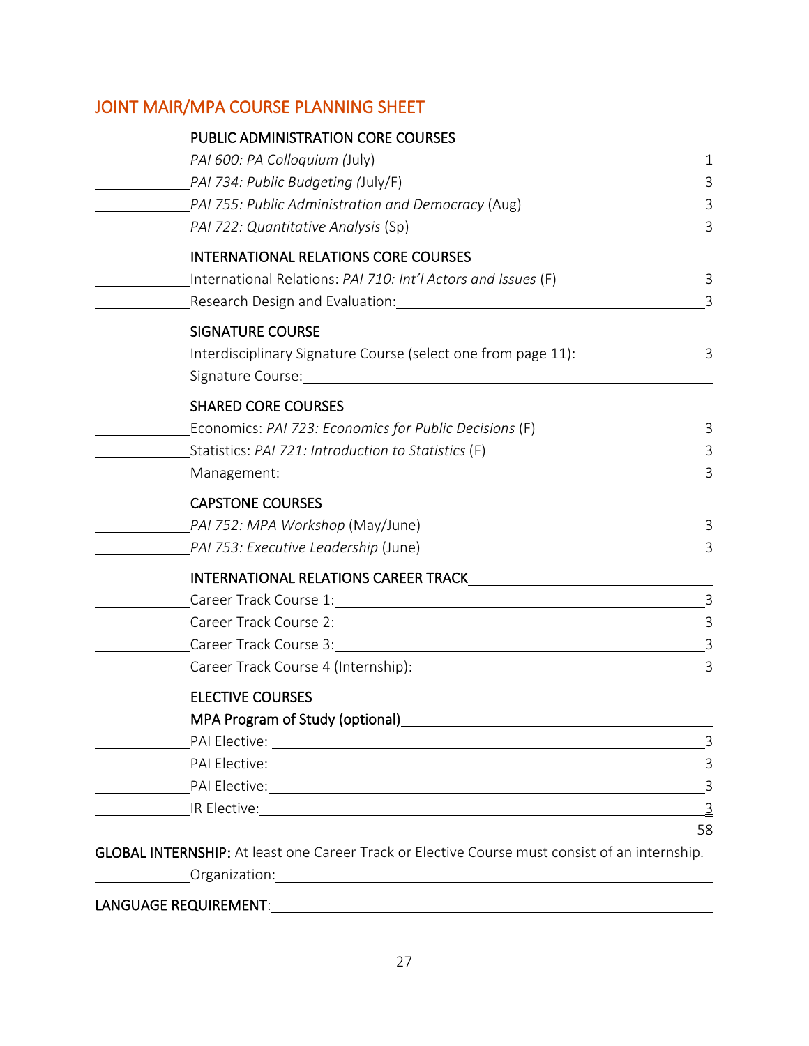## JOINT MAIR/MPA COURSE PLANNING SHEET

| | Course | Credits |
|---|---|---|
| | **PUBLIC ADMINISTRATION CORE COURSES** | |
| ______ | *PAI 600: PA Colloquium* (July) | 1 |
| ______ | *PAI 734: Public Budgeting* (July/F) | 3 |
| ______ | *PAI 755: Public Administration and Democracy* (Aug) | 3 |
| ______ | *PAI 722: Quantitative Analysis* (Sp) | 3 |
| | **INTERNATIONAL RELATIONS CORE COURSES** | |
| ______ | International Relations: *PAI 710: Int'l Actors and Issues* (F) | 3 |
| ______ | Research Design and Evaluation: ______ | 3 |
| | **SIGNATURE COURSE** | |
| ______ | Interdisciplinary Signature Course (select one from page 11): | 3 |
| | Signature Course: ______ | |
| | **SHARED CORE COURSES** | |
| ______ | Economics: *PAI 723: Economics for Public Decisions* (F) | 3 |
| ______ | Statistics: *PAI 721: Introduction to Statistics* (F) | 3 |
| ______ | Management: ______ | 3 |
| | **CAPSTONE COURSES** | |
| ______ | *PAI 752: MPA Workshop* (May/June) | 3 |
| ______ | *PAI 753: Executive Leadership* (June) | 3 |
| | **INTERNATIONAL RELATIONS CAREER TRACK** ______ | |
| ______ | Career Track Course 1: ______ | 3 |
| ______ | Career Track Course 2: ______ | 3 |
| ______ | Career Track Course 3: ______ | 3 |
| ______ | Career Track Course 4 (Internship): ______ | 3 |
| | **ELECTIVE COURSES** | |
| | **MPA Program of Study (optional)** ______ | |
| ______ | PAI Elective: ______ | 3 |
| ______ | PAI Elective: ______ | 3 |
| ______ | PAI Elective: ______ | 3 |
| ______ | IR Elective: ______ | 3 |
| | | 58 |

**GLOBAL INTERNSHIP:** At least one Career Track or Elective Course must consist of an internship.

______ Organization: ______

**LANGUAGE REQUIREMENT**: ______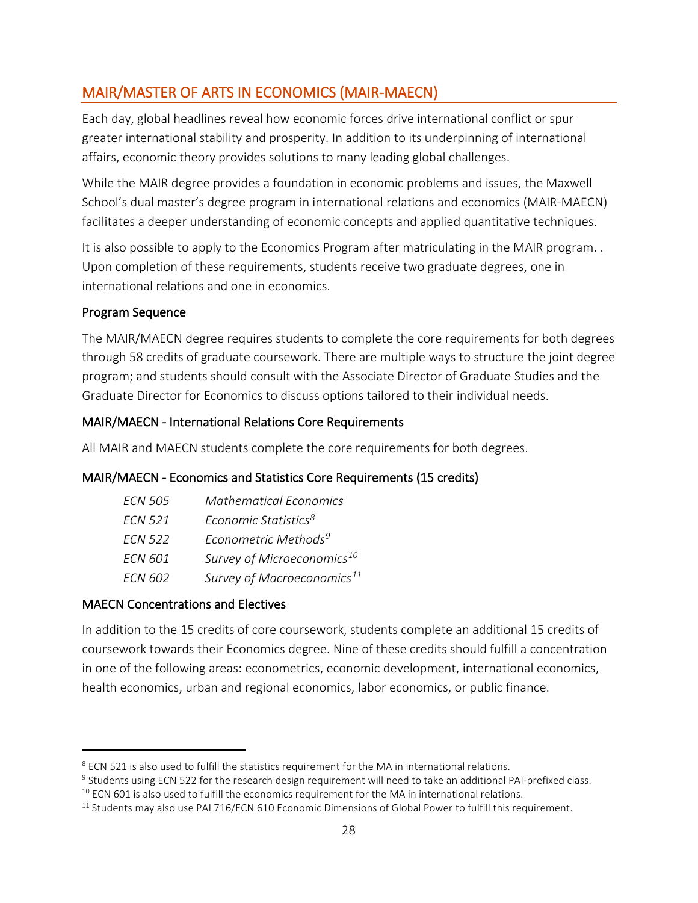## MAIR/MASTER OF ARTS IN ECONOMICS (MAIR-MAECN)

Each day, global headlines reveal how economic forces drive international conflict or spur greater international stability and prosperity. In addition to its underpinning of international affairs, economic theory provides solutions to many leading global challenges.

While the MAIR degree provides a foundation in economic problems and issues, the Maxwell School's dual master's degree program in international relations and economics (MAIR-MAECN) facilitates a deeper understanding of economic concepts and applied quantitative techniques.

It is also possible to apply to the Economics Program after matriculating in the MAIR program. . Upon completion of these requirements, students receive two graduate degrees, one in international relations and one in economics.

### Program Sequence

The MAIR/MAECN degree requires students to complete the core requirements for both degrees through 58 credits of graduate coursework. There are multiple ways to structure the joint degree program; and students should consult with the Associate Director of Graduate Studies and the Graduate Director for Economics to discuss options tailored to their individual needs.

### MAIR/MAECN - International Relations Core Requirements

All MAIR and MAECN students complete the core requirements for both degrees.

### MAIR/MAECN - Economics and Statistics Core Requirements (15 credits)

| | |
|---|---|
| *ECN 505* | *Mathematical Economics* |
| *ECN 521* | *Economic Statistics*[8] |
| *ECN 522* | *Econometric Methods*[9] |
| *ECN 601* | *Survey of Microeconomics*[10] |
| *ECN 602* | *Survey of Macroeconomics*[11] |

### MAECN Concentrations and Electives

In addition to the 15 credits of core coursework, students complete an additional 15 credits of coursework towards their Economics degree. Nine of these credits should fulfill a concentration in one of the following areas: econometrics, economic development, international economics, health economics, urban and regional economics, labor economics, or public finance.

---

[8] ECN 521 is also used to fulfill the statistics requirement for the MA in international relations.

[9] Students using ECN 522 for the research design requirement will need to take an additional PAI-prefixed class.

[10] ECN 601 is also used to fulfill the economics requirement for the MA in international relations.

[11] Students may also use PAI 716/ECN 610 Economic Dimensions of Global Power to fulfill this requirement.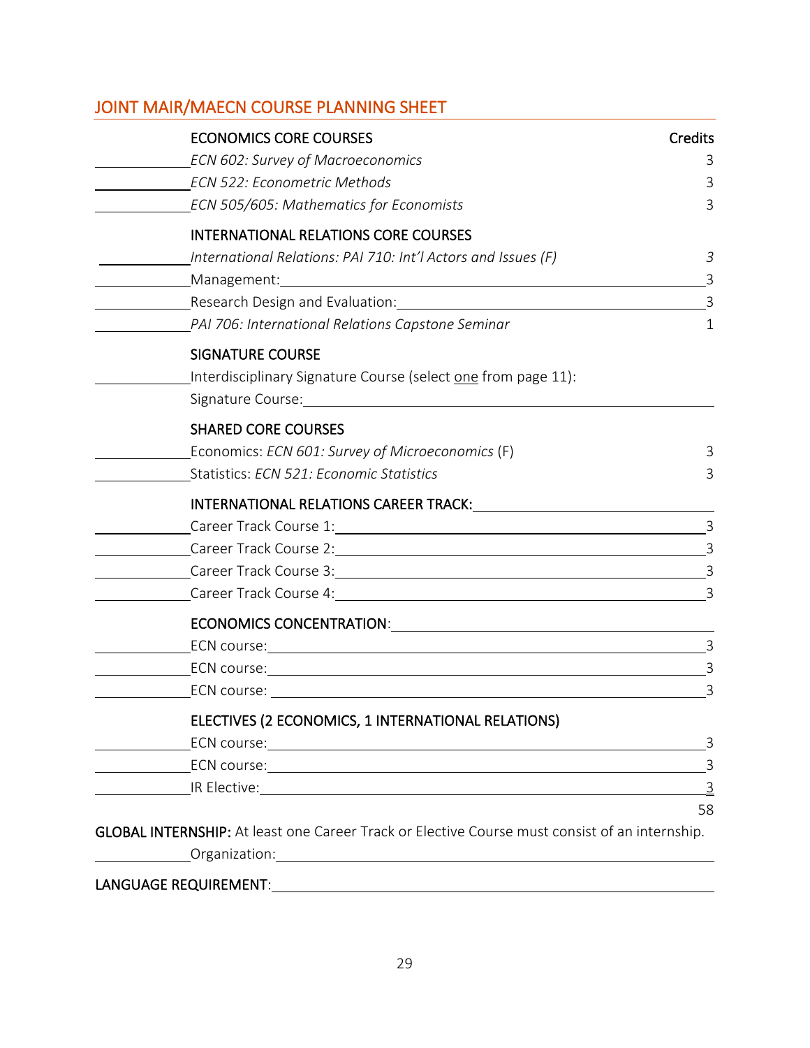## JOINT MAIR/MAECN COURSE PLANNING SHEET

| | Course | Credits |
|---|---|---|
| | **ECONOMICS CORE COURSES** | **Credits** |
| ______ | *ECN 602: Survey of Macroeconomics* | 3 |
| ______ | *ECN 522: Econometric Methods* | 3 |
| ______ | *ECN 505/605: Mathematics for Economists* | 3 |
| | **INTERNATIONAL RELATIONS CORE COURSES** | |
| ______ | *International Relations: PAI 710: Int'l Actors and Issues (F)* | *3* |
| ______ | Management: ______ | 3 |
| ______ | Research Design and Evaluation: ______ | 3 |
| ______ | *PAI 706: International Relations Capstone Seminar* | 1 |
| | **SIGNATURE COURSE** | |
| ______ | Interdisciplinary Signature Course (select one from page 11): | |
| | Signature Course: ______ | |
| | **SHARED CORE COURSES** | |
| ______ | Economics: *ECN 601: Survey of Microeconomics* (F) | 3 |
| ______ | Statistics: *ECN 521: Economic Statistics* | 3 |
| | **INTERNATIONAL RELATIONS CAREER TRACK:** ______ | |
| ______ | Career Track Course 1: ______ | 3 |
| ______ | Career Track Course 2: ______ | 3 |
| ______ | Career Track Course 3: ______ | 3 |
| ______ | Career Track Course 4: ______ | 3 |
| | **ECONOMICS CONCENTRATION**: ______ | |
| ______ | ECN course: ______ | 3 |
| ______ | ECN course: ______ | 3 |
| ______ | ECN course: ______ | 3 |
| | **ELECTIVES (2 ECONOMICS, 1 INTERNATIONAL RELATIONS)** | |
| ______ | ECN course: ______ | 3 |
| ______ | ECN course: ______ | 3 |
| ______ | IR Elective: ______ | 3 |
| | | 58 |

**GLOBAL INTERNSHIP:** At least one Career Track or Elective Course must consist of an internship.

______ Organization: ______

**LANGUAGE REQUIREMENT**: ______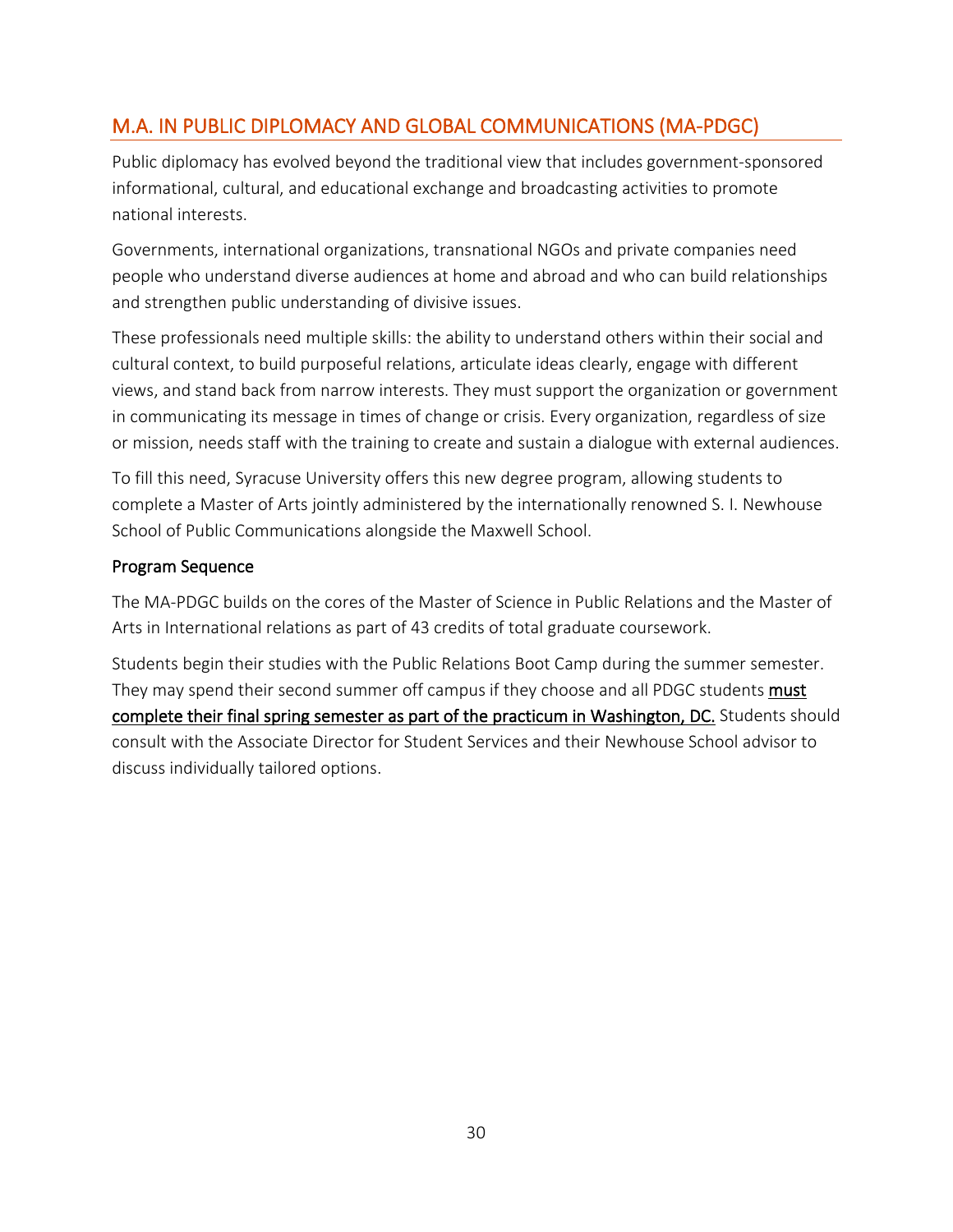## M.A. IN PUBLIC DIPLOMACY AND GLOBAL COMMUNICATIONS (MA-PDGC)

Public diplomacy has evolved beyond the traditional view that includes government-sponsored informational, cultural, and educational exchange and broadcasting activities to promote national interests.

Governments, international organizations, transnational NGOs and private companies need people who understand diverse audiences at home and abroad and who can build relationships and strengthen public understanding of divisive issues.

These professionals need multiple skills: the ability to understand others within their social and cultural context, to build purposeful relations, articulate ideas clearly, engage with different views, and stand back from narrow interests. They must support the organization or government in communicating its message in times of change or crisis. Every organization, regardless of size or mission, needs staff with the training to create and sustain a dialogue with external audiences.

To fill this need, Syracuse University offers this new degree program, allowing students to complete a Master of Arts jointly administered by the internationally renowned S. I. Newhouse School of Public Communications alongside the Maxwell School.

### Program Sequence

The MA-PDGC builds on the cores of the Master of Science in Public Relations and the Master of Arts in International relations as part of 43 credits of total graduate coursework.

Students begin their studies with the Public Relations Boot Camp during the summer semester. They may spend their second summer off campus if they choose and all PDGC students **must** complete their final spring semester as part of the practicum in Washington, DC. Students should consult with the Associate Director for Student Services and their Newhouse School advisor to discuss individually tailored options.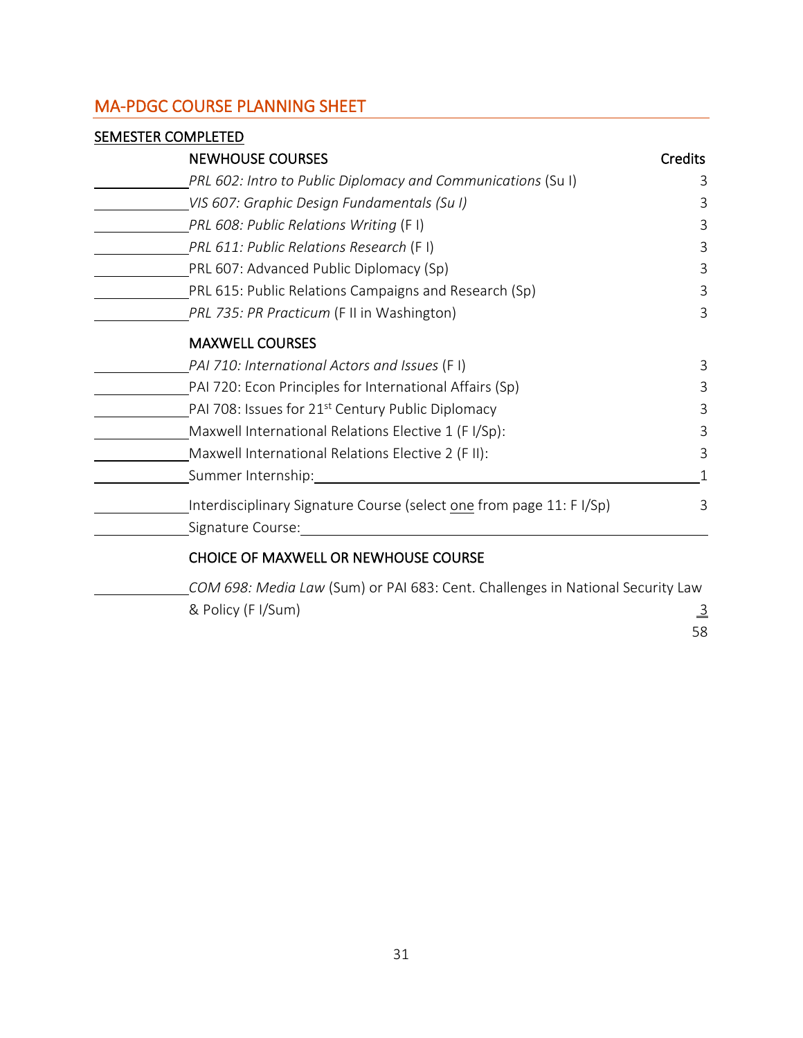## MA-PDGC COURSE PLANNING SHEET

| SEMESTER COMPLETED | | |
|---|---|---|
| | **NEWHOUSE COURSES** | **Credits** |
| ______ | *PRL 602: Intro to Public Diplomacy and Communications* (Su I) | 3 |
| ______ | *VIS 607: Graphic Design Fundamentals (Su I)* | 3 |
| ______ | *PRL 608: Public Relations Writing* (F I) | 3 |
| ______ | *PRL 611: Public Relations Research* (F I) | 3 |
| ______ | PRL 607: Advanced Public Diplomacy (Sp) | 3 |
| ______ | PRL 615: Public Relations Campaigns and Research (Sp) | 3 |
| ______ | *PRL 735: PR Practicum* (F II in Washington) | 3 |
| | **MAXWELL COURSES** | |
| ______ | *PAI 710: International Actors and Issues* (F I) | 3 |
| ______ | PAI 720: Econ Principles for International Affairs (Sp) | 3 |
| ______ | PAI 708: Issues for 21st Century Public Diplomacy | 3 |
| ______ | Maxwell International Relations Elective 1 (F I/Sp): | 3 |
| ______ | Maxwell International Relations Elective 2 (F II): | 3 |
| ______ | Summer Internship: ______ | 1 |
| ______ | Interdisciplinary Signature Course (select one from page 11: F I/Sp) | 3 |
| ______ | Signature Course: ______ | |
| | **CHOICE OF MAXWELL OR NEWHOUSE COURSE** | |
| ______ | *COM 698: Media Law* (Sum) or PAI 683: Cent. Challenges in National Security Law & Policy (F I/Sum) | 3 |
| | | 58 |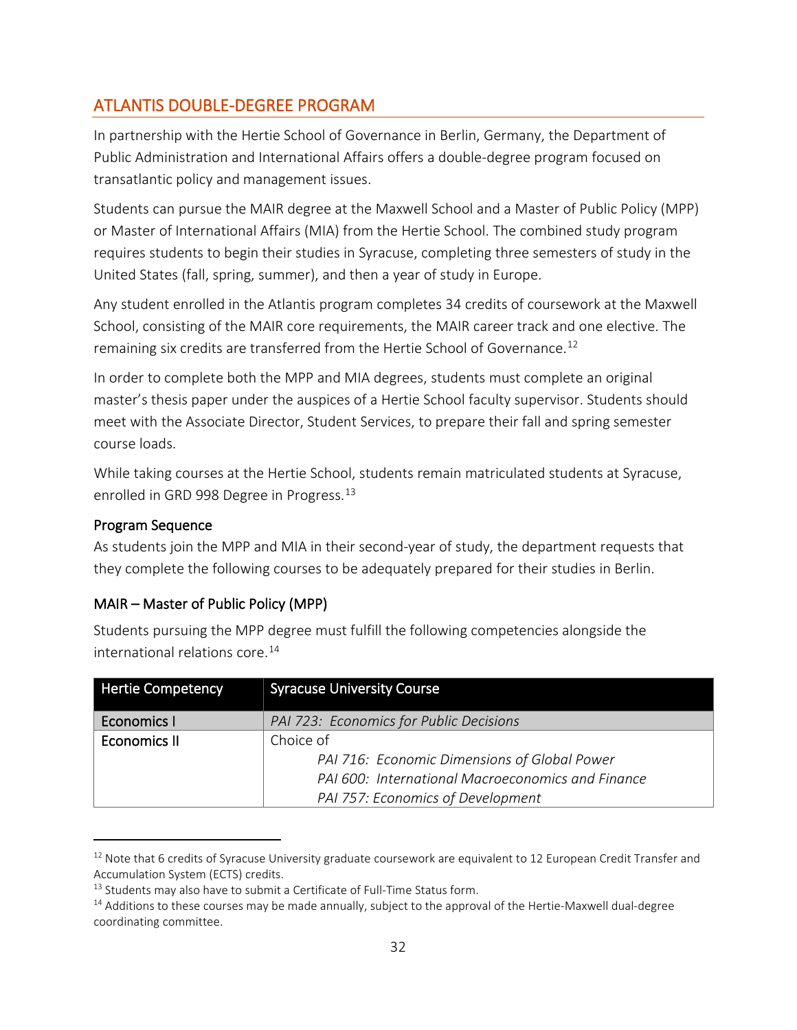## ATLANTIS DOUBLE-DEGREE PROGRAM

In partnership with the Hertie School of Governance in Berlin, Germany, the Department of Public Administration and International Affairs offers a double-degree program focused on transatlantic policy and management issues.

Students can pursue the MAIR degree at the Maxwell School and a Master of Public Policy (MPP) or Master of International Affairs (MIA) from the Hertie School. The combined study program requires students to begin their studies in Syracuse, completing three semesters of study in the United States (fall, spring, summer), and then a year of study in Europe.

Any student enrolled in the Atlantis program completes 34 credits of coursework at the Maxwell School, consisting of the MAIR core requirements, the MAIR career track and one elective. The remaining six credits are transferred from the Hertie School of Governance.[12]

In order to complete both the MPP and MIA degrees, students must complete an original master's thesis paper under the auspices of a Hertie School faculty supervisor. Students should meet with the Associate Director, Student Services, to prepare their fall and spring semester course loads.

While taking courses at the Hertie School, students remain matriculated students at Syracuse, enrolled in GRD 998 Degree in Progress.[13]

### Program Sequence

As students join the MPP and MIA in their second-year of study, the department requests that they complete the following courses to be adequately prepared for their studies in Berlin.

### MAIR – Master of Public Policy (MPP)

Students pursuing the MPP degree must fulfill the following competencies alongside the international relations core.[14]

| Hertie Competency | Syracuse University Course |
|---|---|
| Economics I | *PAI 723: Economics for Public Decisions* |
| Economics II | Choice of<br>*PAI 716: Economic Dimensions of Global Power*<br>*PAI 600: International Macroeconomics and Finance*<br>*PAI 757: Economics of Development* |

[12] Note that 6 credits of Syracuse University graduate coursework are equivalent to 12 European Credit Transfer and Accumulation System (ECTS) credits.

[13] Students may also have to submit a Certificate of Full-Time Status form.

[14] Additions to these courses may be made annually, subject to the approval of the Hertie-Maxwell dual-degree coordinating committee.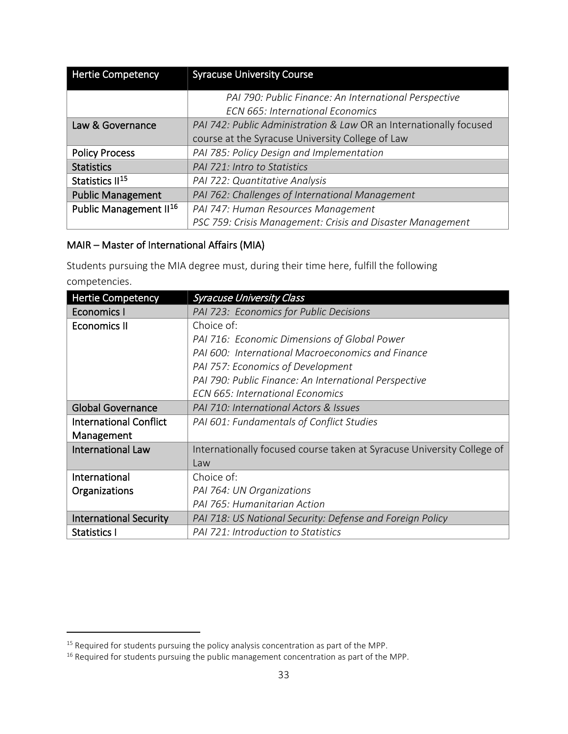| Hertie Competency | Syracuse University Course |
|---|---|
| | *PAI 790: Public Finance: An International Perspective*<br>*ECN 665: International Economics* |
| Law & Governance | *PAI 742: Public Administration & Law* OR an Internationally focused course at the Syracuse University College of Law |
| Policy Process | *PAI 785: Policy Design and Implementation* |
| Statistics | *PAI 721: Intro to Statistics* |
| Statistics II[15] | *PAI 722: Quantitative Analysis* |
| Public Management | *PAI 762: Challenges of International Management* |
| Public Management II[16] | *PAI 747: Human Resources Management*<br>*PSC 759: Crisis Management: Crisis and Disaster Management* |

## MAIR – Master of International Affairs (MIA)

Students pursuing the MIA degree must, during their time here, fulfill the following competencies.

| Hertie Competency | *Syracuse University Class* |
|---|---|
| Economics I | *PAI 723: Economics for Public Decisions* |
| Economics II | Choice of:<br>*PAI 716: Economic Dimensions of Global Power*<br>*PAI 600: International Macroeconomics and Finance*<br>*PAI 757: Economics of Development*<br>*PAI 790: Public Finance: An International Perspective*<br>*ECN 665: International Economics* |
| Global Governance | *PAI 710: International Actors & Issues* |
| International Conflict Management | *PAI 601: Fundamentals of Conflict Studies* |
| International Law | Internationally focused course taken at Syracuse University College of Law |
| International Organizations | Choice of:<br>*PAI 764: UN Organizations*<br>*PAI 765: Humanitarian Action* |
| International Security | *PAI 718: US National Security: Defense and Foreign Policy* |
| Statistics I | *PAI 721: Introduction to Statistics* |

[15] Required for students pursuing the policy analysis concentration as part of the MPP.

[16] Required for students pursuing the public management concentration as part of the MPP.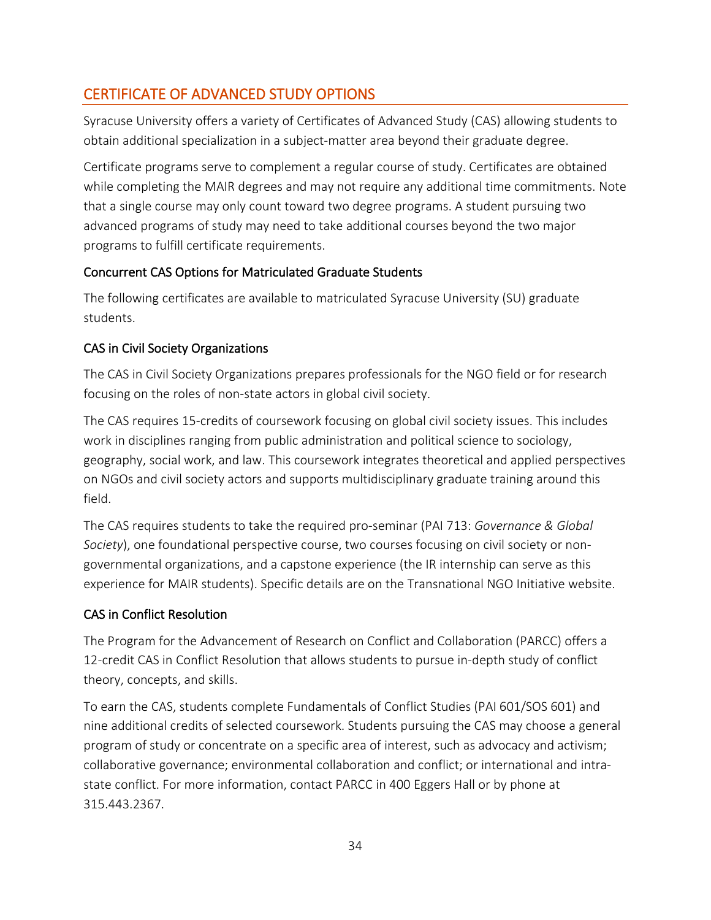## CERTIFICATE OF ADVANCED STUDY OPTIONS

Syracuse University offers a variety of Certificates of Advanced Study (CAS) allowing students to obtain additional specialization in a subject-matter area beyond their graduate degree.

Certificate programs serve to complement a regular course of study. Certificates are obtained while completing the MAIR degrees and may not require any additional time commitments. Note that a single course may only count toward two degree programs. A student pursuing two advanced programs of study may need to take additional courses beyond the two major programs to fulfill certificate requirements.

### Concurrent CAS Options for Matriculated Graduate Students

The following certificates are available to matriculated Syracuse University (SU) graduate students.

### CAS in Civil Society Organizations

The CAS in Civil Society Organizations prepares professionals for the NGO field or for research focusing on the roles of non-state actors in global civil society.

The CAS requires 15-credits of coursework focusing on global civil society issues. This includes work in disciplines ranging from public administration and political science to sociology, geography, social work, and law. This coursework integrates theoretical and applied perspectives on NGOs and civil society actors and supports multidisciplinary graduate training around this field.

The CAS requires students to take the required pro-seminar (PAI 713: *Governance & Global Society*), one foundational perspective course, two courses focusing on civil society or non-governmental organizations, and a capstone experience (the IR internship can serve as this experience for MAIR students). Specific details are on the Transnational NGO Initiative website.

### CAS in Conflict Resolution

The Program for the Advancement of Research on Conflict and Collaboration (PARCC) offers a 12-credit CAS in Conflict Resolution that allows students to pursue in-depth study of conflict theory, concepts, and skills.

To earn the CAS, students complete Fundamentals of Conflict Studies (PAI 601/SOS 601) and nine additional credits of selected coursework. Students pursuing the CAS may choose a general program of study or concentrate on a specific area of interest, such as advocacy and activism; collaborative governance; environmental collaboration and conflict; or international and intra-state conflict. For more information, contact PARCC in 400 Eggers Hall or by phone at 315.443.2367.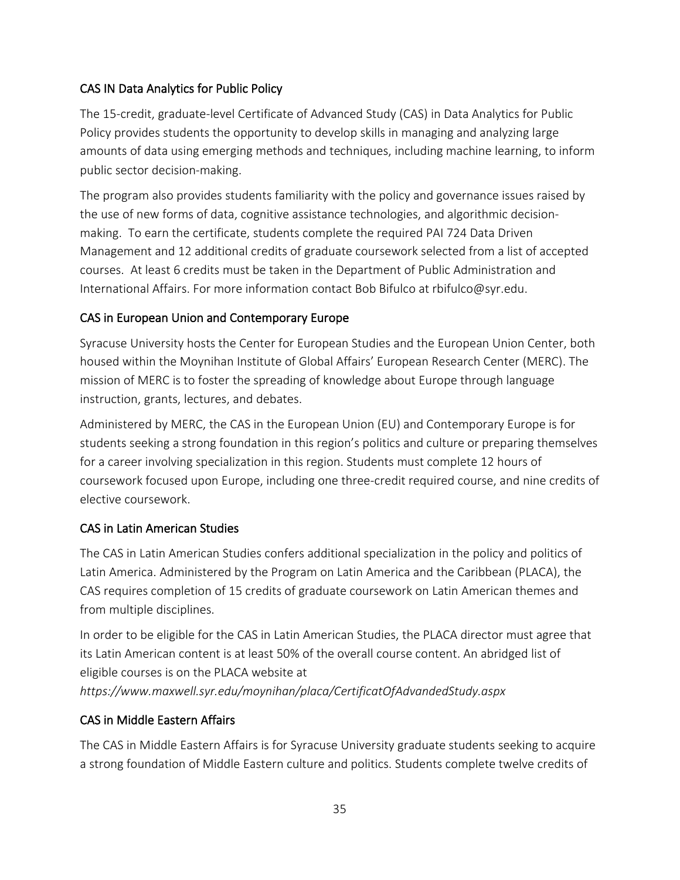### CAS IN Data Analytics for Public Policy

The 15-credit, graduate-level Certificate of Advanced Study (CAS) in Data Analytics for Public Policy provides students the opportunity to develop skills in managing and analyzing large amounts of data using emerging methods and techniques, including machine learning, to inform public sector decision-making.

The program also provides students familiarity with the policy and governance issues raised by the use of new forms of data, cognitive assistance technologies, and algorithmic decision-making. To earn the certificate, students complete the required PAI 724 Data Driven Management and 12 additional credits of graduate coursework selected from a list of accepted courses. At least 6 credits must be taken in the Department of Public Administration and International Affairs. For more information contact Bob Bifulco at rbifulco@syr.edu.

### CAS in European Union and Contemporary Europe

Syracuse University hosts the Center for European Studies and the European Union Center, both housed within the Moynihan Institute of Global Affairs' European Research Center (MERC). The mission of MERC is to foster the spreading of knowledge about Europe through language instruction, grants, lectures, and debates.

Administered by MERC, the CAS in the European Union (EU) and Contemporary Europe is for students seeking a strong foundation in this region's politics and culture or preparing themselves for a career involving specialization in this region. Students must complete 12 hours of coursework focused upon Europe, including one three-credit required course, and nine credits of elective coursework.

### CAS in Latin American Studies

The CAS in Latin American Studies confers additional specialization in the policy and politics of Latin America. Administered by the Program on Latin America and the Caribbean (PLACA), the CAS requires completion of 15 credits of graduate coursework on Latin American themes and from multiple disciplines.

In order to be eligible for the CAS in Latin American Studies, the PLACA director must agree that its Latin American content is at least 50% of the overall course content. An abridged list of eligible courses is on the PLACA website at *https://www.maxwell.syr.edu/moynihan/placa/CertificatOfAdvandedStudy.aspx*

### CAS in Middle Eastern Affairs

The CAS in Middle Eastern Affairs is for Syracuse University graduate students seeking to acquire a strong foundation of Middle Eastern culture and politics. Students complete twelve credits of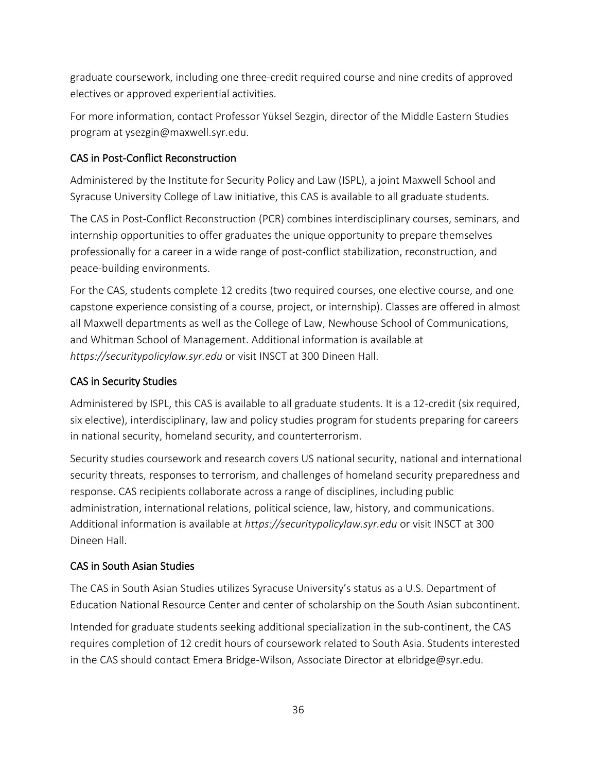graduate coursework, including one three-credit required course and nine credits of approved electives or approved experiential activities.

For more information, contact Professor Yüksel Sezgin, director of the Middle Eastern Studies program at ysezgin@maxwell.syr.edu.

### CAS in Post-Conflict Reconstruction

Administered by the Institute for Security Policy and Law (ISPL), a joint Maxwell School and Syracuse University College of Law initiative, this CAS is available to all graduate students.

The CAS in Post-Conflict Reconstruction (PCR) combines interdisciplinary courses, seminars, and internship opportunities to offer graduates the unique opportunity to prepare themselves professionally for a career in a wide range of post-conflict stabilization, reconstruction, and peace-building environments.

For the CAS, students complete 12 credits (two required courses, one elective course, and one capstone experience consisting of a course, project, or internship). Classes are offered in almost all Maxwell departments as well as the College of Law, Newhouse School of Communications, and Whitman School of Management. Additional information is available at *https://securitypolicylaw.syr.edu* or visit INSCT at 300 Dineen Hall.

### CAS in Security Studies

Administered by ISPL, this CAS is available to all graduate students. It is a 12-credit (six required, six elective), interdisciplinary, law and policy studies program for students preparing for careers in national security, homeland security, and counterterrorism.

Security studies coursework and research covers US national security, national and international security threats, responses to terrorism, and challenges of homeland security preparedness and response. CAS recipients collaborate across a range of disciplines, including public administration, international relations, political science, law, history, and communications. Additional information is available at *https://securitypolicylaw.syr.edu* or visit INSCT at 300 Dineen Hall.

### CAS in South Asian Studies

The CAS in South Asian Studies utilizes Syracuse University's status as a U.S. Department of Education National Resource Center and center of scholarship on the South Asian subcontinent.

Intended for graduate students seeking additional specialization in the sub-continent, the CAS requires completion of 12 credit hours of coursework related to South Asia. Students interested in the CAS should contact Emera Bridge-Wilson, Associate Director at elbridge@syr.edu.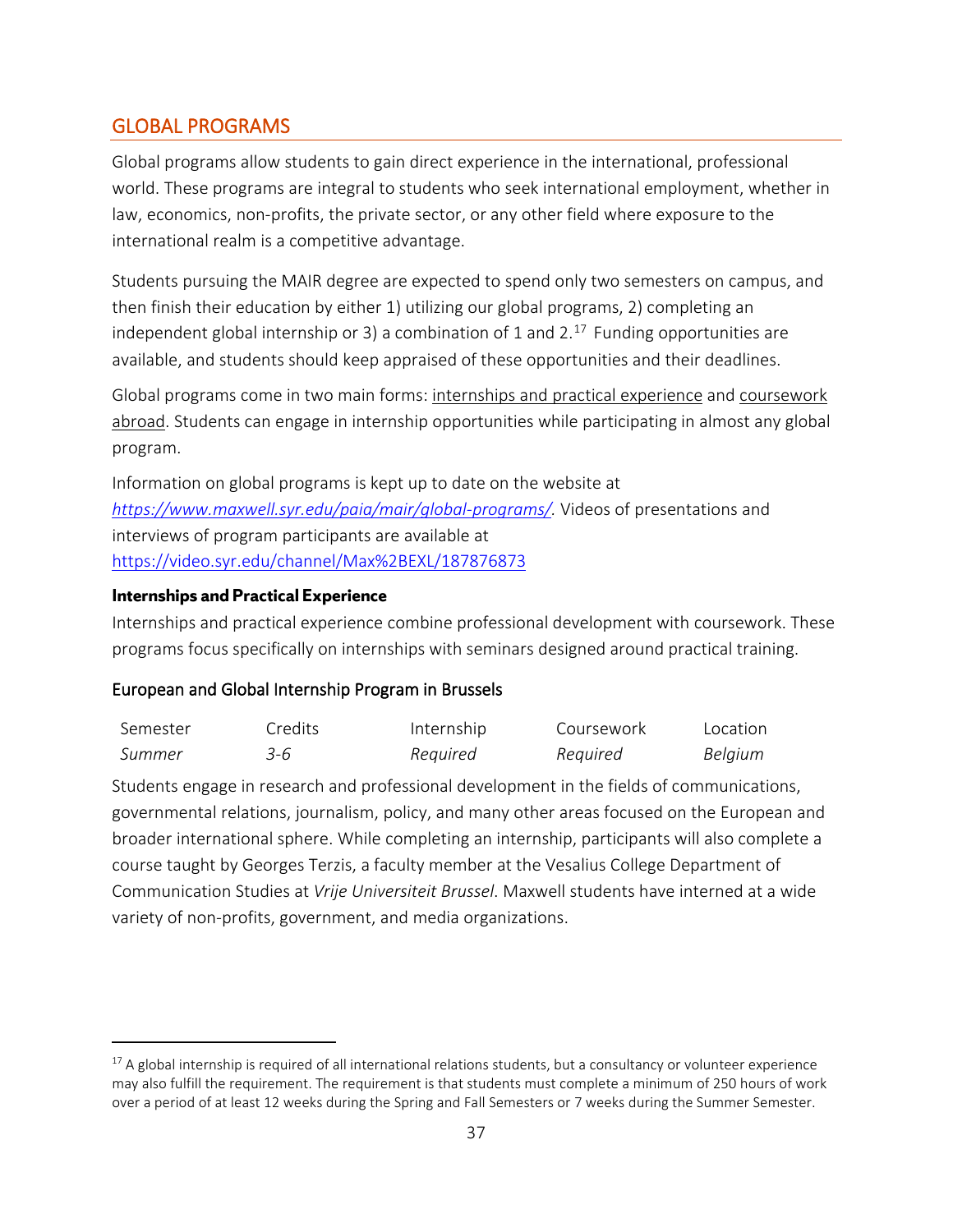## GLOBAL PROGRAMS

Global programs allow students to gain direct experience in the international, professional world. These programs are integral to students who seek international employment, whether in law, economics, non-profits, the private sector, or any other field where exposure to the international realm is a competitive advantage.

Students pursuing the MAIR degree are expected to spend only two semesters on campus, and then finish their education by either 1) utilizing our global programs, 2) completing an independent global internship or 3) a combination of 1 and 2.[17] Funding opportunities are available, and students should keep appraised of these opportunities and their deadlines.

Global programs come in two main forms: internships and practical experience and coursework abroad. Students can engage in internship opportunities while participating in almost any global program.

Information on global programs is kept up to date on the website at *https://www.maxwell.syr.edu/paia/mair/global-programs/*. Videos of presentations and interviews of program participants are available at https://video.syr.edu/channel/Max%2BEXL/187876873

### Internships and Practical Experience

Internships and practical experience combine professional development with coursework. These programs focus specifically on internships with seminars designed around practical training.

#### European and Global Internship Program in Brussels

| Semester | Credits | Internship | Coursework | Location |
|---|---|---|---|---|
| *Summer* | *3-6* | *Required* | *Required* | *Belgium* |

Students engage in research and professional development in the fields of communications, governmental relations, journalism, policy, and many other areas focused on the European and broader international sphere. While completing an internship, participants will also complete a course taught by Georges Terzis, a faculty member at the Vesalius College Department of Communication Studies at *Vrije Universiteit Brussel*. Maxwell students have interned at a wide variety of non-profits, government, and media organizations.

---

[17] A global internship is required of all international relations students, but a consultancy or volunteer experience may also fulfill the requirement. The requirement is that students must complete a minimum of 250 hours of work over a period of at least 12 weeks during the Spring and Fall Semesters or 7 weeks during the Summer Semester.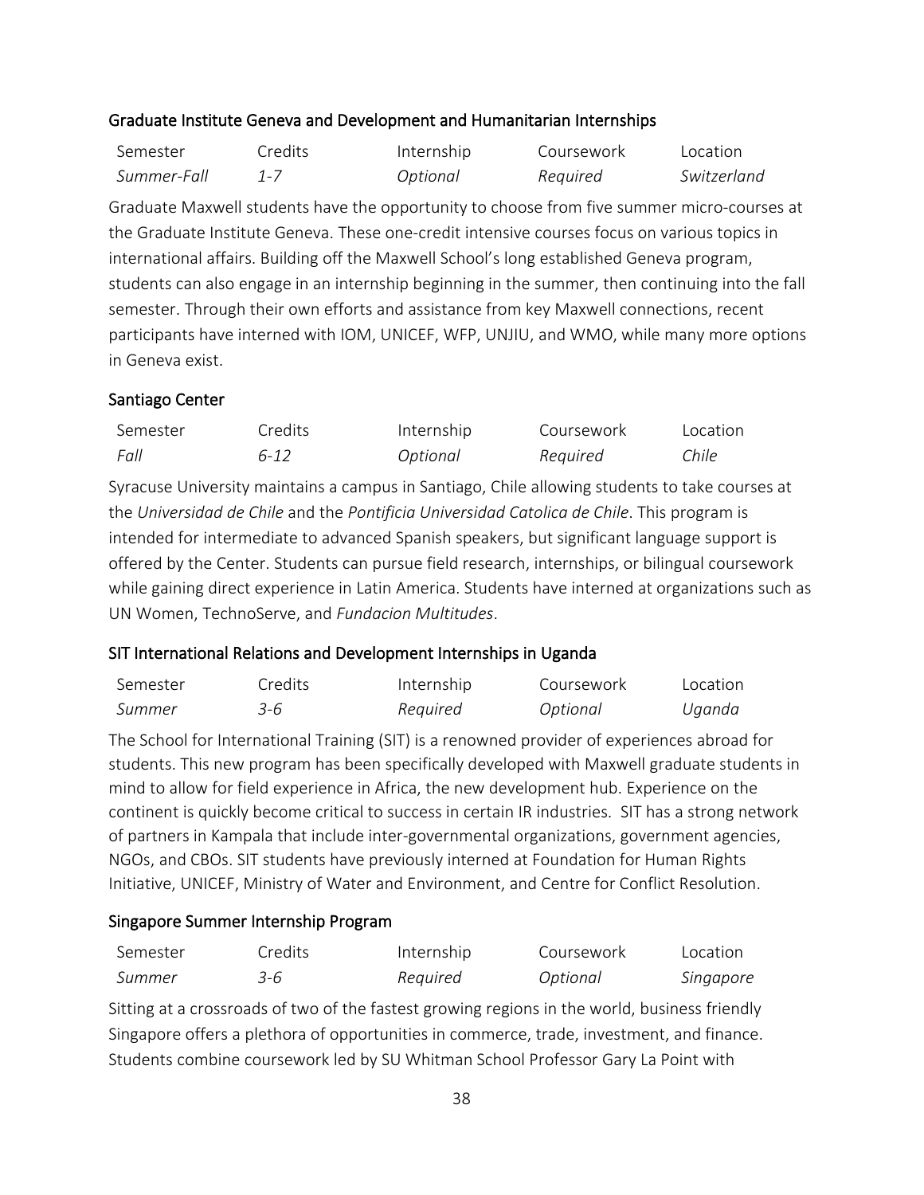### Graduate Institute Geneva and Development and Humanitarian Internships

| Semester | Credits | Internship | Coursework | Location |
|---|---|---|---|---|
| *Summer-Fall* | *1-7* | *Optional* | *Required* | *Switzerland* |

Graduate Maxwell students have the opportunity to choose from five summer micro-courses at the Graduate Institute Geneva. These one-credit intensive courses focus on various topics in international affairs. Building off the Maxwell School's long established Geneva program, students can also engage in an internship beginning in the summer, then continuing into the fall semester. Through their own efforts and assistance from key Maxwell connections, recent participants have interned with IOM, UNICEF, WFP, UNJIU, and WMO, while many more options in Geneva exist.

### Santiago Center

| Semester | Credits | Internship | Coursework | Location |
|---|---|---|---|---|
| *Fall* | *6-12* | *Optional* | *Required* | *Chile* |

Syracuse University maintains a campus in Santiago, Chile allowing students to take courses at the *Universidad de Chile* and the *Pontificia Universidad Catolica de Chile*. This program is intended for intermediate to advanced Spanish speakers, but significant language support is offered by the Center. Students can pursue field research, internships, or bilingual coursework while gaining direct experience in Latin America. Students have interned at organizations such as UN Women, TechnoServe, and *Fundacion Multitudes*.

### SIT International Relations and Development Internships in Uganda

| Semester | Credits | Internship | Coursework | Location |
|---|---|---|---|---|
| *Summer* | *3-6* | *Required* | *Optional* | *Uganda* |

The School for International Training (SIT) is a renowned provider of experiences abroad for students. This new program has been specifically developed with Maxwell graduate students in mind to allow for field experience in Africa, the new development hub. Experience on the continent is quickly become critical to success in certain IR industries. SIT has a strong network of partners in Kampala that include inter-governmental organizations, government agencies, NGOs, and CBOs. SIT students have previously interned at Foundation for Human Rights Initiative, UNICEF, Ministry of Water and Environment, and Centre for Conflict Resolution.

### Singapore Summer Internship Program

| Semester | Credits | Internship | Coursework | Location |
|---|---|---|---|---|
| *Summer* | *3-6* | *Required* | *Optional* | *Singapore* |

Sitting at a crossroads of two of the fastest growing regions in the world, business friendly Singapore offers a plethora of opportunities in commerce, trade, investment, and finance. Students combine coursework led by SU Whitman School Professor Gary La Point with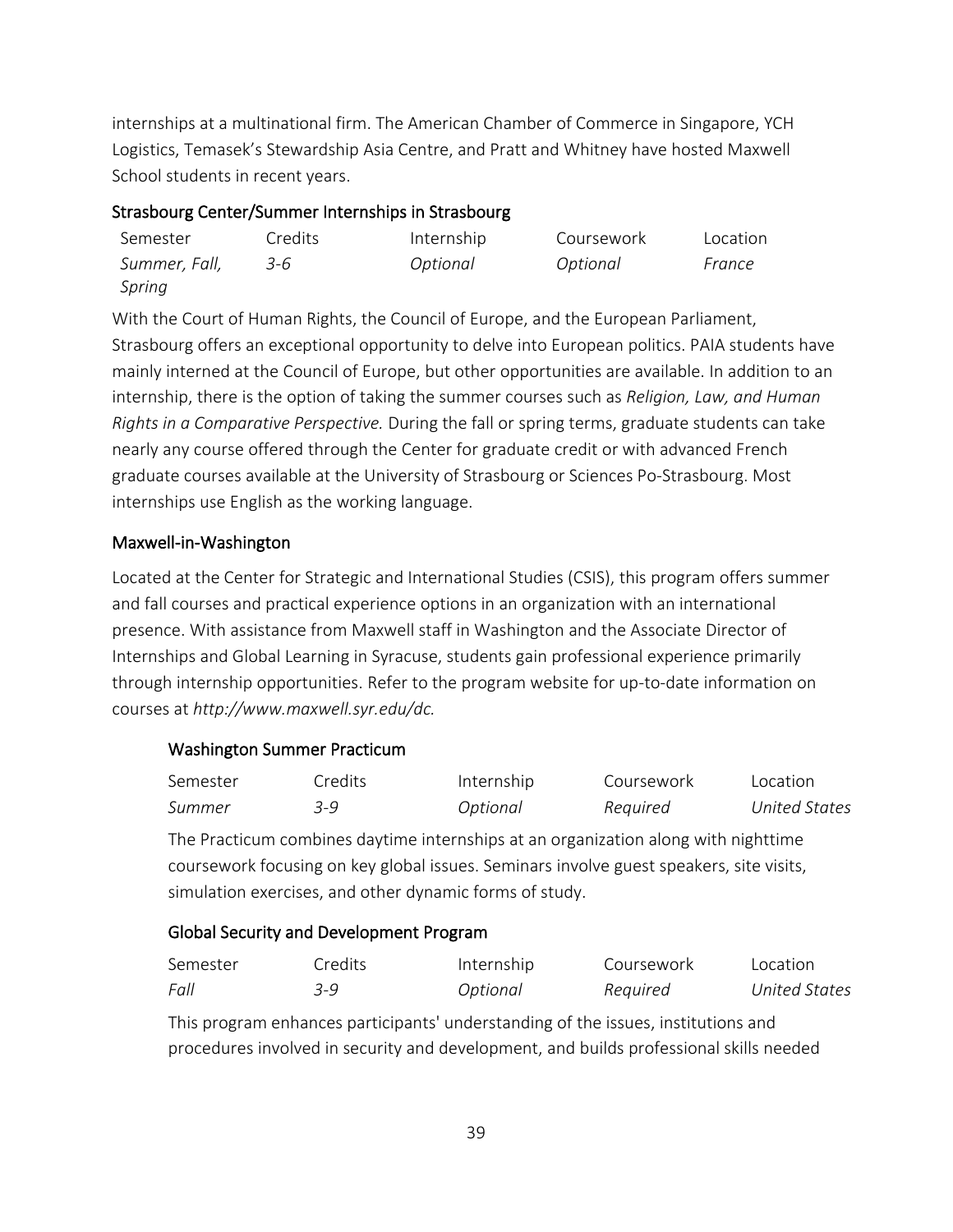internships at a multinational firm. The American Chamber of Commerce in Singapore, YCH Logistics, Temasek's Stewardship Asia Centre, and Pratt and Whitney have hosted Maxwell School students in recent years.

### Strasbourg Center/Summer Internships in Strasbourg

| Semester | Credits | Internship | Coursework | Location |
|---|---|---|---|---|
| *Summer, Fall, Spring* | *3-6* | *Optional* | *Optional* | *France* |

With the Court of Human Rights, the Council of Europe, and the European Parliament, Strasbourg offers an exceptional opportunity to delve into European politics. PAIA students have mainly interned at the Council of Europe, but other opportunities are available. In addition to an internship, there is the option of taking the summer courses such as *Religion, Law, and Human Rights in a Comparative Perspective.* During the fall or spring terms, graduate students can take nearly any course offered through the Center for graduate credit or with advanced French graduate courses available at the University of Strasbourg or Sciences Po-Strasbourg. Most internships use English as the working language.

### Maxwell-in-Washington

Located at the Center for Strategic and International Studies (CSIS), this program offers summer and fall courses and practical experience options in an organization with an international presence. With assistance from Maxwell staff in Washington and the Associate Director of Internships and Global Learning in Syracuse, students gain professional experience primarily through internship opportunities. Refer to the program website for up-to-date information on courses at *http://www.maxwell.syr.edu/dc.*

#### Washington Summer Practicum

| Semester | Credits | Internship | Coursework | Location |
|---|---|---|---|---|
| *Summer* | *3-9* | *Optional* | *Required* | *United States* |

The Practicum combines daytime internships at an organization along with nighttime coursework focusing on key global issues. Seminars involve guest speakers, site visits, simulation exercises, and other dynamic forms of study.

#### Global Security and Development Program

| Semester | Credits | Internship | Coursework | Location |
|---|---|---|---|---|
| *Fall* | *3-9* | *Optional* | *Required* | *United States* |

This program enhances participants' understanding of the issues, institutions and procedures involved in security and development, and builds professional skills needed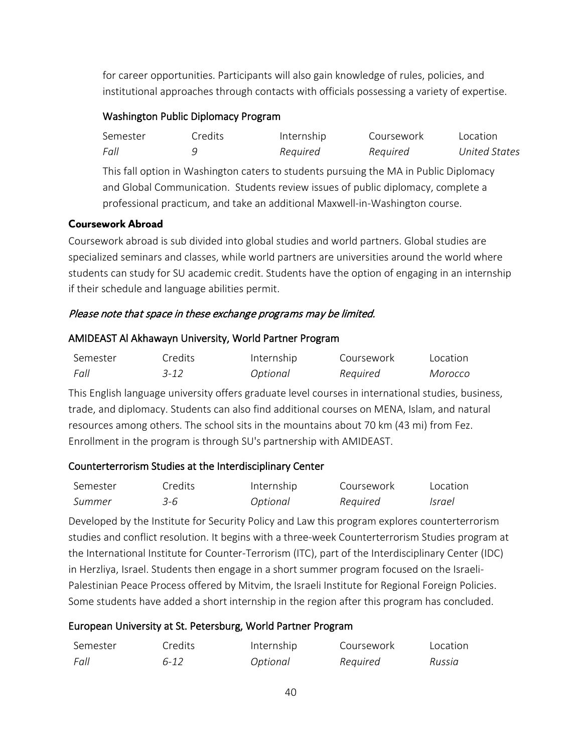for career opportunities. Participants will also gain knowledge of rules, policies, and institutional approaches through contacts with officials possessing a variety of expertise.

### Washington Public Diplomacy Program

| Semester | Credits | Internship | Coursework | Location |
|---|---|---|---|---|
| *Fall* | *9* | *Required* | *Required* | *United States* |

This fall option in Washington caters to students pursuing the MA in Public Diplomacy and Global Communication. Students review issues of public diplomacy, complete a professional practicum, and take an additional Maxwell-in-Washington course.

## Coursework Abroad

Coursework abroad is sub divided into global studies and world partners. Global studies are specialized seminars and classes, while world partners are universities around the world where students can study for SU academic credit. Students have the option of engaging in an internship if their schedule and language abilities permit.

*Please note that space in these exchange programs may be limited.*

### AMIDEAST Al Akhawayn University, World Partner Program

| Semester | Credits | Internship | Coursework | Location |
|---|---|---|---|---|
| *Fall* | *3-12* | *Optional* | *Required* | *Morocco* |

This English language university offers graduate level courses in international studies, business, trade, and diplomacy. Students can also find additional courses on MENA, Islam, and natural resources among others. The school sits in the mountains about 70 km (43 mi) from Fez. Enrollment in the program is through SU's partnership with AMIDEAST.

### Counterterrorism Studies at the Interdisciplinary Center

| Semester | Credits | Internship | Coursework | Location |
|---|---|---|---|---|
| *Summer* | *3-6* | *Optional* | *Required* | *Israel* |

Developed by the Institute for Security Policy and Law this program explores counterterrorism studies and conflict resolution. It begins with a three-week Counterterrorism Studies program at the International Institute for Counter-Terrorism (ITC), part of the Interdisciplinary Center (IDC) in Herzliya, Israel. Students then engage in a short summer program focused on the Israeli-Palestinian Peace Process offered by Mitvim, the Israeli Institute for Regional Foreign Policies. Some students have added a short internship in the region after this program has concluded.

### European University at St. Petersburg, World Partner Program

| Semester | Credits | Internship | Coursework | Location |
|---|---|---|---|---|
| *Fall* | *6-12* | *Optional* | *Required* | *Russia* |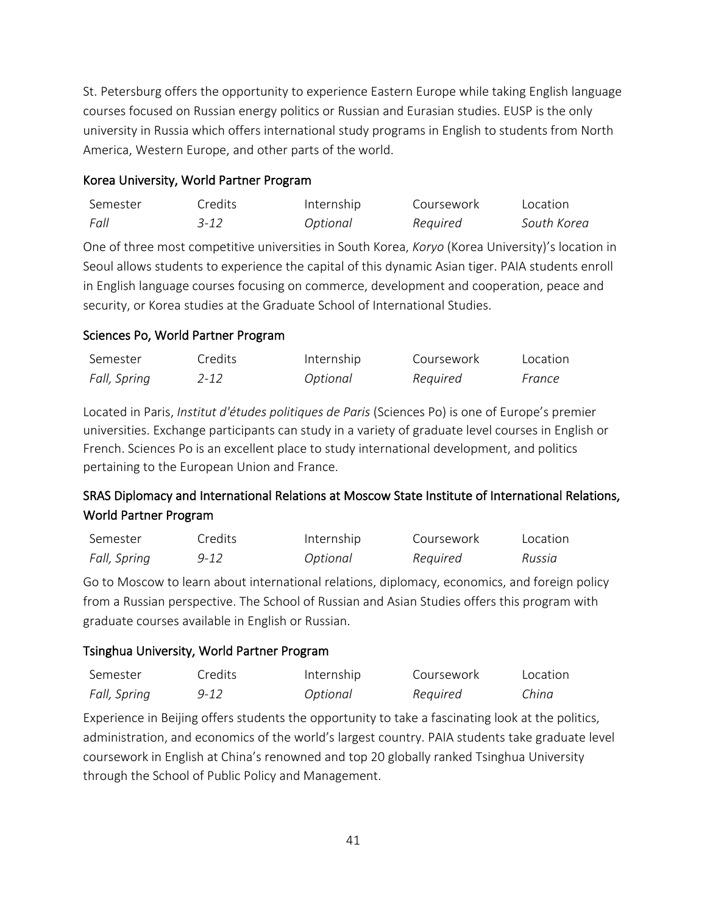St. Petersburg offers the opportunity to experience Eastern Europe while taking English language courses focused on Russian energy politics or Russian and Eurasian studies. EUSP is the only university in Russia which offers international study programs in English to students from North America, Western Europe, and other parts of the world.

### Korea University, World Partner Program

| Semester | Credits | Internship | Coursework | Location |
| --- | --- | --- | --- | --- |
| *Fall* | *3-12* | *Optional* | *Required* | *South Korea* |

One of three most competitive universities in South Korea, *Koryo* (Korea University)'s location in Seoul allows students to experience the capital of this dynamic Asian tiger. PAIA students enroll in English language courses focusing on commerce, development and cooperation, peace and security, or Korea studies at the Graduate School of International Studies.

### Sciences Po, World Partner Program

| Semester | Credits | Internship | Coursework | Location |
| --- | --- | --- | --- | --- |
| *Fall, Spring* | *2-12* | *Optional* | *Required* | *France* |

Located in Paris, *Institut d'études politiques de Paris* (Sciences Po) is one of Europe's premier universities. Exchange participants can study in a variety of graduate level courses in English or French. Sciences Po is an excellent place to study international development, and politics pertaining to the European Union and France.

### SRAS Diplomacy and International Relations at Moscow State Institute of International Relations, World Partner Program

| Semester | Credits | Internship | Coursework | Location |
| --- | --- | --- | --- | --- |
| *Fall, Spring* | *9-12* | *Optional* | *Required* | *Russia* |

Go to Moscow to learn about international relations, diplomacy, economics, and foreign policy from a Russian perspective. The School of Russian and Asian Studies offers this program with graduate courses available in English or Russian.

### Tsinghua University, World Partner Program

| Semester | Credits | Internship | Coursework | Location |
| --- | --- | --- | --- | --- |
| *Fall, Spring* | *9-12* | *Optional* | *Required* | *China* |

Experience in Beijing offers students the opportunity to take a fascinating look at the politics, administration, and economics of the world's largest country. PAIA students take graduate level coursework in English at China's renowned and top 20 globally ranked Tsinghua University through the School of Public Policy and Management.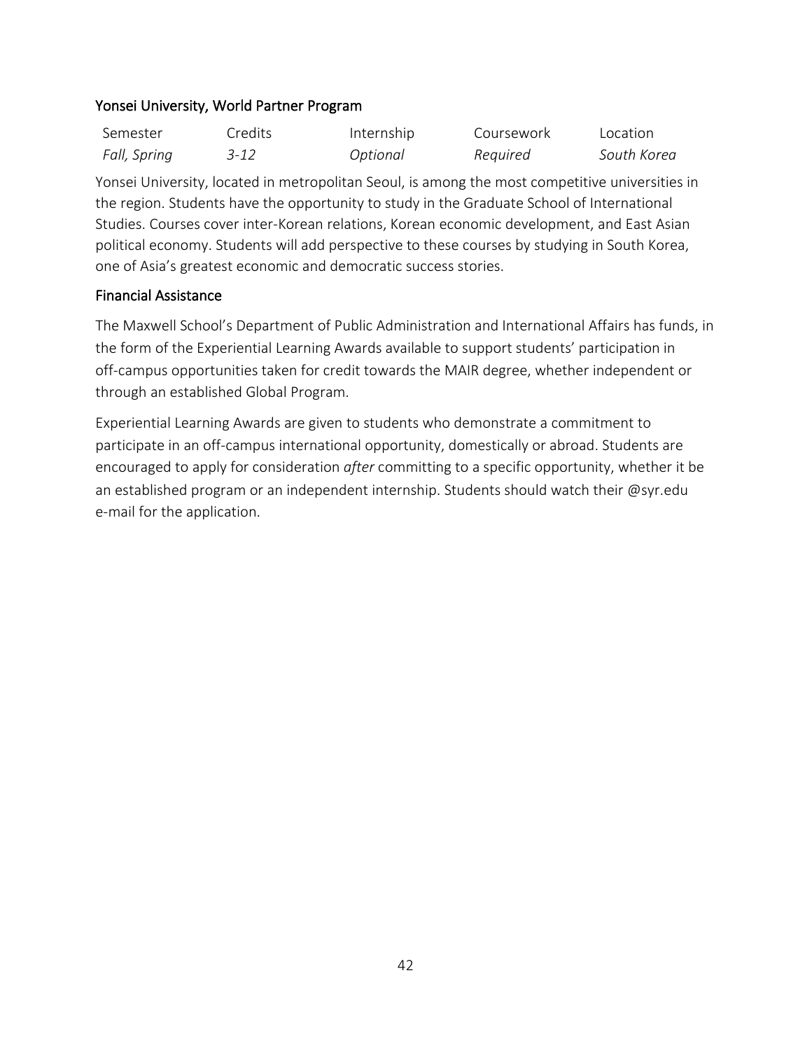### Yonsei University, World Partner Program

| Semester | Credits | Internship | Coursework | Location |
|---|---|---|---|---|
| *Fall, Spring* | *3-12* | *Optional* | *Required* | *South Korea* |

Yonsei University, located in metropolitan Seoul, is among the most competitive universities in the region. Students have the opportunity to study in the Graduate School of International Studies. Courses cover inter-Korean relations, Korean economic development, and East Asian political economy. Students will add perspective to these courses by studying in South Korea, one of Asia's greatest economic and democratic success stories.

### Financial Assistance

The Maxwell School's Department of Public Administration and International Affairs has funds, in the form of the Experiential Learning Awards available to support students' participation in off-campus opportunities taken for credit towards the MAIR degree, whether independent or through an established Global Program.

Experiential Learning Awards are given to students who demonstrate a commitment to participate in an off-campus international opportunity, domestically or abroad. Students are encouraged to apply for consideration *after* committing to a specific opportunity, whether it be an established program or an independent internship. Students should watch their @syr.edu e-mail for the application.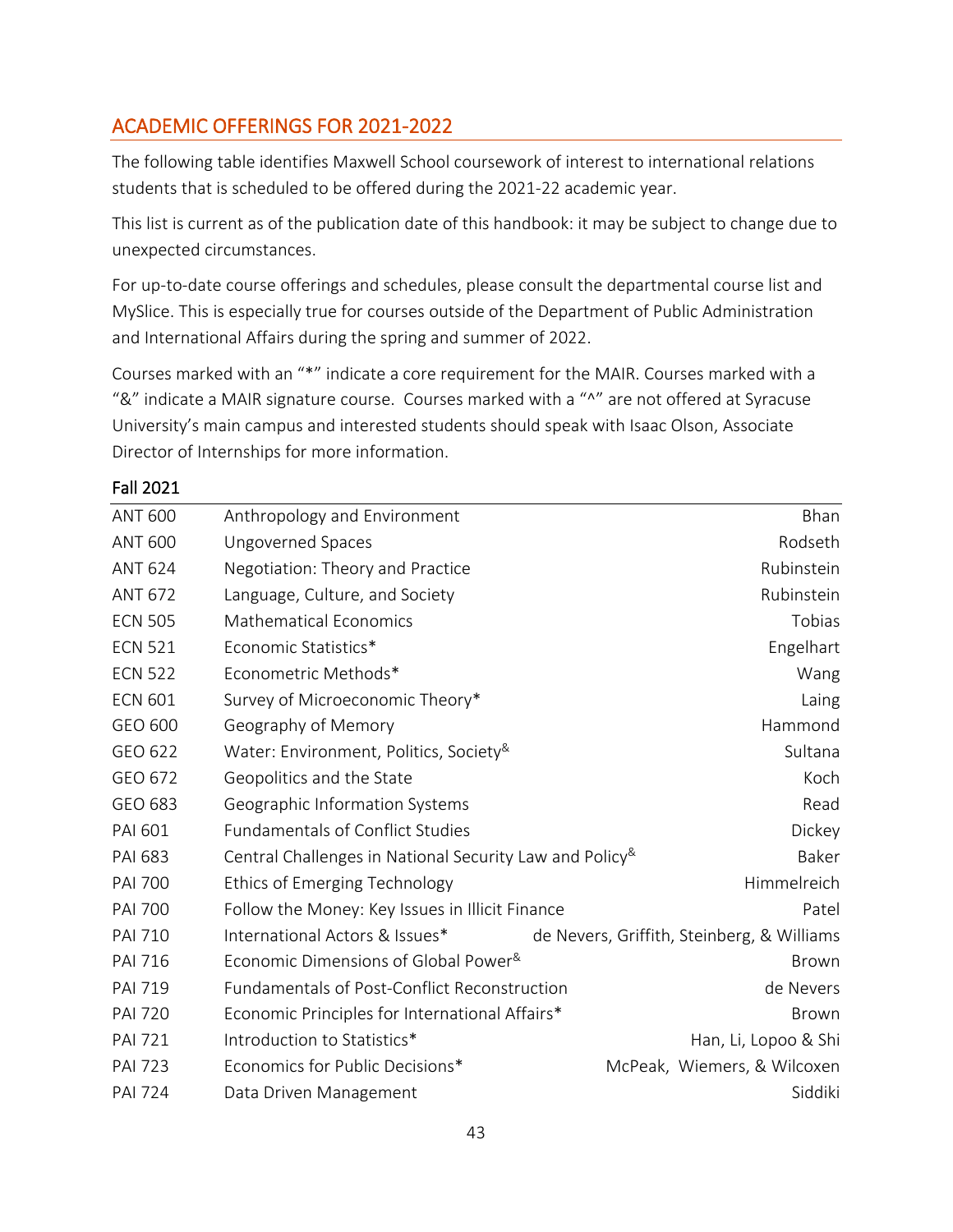## ACADEMIC OFFERINGS FOR 2021-2022

The following table identifies Maxwell School coursework of interest to international relations students that is scheduled to be offered during the 2021-22 academic year.

This list is current as of the publication date of this handbook: it may be subject to change due to unexpected circumstances.

For up-to-date course offerings and schedules, please consult the departmental course list and MySlice. This is especially true for courses outside of the Department of Public Administration and International Affairs during the spring and summer of 2022.

Courses marked with an "*" indicate a core requirement for the MAIR. Courses marked with a "&" indicate a MAIR signature course. Courses marked with a "^" are not offered at Syracuse University's main campus and interested students should speak with Isaac Olson, Associate Director of Internships for more information.

### Fall 2021

| Course | Title | Instructor |
|---|---|---|
| ANT 600 | Anthropology and Environment | Bhan |
| ANT 600 | Ungoverned Spaces | Rodseth |
| ANT 624 | Negotiation: Theory and Practice | Rubinstein |
| ANT 672 | Language, Culture, and Society | Rubinstein |
| ECN 505 | Mathematical Economics | Tobias |
| ECN 521 | Economic Statistics* | Engelhart |
| ECN 522 | Econometric Methods* | Wang |
| ECN 601 | Survey of Microeconomic Theory* | Laing |
| GEO 600 | Geography of Memory | Hammond |
| GEO 622 | Water: Environment, Politics, Society& | Sultana |
| GEO 672 | Geopolitics and the State | Koch |
| GEO 683 | Geographic Information Systems | Read |
| PAI 601 | Fundamentals of Conflict Studies | Dickey |
| PAI 683 | Central Challenges in National Security Law and Policy& | Baker |
| PAI 700 | Ethics of Emerging Technology | Himmelreich |
| PAI 700 | Follow the Money: Key Issues in Illicit Finance | Patel |
| PAI 710 | International Actors & Issues* | de Nevers, Griffith, Steinberg, & Williams |
| PAI 716 | Economic Dimensions of Global Power& | Brown |
| PAI 719 | Fundamentals of Post-Conflict Reconstruction | de Nevers |
| PAI 720 | Economic Principles for International Affairs* | Brown |
| PAI 721 | Introduction to Statistics* | Han, Li, Lopoo & Shi |
| PAI 723 | Economics for Public Decisions* | McPeak, Wiemers, & Wilcoxen |
| PAI 724 | Data Driven Management | Siddiki |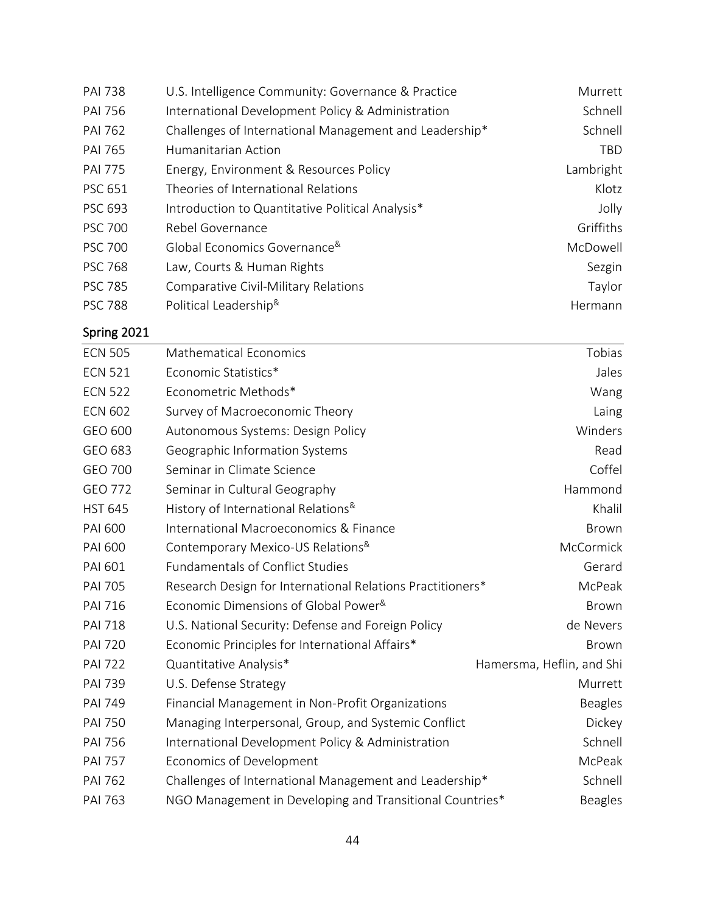| | | |
|---|---|---|
| PAI 738 | U.S. Intelligence Community: Governance & Practice | Murrett |
| PAI 756 | International Development Policy & Administration | Schnell |
| PAI 762 | Challenges of International Management and Leadership* | Schnell |
| PAI 765 | Humanitarian Action | TBD |
| PAI 775 | Energy, Environment & Resources Policy | Lambright |
| PSC 651 | Theories of International Relations | Klotz |
| PSC 693 | Introduction to Quantitative Political Analysis* | Jolly |
| PSC 700 | Rebel Governance | Griffiths |
| PSC 700 | Global Economics Governance[&] | McDowell |
| PSC 768 | Law, Courts & Human Rights | Sezgin |
| PSC 785 | Comparative Civil-Military Relations | Taylor |
| PSC 788 | Political Leadership[&] | Hermann |

## Spring 2021

| | | |
|---|---|---|
| ECN 505 | Mathematical Economics | Tobias |
| ECN 521 | Economic Statistics* | Jales |
| ECN 522 | Econometric Methods* | Wang |
| ECN 602 | Survey of Macroeconomic Theory | Laing |
| GEO 600 | Autonomous Systems: Design Policy | Winders |
| GEO 683 | Geographic Information Systems | Read |
| GEO 700 | Seminar in Climate Science | Coffel |
| GEO 772 | Seminar in Cultural Geography | Hammond |
| HST 645 | History of International Relations[&] | Khalil |
| PAI 600 | International Macroeconomics & Finance | Brown |
| PAI 600 | Contemporary Mexico-US Relations[&] | McCormick |
| PAI 601 | Fundamentals of Conflict Studies | Gerard |
| PAI 705 | Research Design for International Relations Practitioners* | McPeak |
| PAI 716 | Economic Dimensions of Global Power[&] | Brown |
| PAI 718 | U.S. National Security: Defense and Foreign Policy | de Nevers |
| PAI 720 | Economic Principles for International Affairs* | Brown |
| PAI 722 | Quantitative Analysis* | Hamersma, Heflin, and Shi |
| PAI 739 | U.S. Defense Strategy | Murrett |
| PAI 749 | Financial Management in Non-Profit Organizations | Beagles |
| PAI 750 | Managing Interpersonal, Group, and Systemic Conflict | Dickey |
| PAI 756 | International Development Policy & Administration | Schnell |
| PAI 757 | Economics of Development | McPeak |
| PAI 762 | Challenges of International Management and Leadership* | Schnell |
| PAI 763 | NGO Management in Developing and Transitional Countries* | Beagles |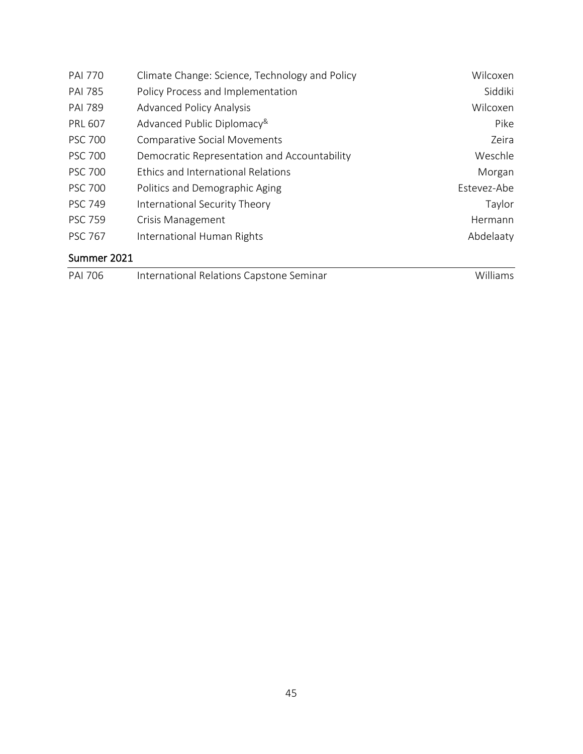| | | |
|---|---|---|
| PAI 770 | Climate Change: Science, Technology and Policy | Wilcoxen |
| PAI 785 | Policy Process and Implementation | Siddiki |
| PAI 789 | Advanced Policy Analysis | Wilcoxen |
| PRL 607 | Advanced Public Diplomacy[&] | Pike |
| PSC 700 | Comparative Social Movements | Zeira |
| PSC 700 | Democratic Representation and Accountability | Weschle |
| PSC 700 | Ethics and International Relations | Morgan |
| PSC 700 | Politics and Demographic Aging | Estevez-Abe |
| PSC 749 | International Security Theory | Taylor |
| PSC 759 | Crisis Management | Hermann |
| PSC 767 | International Human Rights | Abdelaaty |

## Summer 2021

| | | |
|---|---|---|
| PAI 706 | International Relations Capstone Seminar | Williams |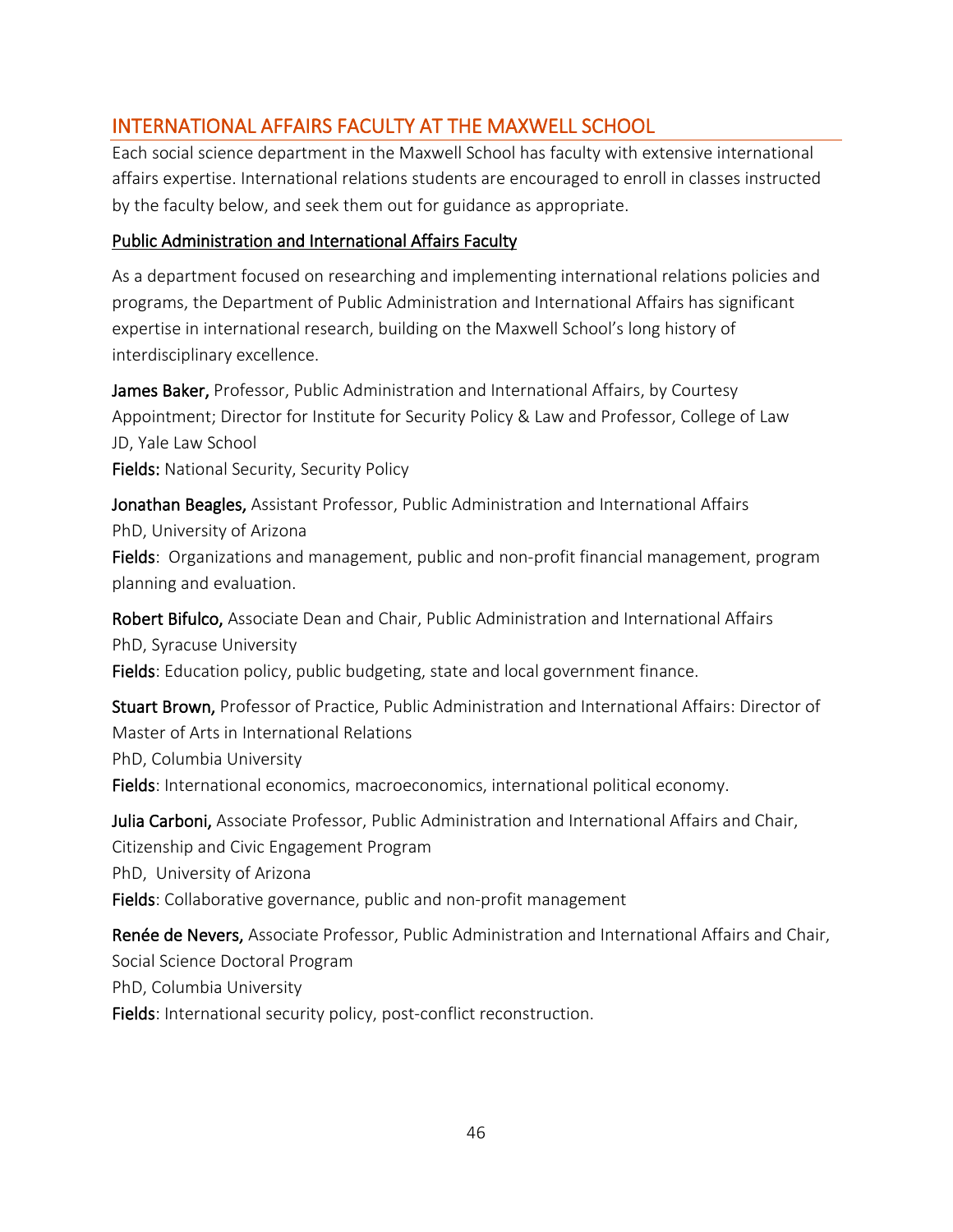## INTERNATIONAL AFFAIRS FACULTY AT THE MAXWELL SCHOOL

Each social science department in the Maxwell School has faculty with extensive international affairs expertise. International relations students are encouraged to enroll in classes instructed by the faculty below, and seek them out for guidance as appropriate.

### Public Administration and International Affairs Faculty

As a department focused on researching and implementing international relations policies and programs, the Department of Public Administration and International Affairs has significant expertise in international research, building on the Maxwell School's long history of interdisciplinary excellence.

**James Baker,** Professor, Public Administration and International Affairs, by Courtesy Appointment; Director for Institute for Security Policy & Law and Professor, College of Law
JD, Yale Law School
**Fields:** National Security, Security Policy

**Jonathan Beagles,** Assistant Professor, Public Administration and International Affairs
PhD, University of Arizona
**Fields**: Organizations and management, public and non-profit financial management, program planning and evaluation.

**Robert Bifulco,** Associate Dean and Chair, Public Administration and International Affairs
PhD, Syracuse University
**Fields**: Education policy, public budgeting, state and local government finance.

**Stuart Brown,** Professor of Practice, Public Administration and International Affairs: Director of Master of Arts in International Relations
PhD, Columbia University
**Fields**: International economics, macroeconomics, international political economy.

**Julia Carboni,** Associate Professor, Public Administration and International Affairs and Chair, Citizenship and Civic Engagement Program
PhD, University of Arizona
**Fields**: Collaborative governance, public and non-profit management

**Renée de Nevers,** Associate Professor, Public Administration and International Affairs and Chair, Social Science Doctoral Program
PhD, Columbia University
**Fields**: International security policy, post-conflict reconstruction.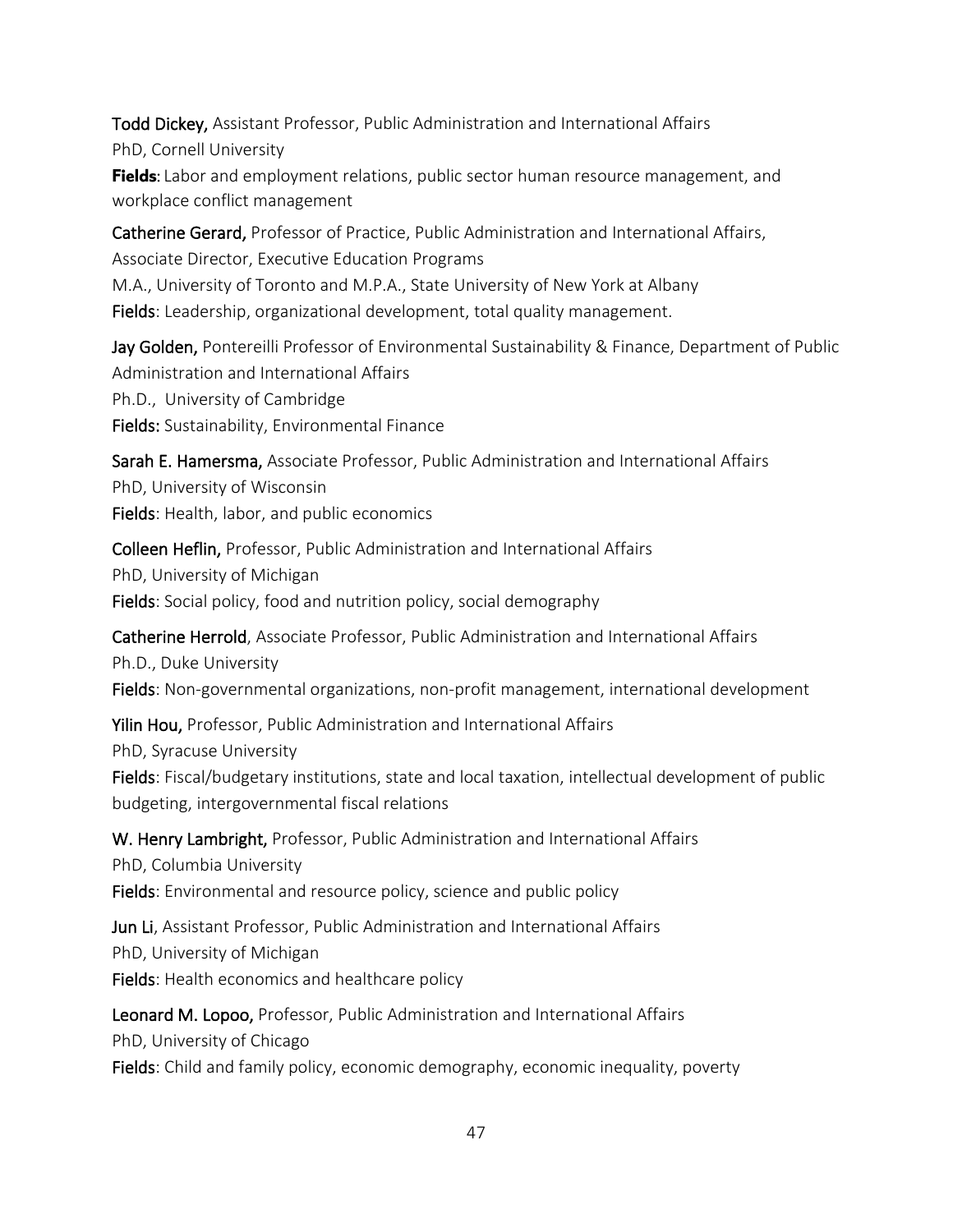**Todd Dickey,** Assistant Professor, Public Administration and International Affairs
PhD, Cornell University
**Fields**: Labor and employment relations, public sector human resource management, and workplace conflict management

**Catherine Gerard,** Professor of Practice, Public Administration and International Affairs, Associate Director, Executive Education Programs
M.A., University of Toronto and M.P.A., State University of New York at Albany
**Fields**: Leadership, organizational development, total quality management.

**Jay Golden,** Pontereilli Professor of Environmental Sustainability & Finance, Department of Public Administration and International Affairs
Ph.D., University of Cambridge
**Fields:** Sustainability, Environmental Finance

**Sarah E. Hamersma,** Associate Professor, Public Administration and International Affairs
PhD, University of Wisconsin
**Fields**: Health, labor, and public economics

**Colleen Heflin,** Professor, Public Administration and International Affairs
PhD, University of Michigan
**Fields**: Social policy, food and nutrition policy, social demography

**Catherine Herrold**, Associate Professor, Public Administration and International Affairs
Ph.D., Duke University
**Fields**: Non-governmental organizations, non-profit management, international development

**Yilin Hou,** Professor, Public Administration and International Affairs
PhD, Syracuse University
**Fields**: Fiscal/budgetary institutions, state and local taxation, intellectual development of public budgeting, intergovernmental fiscal relations

**W. Henry Lambright,** Professor, Public Administration and International Affairs
PhD, Columbia University
**Fields**: Environmental and resource policy, science and public policy

**Jun Li**, Assistant Professor, Public Administration and International Affairs
PhD, University of Michigan
**Fields**: Health economics and healthcare policy

**Leonard M. Lopoo,** Professor, Public Administration and International Affairs
PhD, University of Chicago
**Fields**: Child and family policy, economic demography, economic inequality, poverty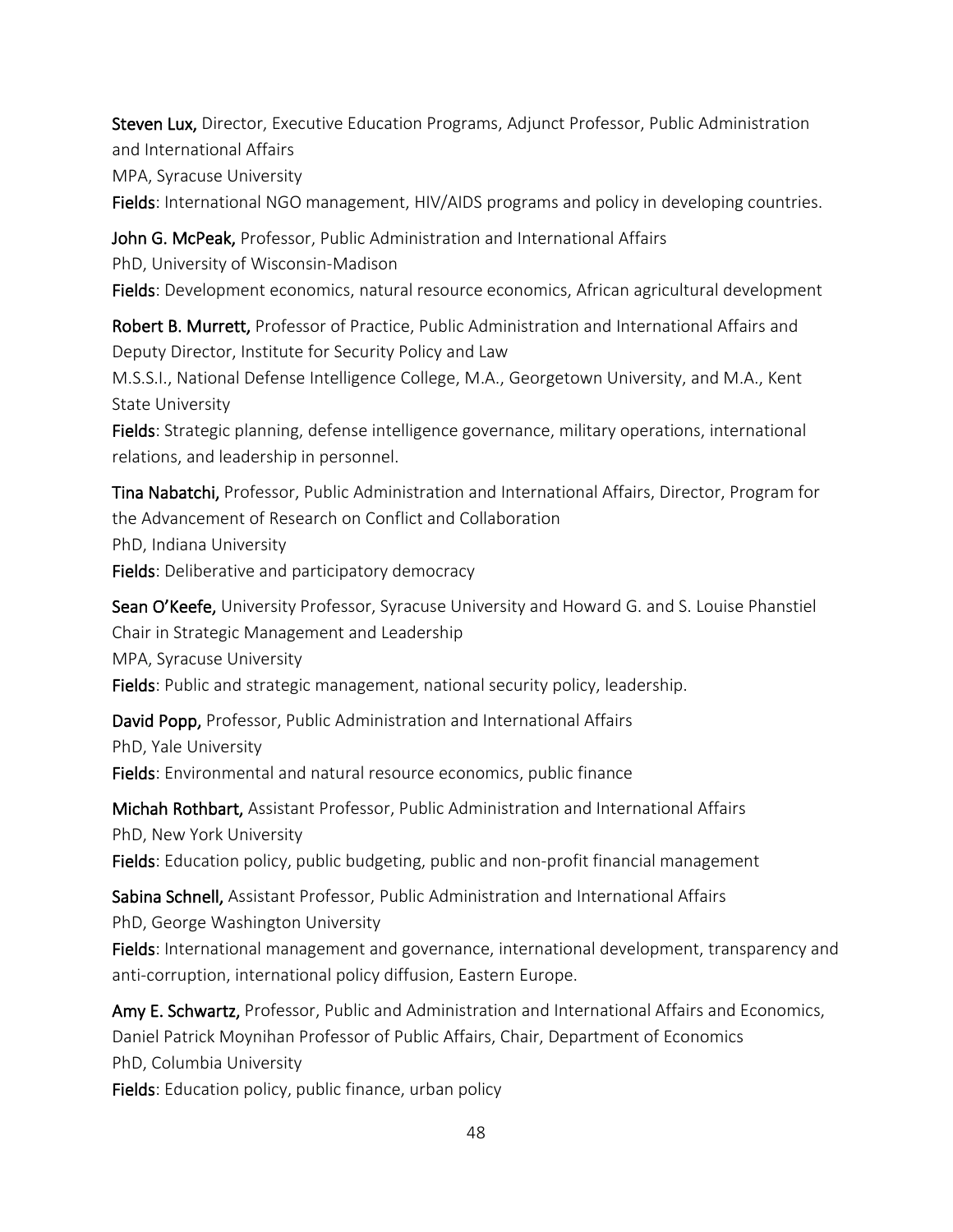**Steven Lux,** Director, Executive Education Programs, Adjunct Professor, Public Administration and International Affairs
MPA, Syracuse University
**Fields**: International NGO management, HIV/AIDS programs and policy in developing countries.

**John G. McPeak,** Professor, Public Administration and International Affairs
PhD, University of Wisconsin-Madison
**Fields**: Development economics, natural resource economics, African agricultural development

**Robert B. Murrett,** Professor of Practice, Public Administration and International Affairs and Deputy Director, Institute for Security Policy and Law
M.S.S.I., National Defense Intelligence College, M.A., Georgetown University, and M.A., Kent State University
**Fields**: Strategic planning, defense intelligence governance, military operations, international relations, and leadership in personnel.

**Tina Nabatchi,** Professor, Public Administration and International Affairs, Director, Program for the Advancement of Research on Conflict and Collaboration
PhD, Indiana University
**Fields**: Deliberative and participatory democracy

**Sean O'Keefe,** University Professor, Syracuse University and Howard G. and S. Louise Phanstiel Chair in Strategic Management and Leadership
MPA, Syracuse University
**Fields**: Public and strategic management, national security policy, leadership.

**David Popp,** Professor, Public Administration and International Affairs
PhD, Yale University
**Fields**: Environmental and natural resource economics, public finance

**Michah Rothbart,** Assistant Professor, Public Administration and International Affairs
PhD, New York University
**Fields**: Education policy, public budgeting, public and non-profit financial management

**Sabina Schnell,** Assistant Professor, Public Administration and International Affairs
PhD, George Washington University
**Fields**: International management and governance, international development, transparency and anti-corruption, international policy diffusion, Eastern Europe.

**Amy E. Schwartz,** Professor, Public and Administration and International Affairs and Economics, Daniel Patrick Moynihan Professor of Public Affairs, Chair, Department of Economics
PhD, Columbia University
**Fields**: Education policy, public finance, urban policy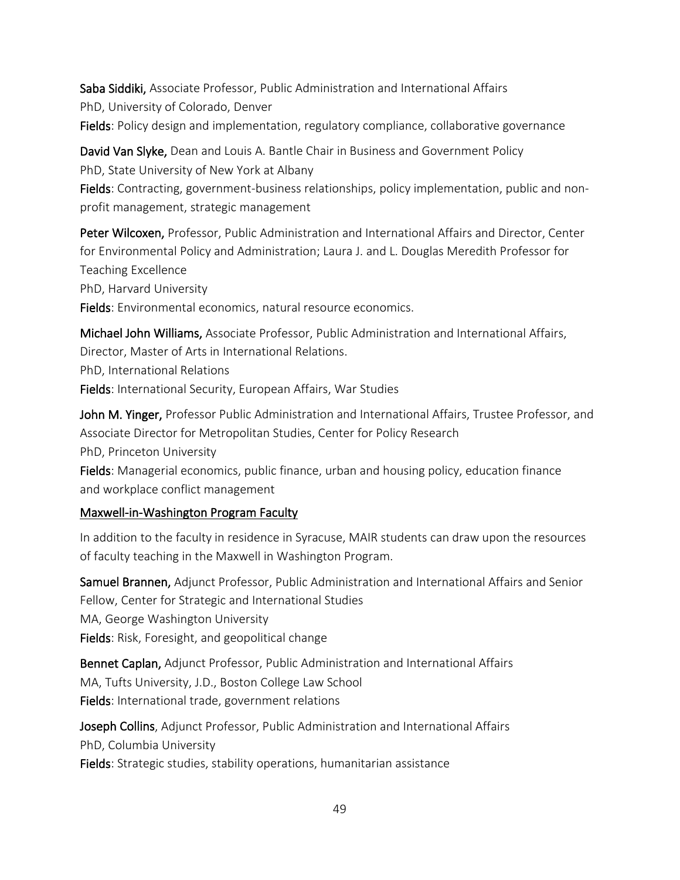**Saba Siddiki,** Associate Professor, Public Administration and International Affairs
PhD, University of Colorado, Denver
**Fields**: Policy design and implementation, regulatory compliance, collaborative governance

**David Van Slyke,** Dean and Louis A. Bantle Chair in Business and Government Policy
PhD, State University of New York at Albany
**Fields**: Contracting, government-business relationships, policy implementation, public and non-profit management, strategic management

**Peter Wilcoxen,** Professor, Public Administration and International Affairs and Director, Center for Environmental Policy and Administration; Laura J. and L. Douglas Meredith Professor for Teaching Excellence
PhD, Harvard University
**Fields**: Environmental economics, natural resource economics.

**Michael John Williams,** Associate Professor, Public Administration and International Affairs, Director, Master of Arts in International Relations.
PhD, International Relations
**Fields**: International Security, European Affairs, War Studies

**John M. Yinger,** Professor Public Administration and International Affairs, Trustee Professor, and Associate Director for Metropolitan Studies, Center for Policy Research
PhD, Princeton University
**Fields**: Managerial economics, public finance, urban and housing policy, education finance and workplace conflict management

## Maxwell-in-Washington Program Faculty

In addition to the faculty in residence in Syracuse, MAIR students can draw upon the resources of faculty teaching in the Maxwell in Washington Program.

**Samuel Brannen,** Adjunct Professor, Public Administration and International Affairs and Senior Fellow, Center for Strategic and International Studies
MA, George Washington University
**Fields**: Risk, Foresight, and geopolitical change

**Bennet Caplan,** Adjunct Professor, Public Administration and International Affairs
MA, Tufts University, J.D., Boston College Law School
**Fields**: International trade, government relations

**Joseph Collins**, Adjunct Professor, Public Administration and International Affairs
PhD, Columbia University
**Fields**: Strategic studies, stability operations, humanitarian assistance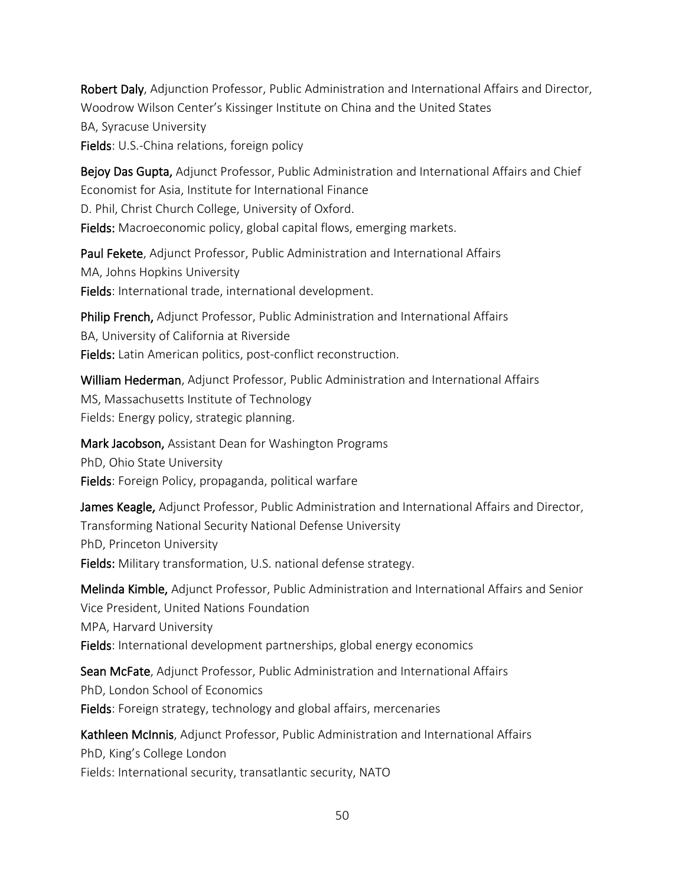**Robert Daly**, Adjunction Professor, Public Administration and International Affairs and Director, Woodrow Wilson Center's Kissinger Institute on China and the United States
BA, Syracuse University
**Fields**: U.S.-China relations, foreign policy

**Bejoy Das Gupta,** Adjunct Professor, Public Administration and International Affairs and Chief Economist for Asia, Institute for International Finance
D. Phil, Christ Church College, University of Oxford.
**Fields:** Macroeconomic policy, global capital flows, emerging markets.

**Paul Fekete**, Adjunct Professor, Public Administration and International Affairs
MA, Johns Hopkins University
**Fields**: International trade, international development.

**Philip French,** Adjunct Professor, Public Administration and International Affairs
BA, University of California at Riverside
**Fields:** Latin American politics, post-conflict reconstruction.

**William Hederman**, Adjunct Professor, Public Administration and International Affairs
MS, Massachusetts Institute of Technology
Fields: Energy policy, strategic planning.

**Mark Jacobson,** Assistant Dean for Washington Programs
PhD, Ohio State University
**Fields**: Foreign Policy, propaganda, political warfare

**James Keagle,** Adjunct Professor, Public Administration and International Affairs and Director, Transforming National Security National Defense University
PhD, Princeton University
**Fields:** Military transformation, U.S. national defense strategy.

**Melinda Kimble,** Adjunct Professor, Public Administration and International Affairs and Senior Vice President, United Nations Foundation
MPA, Harvard University
**Fields**: International development partnerships, global energy economics

**Sean McFate**, Adjunct Professor, Public Administration and International Affairs
PhD, London School of Economics
**Fields**: Foreign strategy, technology and global affairs, mercenaries

**Kathleen McInnis**, Adjunct Professor, Public Administration and International Affairs
PhD, King's College London
Fields: International security, transatlantic security, NATO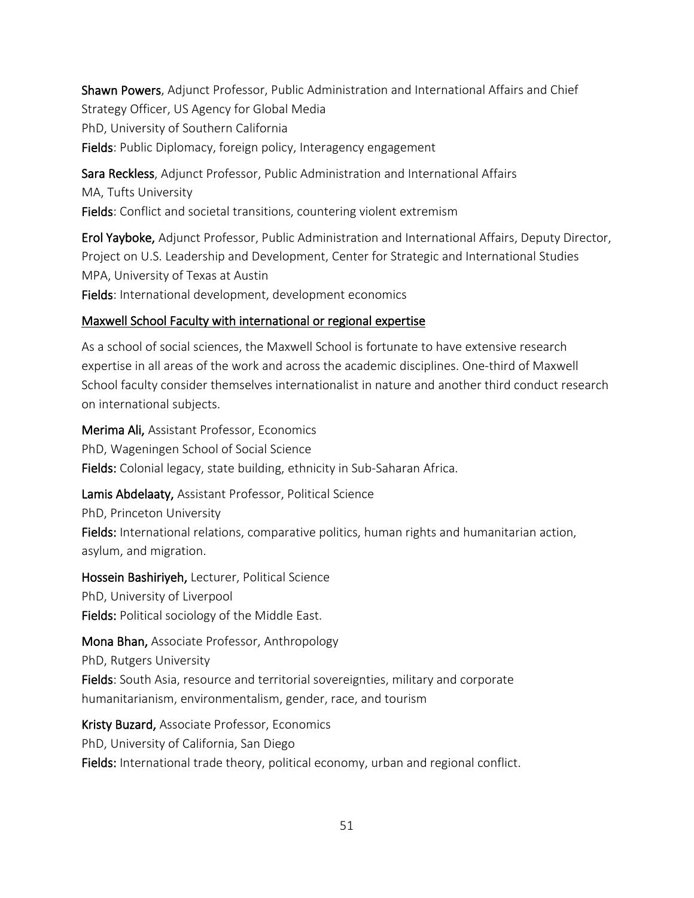**Shawn Powers**, Adjunct Professor, Public Administration and International Affairs and Chief Strategy Officer, US Agency for Global Media
PhD, University of Southern California
**Fields**: Public Diplomacy, foreign policy, Interagency engagement

**Sara Reckless**, Adjunct Professor, Public Administration and International Affairs
MA, Tufts University
**Fields**: Conflict and societal transitions, countering violent extremism

**Erol Yayboke,** Adjunct Professor, Public Administration and International Affairs, Deputy Director, Project on U.S. Leadership and Development, Center for Strategic and International Studies
MPA, University of Texas at Austin
**Fields**: International development, development economics

<u>Maxwell School Faculty with international or regional expertise</u>

As a school of social sciences, the Maxwell School is fortunate to have extensive research expertise in all areas of the work and across the academic disciplines. One-third of Maxwell School faculty consider themselves internationalist in nature and another third conduct research on international subjects.

**Merima Ali,** Assistant Professor, Economics
PhD, Wageningen School of Social Science
**Fields:** Colonial legacy, state building, ethnicity in Sub-Saharan Africa.

**Lamis Abdelaaty,** Assistant Professor, Political Science
PhD, Princeton University
**Fields:** International relations, comparative politics, human rights and humanitarian action, asylum, and migration.

**Hossein Bashiriyeh,** Lecturer, Political Science
PhD, University of Liverpool
**Fields:** Political sociology of the Middle East.

**Mona Bhan,** Associate Professor, Anthropology
PhD, Rutgers University
**Fields**: South Asia, resource and territorial sovereignties, military and corporate humanitarianism, environmentalism, gender, race, and tourism

**Kristy Buzard,** Associate Professor, Economics
PhD, University of California, San Diego
**Fields:** International trade theory, political economy, urban and regional conflict.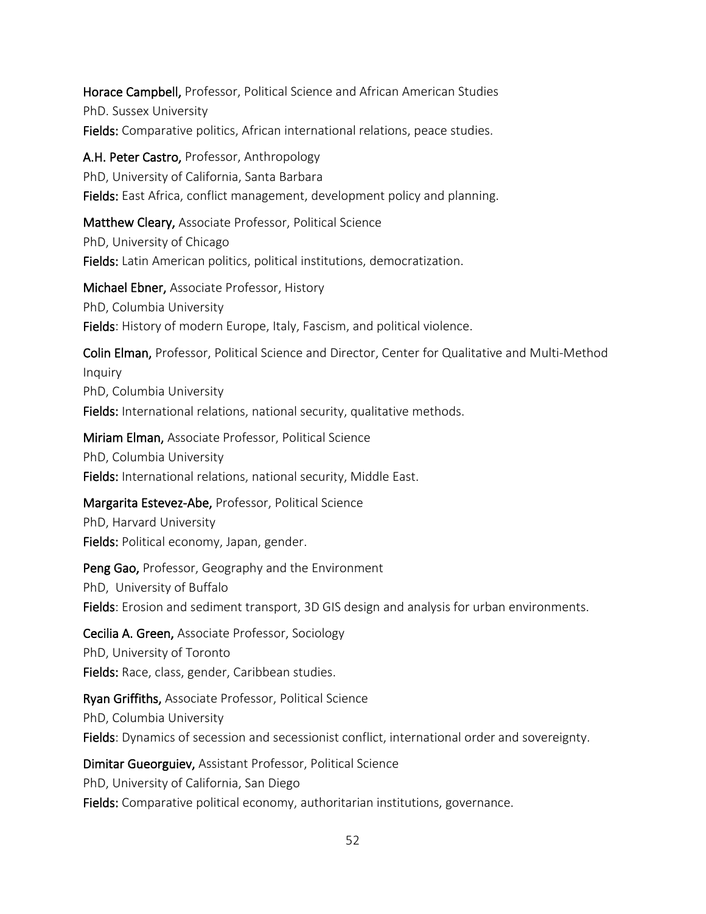**Horace Campbell,** Professor, Political Science and African American Studies
PhD. Sussex University
**Fields:** Comparative politics, African international relations, peace studies.

**A.H. Peter Castro,** Professor, Anthropology
PhD, University of California, Santa Barbara
**Fields:** East Africa, conflict management, development policy and planning.

**Matthew Cleary,** Associate Professor, Political Science
PhD, University of Chicago
**Fields:** Latin American politics, political institutions, democratization.

**Michael Ebner,** Associate Professor, History
PhD, Columbia University
**Fields**: History of modern Europe, Italy, Fascism, and political violence.

**Colin Elman,** Professor, Political Science and Director, Center for Qualitative and Multi-Method Inquiry
PhD, Columbia University
**Fields:** International relations, national security, qualitative methods.

**Miriam Elman,** Associate Professor, Political Science
PhD, Columbia University
**Fields:** International relations, national security, Middle East.

**Margarita Estevez-Abe,** Professor, Political Science
PhD, Harvard University
**Fields:** Political economy, Japan, gender.

**Peng Gao,** Professor, Geography and the Environment
PhD, University of Buffalo
**Fields**: Erosion and sediment transport, 3D GIS design and analysis for urban environments.

**Cecilia A. Green,** Associate Professor, Sociology
PhD, University of Toronto
**Fields:** Race, class, gender, Caribbean studies.

**Ryan Griffiths,** Associate Professor, Political Science
PhD, Columbia University
**Fields**: Dynamics of secession and secessionist conflict, international order and sovereignty.

**Dimitar Gueorguiev,** Assistant Professor, Political Science
PhD, University of California, San Diego
**Fields:** Comparative political economy, authoritarian institutions, governance.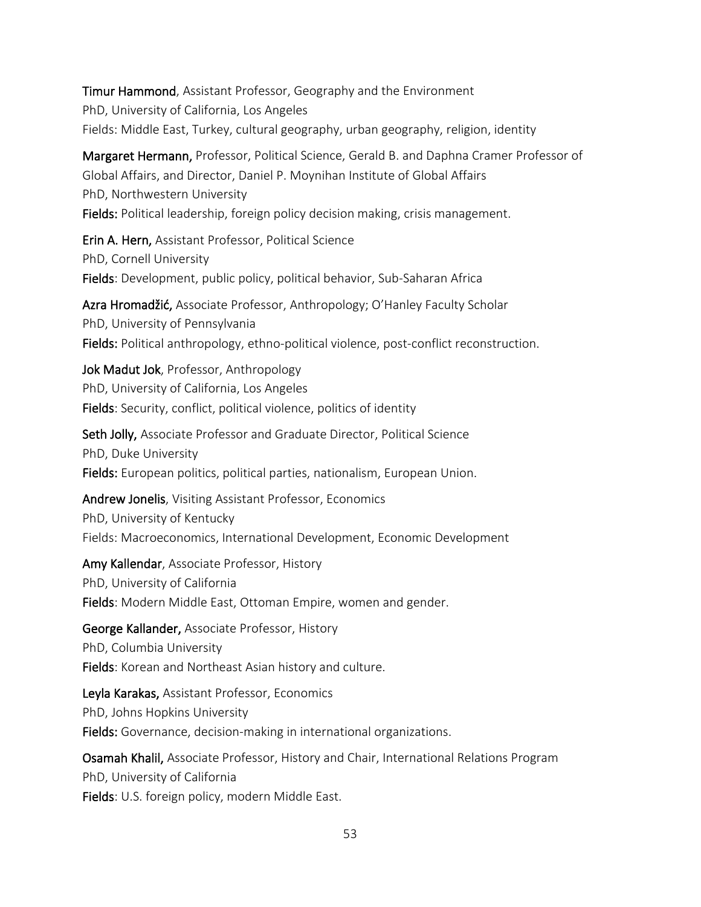**Timur Hammond**, Assistant Professor, Geography and the Environment
PhD, University of California, Los Angeles
Fields: Middle East, Turkey, cultural geography, urban geography, religion, identity

**Margaret Hermann,** Professor, Political Science, Gerald B. and Daphna Cramer Professor of Global Affairs, and Director, Daniel P. Moynihan Institute of Global Affairs
PhD, Northwestern University
**Fields:** Political leadership, foreign policy decision making, crisis management.

**Erin A. Hern,** Assistant Professor, Political Science
PhD, Cornell University
**Fields**: Development, public policy, political behavior, Sub-Saharan Africa

**Azra Hromadžić,** Associate Professor, Anthropology; O'Hanley Faculty Scholar
PhD, University of Pennsylvania
**Fields:** Political anthropology, ethno-political violence, post-conflict reconstruction.

**Jok Madut Jok**, Professor, Anthropology
PhD, University of California, Los Angeles
**Fields**: Security, conflict, political violence, politics of identity

**Seth Jolly,** Associate Professor and Graduate Director, Political Science
PhD, Duke University
**Fields:** European politics, political parties, nationalism, European Union.

**Andrew Jonelis**, Visiting Assistant Professor, Economics
PhD, University of Kentucky
Fields: Macroeconomics, International Development, Economic Development

**Amy Kallendar**, Associate Professor, History
PhD, University of California
**Fields**: Modern Middle East, Ottoman Empire, women and gender.

**George Kallander,** Associate Professor, History
PhD, Columbia University
**Fields**: Korean and Northeast Asian history and culture.

**Leyla Karakas,** Assistant Professor, Economics
PhD, Johns Hopkins University
**Fields:** Governance, decision-making in international organizations.

**Osamah Khalil,** Associate Professor, History and Chair, International Relations Program
PhD, University of California
**Fields**: U.S. foreign policy, modern Middle East.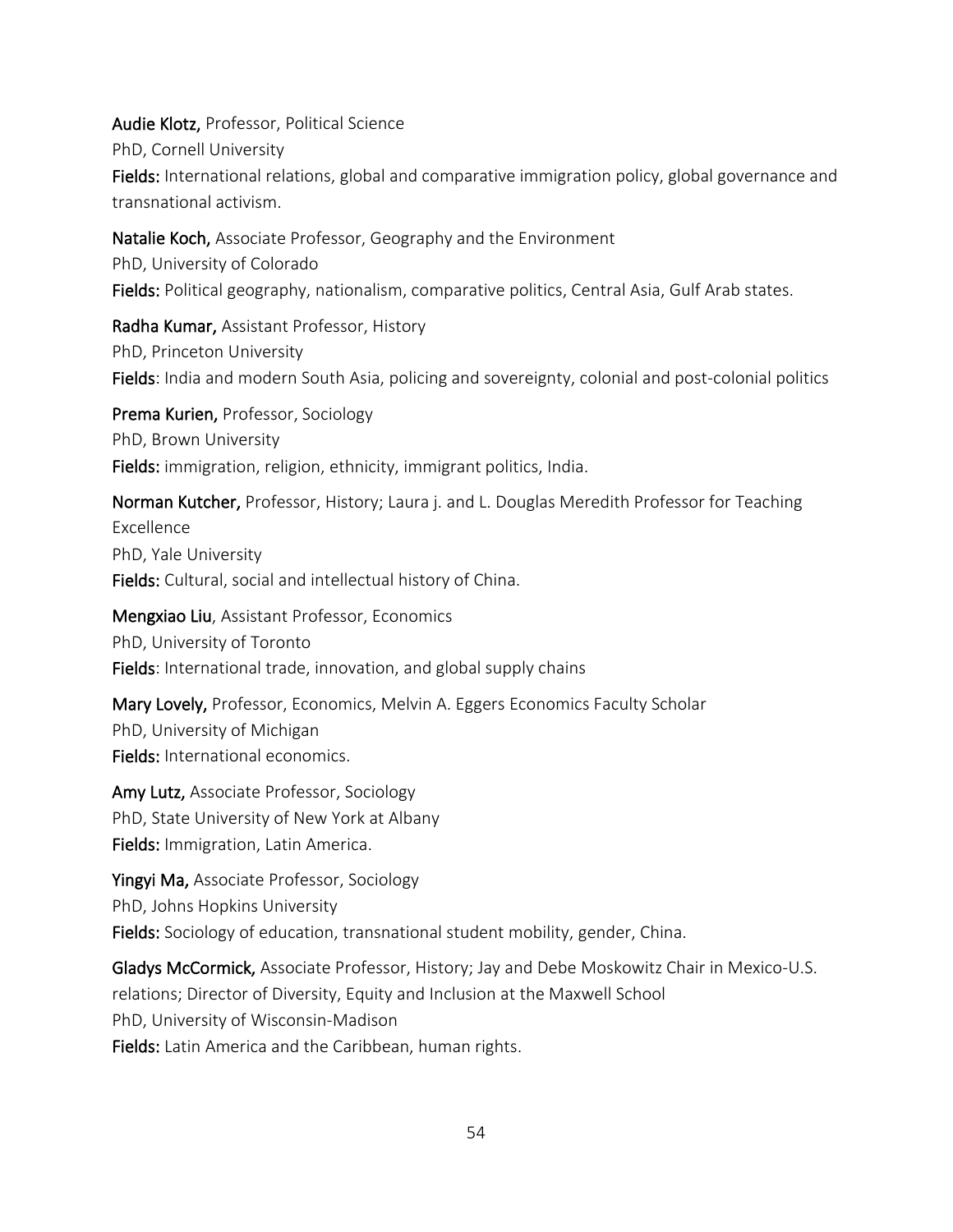**Audie Klotz,** Professor, Political Science
PhD, Cornell University
**Fields:** International relations, global and comparative immigration policy, global governance and transnational activism.

**Natalie Koch,** Associate Professor, Geography and the Environment
PhD, University of Colorado
**Fields:** Political geography, nationalism, comparative politics, Central Asia, Gulf Arab states.

**Radha Kumar,** Assistant Professor, History
PhD, Princeton University
**Fields**: India and modern South Asia, policing and sovereignty, colonial and post-colonial politics

**Prema Kurien,** Professor, Sociology
PhD, Brown University
**Fields:** immigration, religion, ethnicity, immigrant politics, India.

**Norman Kutcher,** Professor, History; Laura j. and L. Douglas Meredith Professor for Teaching Excellence
PhD, Yale University
**Fields:** Cultural, social and intellectual history of China.

**Mengxiao Liu**, Assistant Professor, Economics
PhD, University of Toronto
**Fields**: International trade, innovation, and global supply chains

**Mary Lovely,** Professor, Economics, Melvin A. Eggers Economics Faculty Scholar
PhD, University of Michigan
**Fields:** International economics.

**Amy Lutz,** Associate Professor, Sociology
PhD, State University of New York at Albany
**Fields:** Immigration, Latin America.

**Yingyi Ma,** Associate Professor, Sociology
PhD, Johns Hopkins University
**Fields:** Sociology of education, transnational student mobility, gender, China.

**Gladys McCormick,** Associate Professor, History; Jay and Debe Moskowitz Chair in Mexico-U.S. relations; Director of Diversity, Equity and Inclusion at the Maxwell School
PhD, University of Wisconsin-Madison
**Fields:** Latin America and the Caribbean, human rights.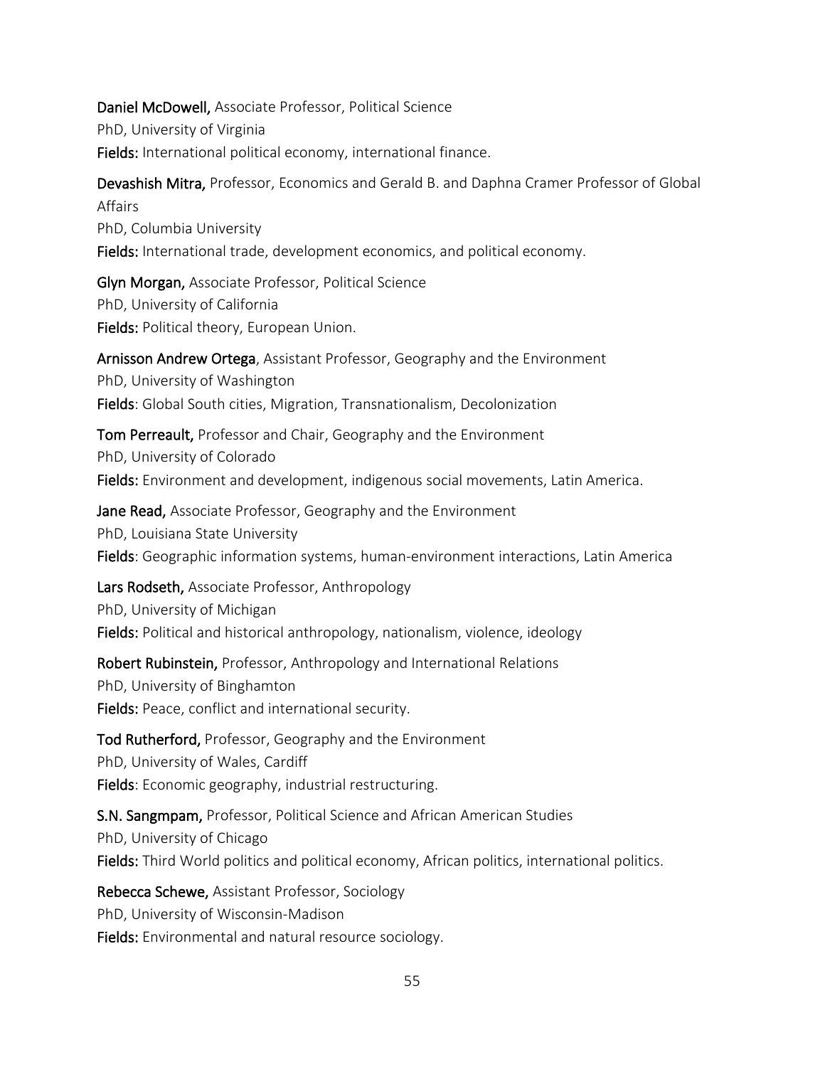**Daniel McDowell,** Associate Professor, Political Science
PhD, University of Virginia
**Fields:** International political economy, international finance.

**Devashish Mitra,** Professor, Economics and Gerald B. and Daphna Cramer Professor of Global Affairs
PhD, Columbia University
**Fields:** International trade, development economics, and political economy.

**Glyn Morgan,** Associate Professor, Political Science
PhD, University of California
**Fields:** Political theory, European Union.

**Arnisson Andrew Ortega**, Assistant Professor, Geography and the Environment
PhD, University of Washington
**Fields**: Global South cities, Migration, Transnationalism, Decolonization

**Tom Perreault,** Professor and Chair, Geography and the Environment
PhD, University of Colorado
**Fields:** Environment and development, indigenous social movements, Latin America.

**Jane Read,** Associate Professor, Geography and the Environment
PhD, Louisiana State University
**Fields**: Geographic information systems, human-environment interactions, Latin America

**Lars Rodseth,** Associate Professor, Anthropology
PhD, University of Michigan
**Fields:** Political and historical anthropology, nationalism, violence, ideology

**Robert Rubinstein,** Professor, Anthropology and International Relations
PhD, University of Binghamton
**Fields:** Peace, conflict and international security.

**Tod Rutherford,** Professor, Geography and the Environment
PhD, University of Wales, Cardiff
**Fields**: Economic geography, industrial restructuring.

**S.N. Sangmpam,** Professor, Political Science and African American Studies
PhD, University of Chicago
**Fields:** Third World politics and political economy, African politics, international politics.

**Rebecca Schewe,** Assistant Professor, Sociology
PhD, University of Wisconsin-Madison
**Fields:** Environmental and natural resource sociology.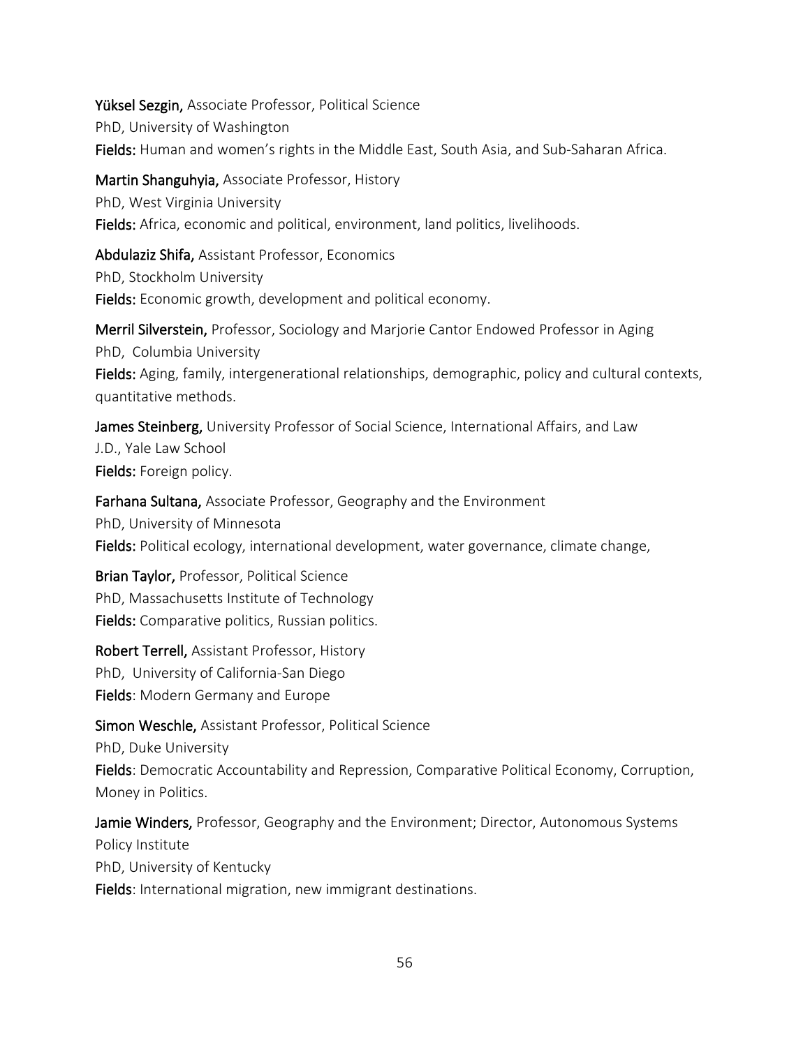**Yüksel Sezgin,** Associate Professor, Political Science
PhD, University of Washington
**Fields:** Human and women's rights in the Middle East, South Asia, and Sub-Saharan Africa.

**Martin Shanguhyia,** Associate Professor, History
PhD, West Virginia University
**Fields:** Africa, economic and political, environment, land politics, livelihoods.

**Abdulaziz Shifa,** Assistant Professor, Economics
PhD, Stockholm University
**Fields:** Economic growth, development and political economy.

**Merril Silverstein,** Professor, Sociology and Marjorie Cantor Endowed Professor in Aging
PhD, Columbia University
**Fields:** Aging, family, intergenerational relationships, demographic, policy and cultural contexts, quantitative methods.

**James Steinberg,** University Professor of Social Science, International Affairs, and Law
J.D., Yale Law School
**Fields:** Foreign policy.

**Farhana Sultana,** Associate Professor, Geography and the Environment
PhD, University of Minnesota
**Fields:** Political ecology, international development, water governance, climate change,

**Brian Taylor,** Professor, Political Science
PhD, Massachusetts Institute of Technology
**Fields:** Comparative politics, Russian politics.

**Robert Terrell,** Assistant Professor, History
PhD, University of California-San Diego
**Fields**: Modern Germany and Europe

**Simon Weschle,** Assistant Professor, Political Science
PhD, Duke University
**Fields**: Democratic Accountability and Repression, Comparative Political Economy, Corruption, Money in Politics.

**Jamie Winders,** Professor, Geography and the Environment; Director, Autonomous Systems Policy Institute
PhD, University of Kentucky
**Fields**: International migration, new immigrant destinations.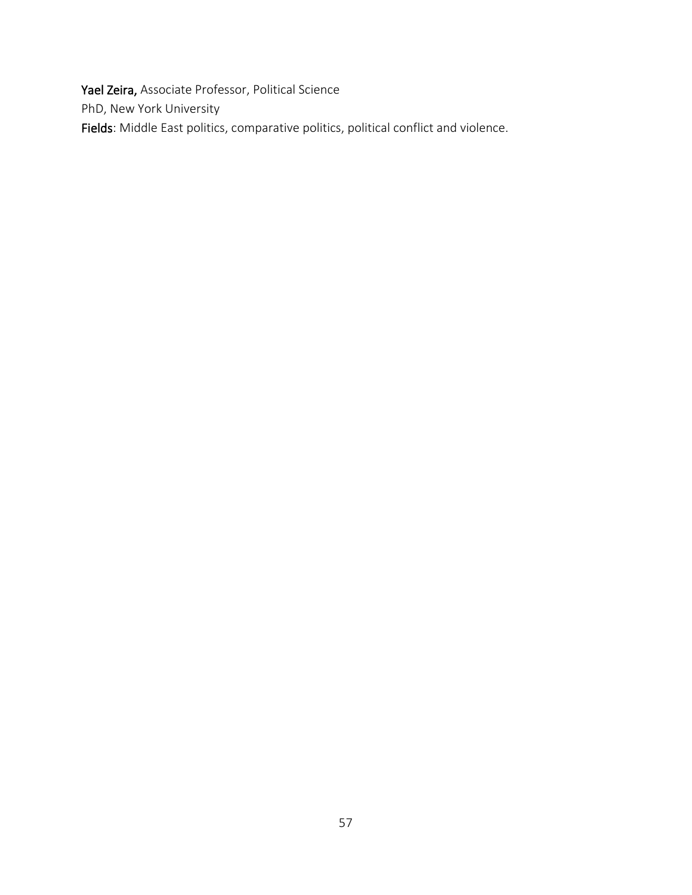**Yael Zeira,** Associate Professor, Political Science
PhD, New York University
**Fields**: Middle East politics, comparative politics, political conflict and violence.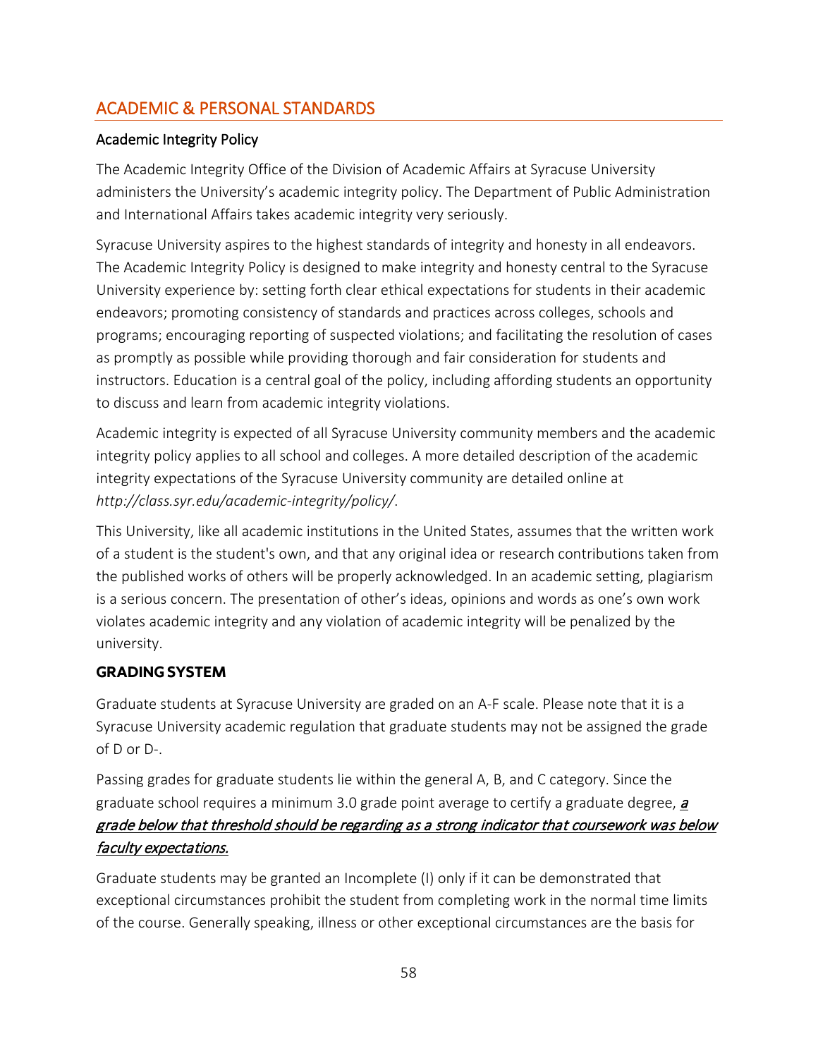## ACADEMIC & PERSONAL STANDARDS

### Academic Integrity Policy

The Academic Integrity Office of the Division of Academic Affairs at Syracuse University administers the University's academic integrity policy. The Department of Public Administration and International Affairs takes academic integrity very seriously.

Syracuse University aspires to the highest standards of integrity and honesty in all endeavors. The Academic Integrity Policy is designed to make integrity and honesty central to the Syracuse University experience by: setting forth clear ethical expectations for students in their academic endeavors; promoting consistency of standards and practices across colleges, schools and programs; encouraging reporting of suspected violations; and facilitating the resolution of cases as promptly as possible while providing thorough and fair consideration for students and instructors. Education is a central goal of the policy, including affording students an opportunity to discuss and learn from academic integrity violations.

Academic integrity is expected of all Syracuse University community members and the academic integrity policy applies to all school and colleges. A more detailed description of the academic integrity expectations of the Syracuse University community are detailed online at *http://class.syr.edu/academic-integrity/policy/*.

This University, like all academic institutions in the United States, assumes that the written work of a student is the student's own, and that any original idea or research contributions taken from the published works of others will be properly acknowledged. In an academic setting, plagiarism is a serious concern. The presentation of other's ideas, opinions and words as one's own work violates academic integrity and any violation of academic integrity will be penalized by the university.

### GRADING SYSTEM

Graduate students at Syracuse University are graded on an A-F scale. Please note that it is a Syracuse University academic regulation that graduate students may not be assigned the grade of D or D-.

Passing grades for graduate students lie within the general A, B, and C category. Since the graduate school requires a minimum 3.0 grade point average to certify a graduate degree, ***a grade below that threshold should be regarding as a strong indicator that coursework was below faculty expectations.***

Graduate students may be granted an Incomplete (I) only if it can be demonstrated that exceptional circumstances prohibit the student from completing work in the normal time limits of the course. Generally speaking, illness or other exceptional circumstances are the basis for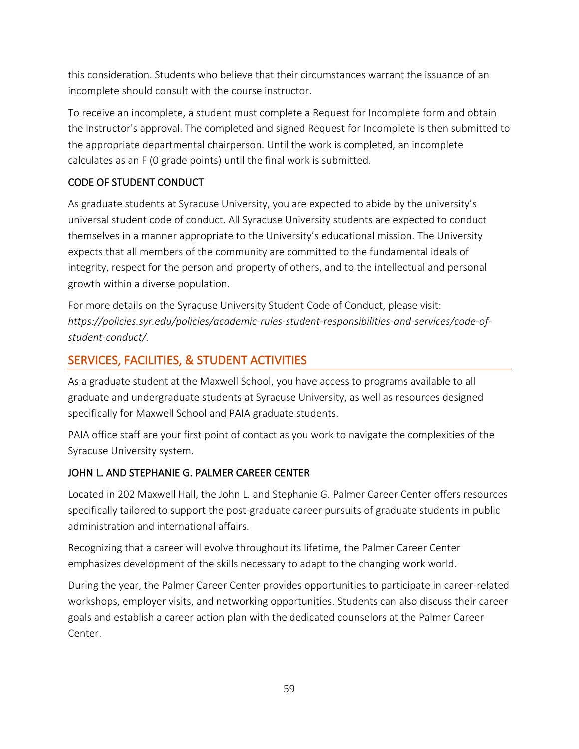this consideration. Students who believe that their circumstances warrant the issuance of an incomplete should consult with the course instructor.

To receive an incomplete, a student must complete a Request for Incomplete form and obtain the instructor's approval. The completed and signed Request for Incomplete is then submitted to the appropriate departmental chairperson. Until the work is completed, an incomplete calculates as an F (0 grade points) until the final work is submitted.

### CODE OF STUDENT CONDUCT

As graduate students at Syracuse University, you are expected to abide by the university's universal student code of conduct. All Syracuse University students are expected to conduct themselves in a manner appropriate to the University's educational mission. The University expects that all members of the community are committed to the fundamental ideals of integrity, respect for the person and property of others, and to the intellectual and personal growth within a diverse population.

For more details on the Syracuse University Student Code of Conduct, please visit: *https://policies.syr.edu/policies/academic-rules-student-responsibilities-and-services/code-of-student-conduct/.*

## SERVICES, FACILITIES, & STUDENT ACTIVITIES

As a graduate student at the Maxwell School, you have access to programs available to all graduate and undergraduate students at Syracuse University, as well as resources designed specifically for Maxwell School and PAIA graduate students.

PAIA office staff are your first point of contact as you work to navigate the complexities of the Syracuse University system.

### JOHN L. AND STEPHANIE G. PALMER CAREER CENTER

Located in 202 Maxwell Hall, the John L. and Stephanie G. Palmer Career Center offers resources specifically tailored to support the post-graduate career pursuits of graduate students in public administration and international affairs.

Recognizing that a career will evolve throughout its lifetime, the Palmer Career Center emphasizes development of the skills necessary to adapt to the changing work world.

During the year, the Palmer Career Center provides opportunities to participate in career-related workshops, employer visits, and networking opportunities. Students can also discuss their career goals and establish a career action plan with the dedicated counselors at the Palmer Career Center.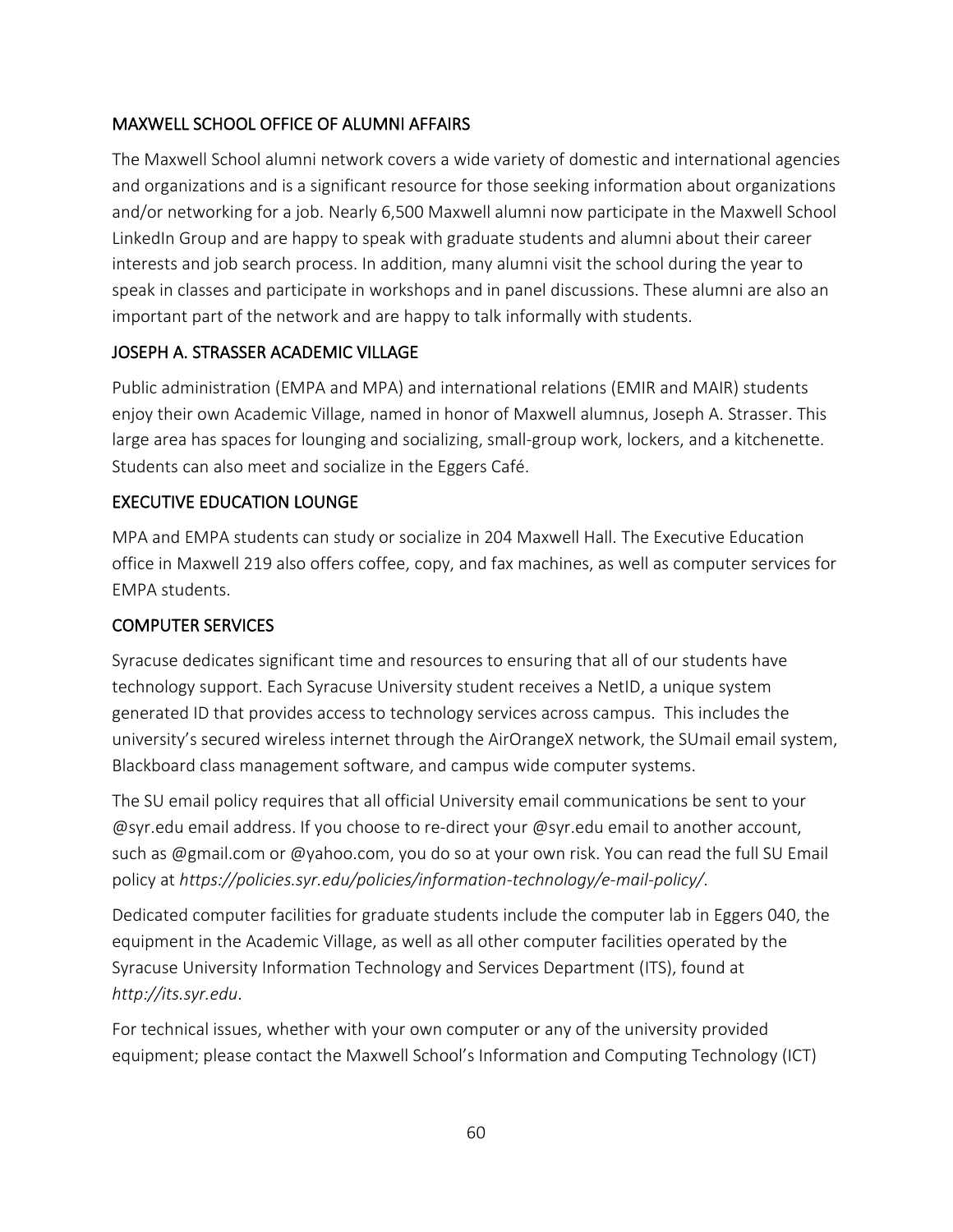## MAXWELL SCHOOL OFFICE OF ALUMNI AFFAIRS

The Maxwell School alumni network covers a wide variety of domestic and international agencies and organizations and is a significant resource for those seeking information about organizations and/or networking for a job. Nearly 6,500 Maxwell alumni now participate in the Maxwell School LinkedIn Group and are happy to speak with graduate students and alumni about their career interests and job search process. In addition, many alumni visit the school during the year to speak in classes and participate in workshops and in panel discussions. These alumni are also an important part of the network and are happy to talk informally with students.

## JOSEPH A. STRASSER ACADEMIC VILLAGE

Public administration (EMPA and MPA) and international relations (EMIR and MAIR) students enjoy their own Academic Village, named in honor of Maxwell alumnus, Joseph A. Strasser. This large area has spaces for lounging and socializing, small-group work, lockers, and a kitchenette. Students can also meet and socialize in the Eggers Café.

## EXECUTIVE EDUCATION LOUNGE

MPA and EMPA students can study or socialize in 204 Maxwell Hall. The Executive Education office in Maxwell 219 also offers coffee, copy, and fax machines, as well as computer services for EMPA students.

## COMPUTER SERVICES

Syracuse dedicates significant time and resources to ensuring that all of our students have technology support. Each Syracuse University student receives a NetID, a unique system generated ID that provides access to technology services across campus. This includes the university's secured wireless internet through the AirOrangeX network, the SUmail email system, Blackboard class management software, and campus wide computer systems.

The SU email policy requires that all official University email communications be sent to your @syr.edu email address. If you choose to re-direct your @syr.edu email to another account, such as @gmail.com or @yahoo.com, you do so at your own risk. You can read the full SU Email policy at *https://policies.syr.edu/policies/information-technology/e-mail-policy/*.

Dedicated computer facilities for graduate students include the computer lab in Eggers 040, the equipment in the Academic Village, as well as all other computer facilities operated by the Syracuse University Information Technology and Services Department (ITS), found at *http://its.syr.edu*.

For technical issues, whether with your own computer or any of the university provided equipment; please contact the Maxwell School's Information and Computing Technology (ICT)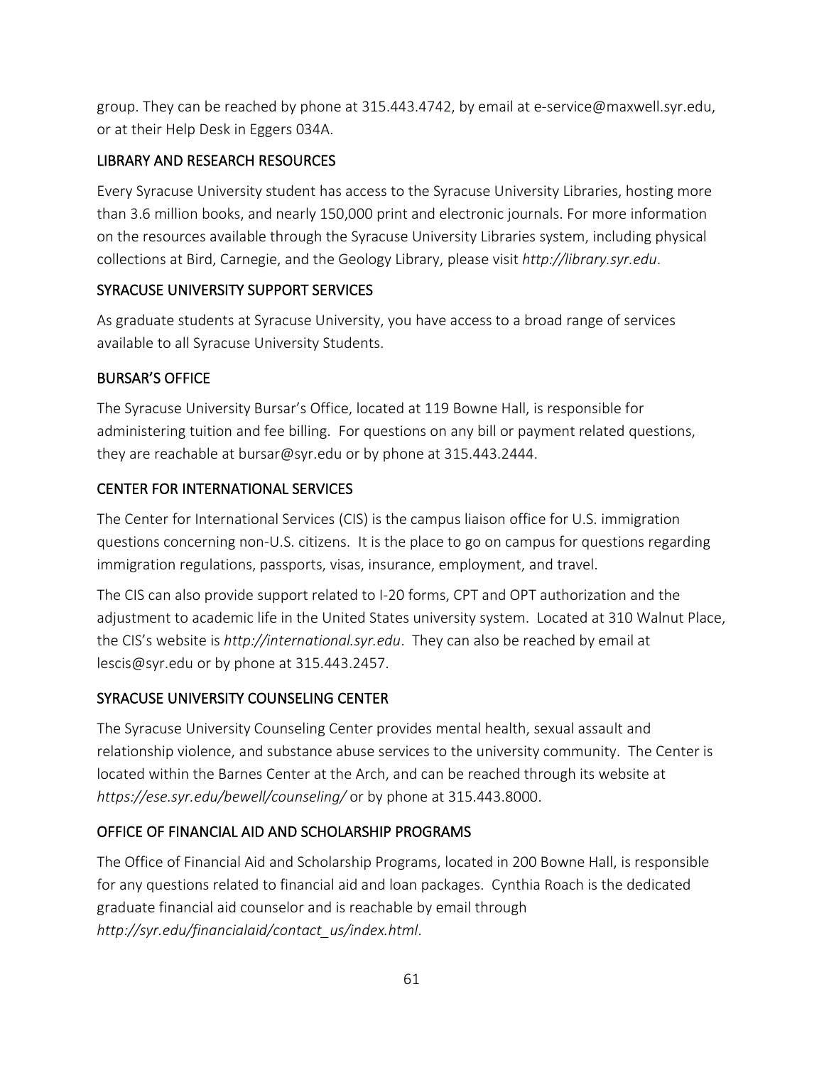group. They can be reached by phone at 315.443.4742, by email at e-service@maxwell.syr.edu, or at their Help Desk in Eggers 034A.

## LIBRARY AND RESEARCH RESOURCES

Every Syracuse University student has access to the Syracuse University Libraries, hosting more than 3.6 million books, and nearly 150,000 print and electronic journals. For more information on the resources available through the Syracuse University Libraries system, including physical collections at Bird, Carnegie, and the Geology Library, please visit *http://library.syr.edu*.

## SYRACUSE UNIVERSITY SUPPORT SERVICES

As graduate students at Syracuse University, you have access to a broad range of services available to all Syracuse University Students.

## BURSAR'S OFFICE

The Syracuse University Bursar's Office, located at 119 Bowne Hall, is responsible for administering tuition and fee billing. For questions on any bill or payment related questions, they are reachable at bursar@syr.edu or by phone at 315.443.2444.

## CENTER FOR INTERNATIONAL SERVICES

The Center for International Services (CIS) is the campus liaison office for U.S. immigration questions concerning non-U.S. citizens. It is the place to go on campus for questions regarding immigration regulations, passports, visas, insurance, employment, and travel.

The CIS can also provide support related to I-20 forms, CPT and OPT authorization and the adjustment to academic life in the United States university system. Located at 310 Walnut Place, the CIS's website is *http://international.syr.edu*. They can also be reached by email at lescis@syr.edu or by phone at 315.443.2457.

## SYRACUSE UNIVERSITY COUNSELING CENTER

The Syracuse University Counseling Center provides mental health, sexual assault and relationship violence, and substance abuse services to the university community. The Center is located within the Barnes Center at the Arch, and can be reached through its website at *https://ese.syr.edu/bewell/counseling/* or by phone at 315.443.8000.

## OFFICE OF FINANCIAL AID AND SCHOLARSHIP PROGRAMS

The Office of Financial Aid and Scholarship Programs, located in 200 Bowne Hall, is responsible for any questions related to financial aid and loan packages. Cynthia Roach is the dedicated graduate financial aid counselor and is reachable by email through *http://syr.edu/financialaid/contact_us/index.html*.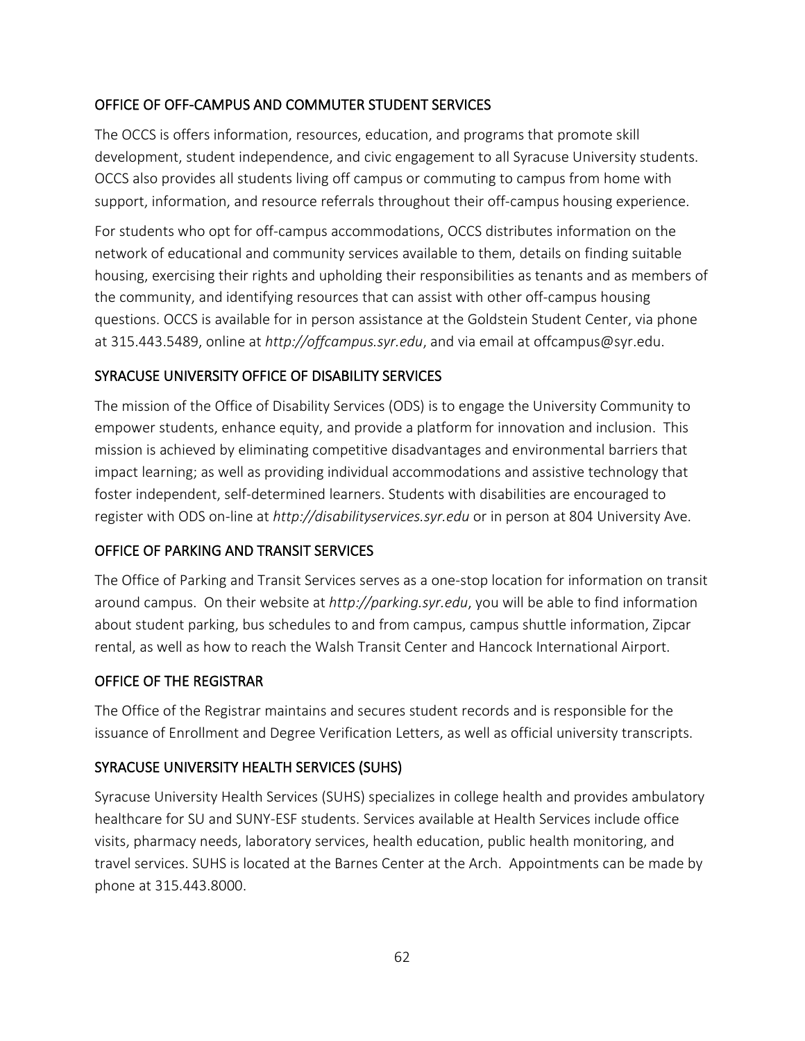## OFFICE OF OFF-CAMPUS AND COMMUTER STUDENT SERVICES

The OCCS is offers information, resources, education, and programs that promote skill development, student independence, and civic engagement to all Syracuse University students. OCCS also provides all students living off campus or commuting to campus from home with support, information, and resource referrals throughout their off-campus housing experience.

For students who opt for off-campus accommodations, OCCS distributes information on the network of educational and community services available to them, details on finding suitable housing, exercising their rights and upholding their responsibilities as tenants and as members of the community, and identifying resources that can assist with other off-campus housing questions. OCCS is available for in person assistance at the Goldstein Student Center, via phone at 315.443.5489, online at *http://offcampus.syr.edu*, and via email at offcampus@syr.edu.

## SYRACUSE UNIVERSITY OFFICE OF DISABILITY SERVICES

The mission of the Office of Disability Services (ODS) is to engage the University Community to empower students, enhance equity, and provide a platform for innovation and inclusion. This mission is achieved by eliminating competitive disadvantages and environmental barriers that impact learning; as well as providing individual accommodations and assistive technology that foster independent, self-determined learners. Students with disabilities are encouraged to register with ODS on-line at *http://disabilityservices.syr.edu* or in person at 804 University Ave.

## OFFICE OF PARKING AND TRANSIT SERVICES

The Office of Parking and Transit Services serves as a one-stop location for information on transit around campus. On their website at *http://parking.syr.edu*, you will be able to find information about student parking, bus schedules to and from campus, campus shuttle information, Zipcar rental, as well as how to reach the Walsh Transit Center and Hancock International Airport.

## OFFICE OF THE REGISTRAR

The Office of the Registrar maintains and secures student records and is responsible for the issuance of Enrollment and Degree Verification Letters, as well as official university transcripts.

## SYRACUSE UNIVERSITY HEALTH SERVICES (SUHS)

Syracuse University Health Services (SUHS) specializes in college health and provides ambulatory healthcare for SU and SUNY-ESF students. Services available at Health Services include office visits, pharmacy needs, laboratory services, health education, public health monitoring, and travel services. SUHS is located at the Barnes Center at the Arch. Appointments can be made by phone at 315.443.8000.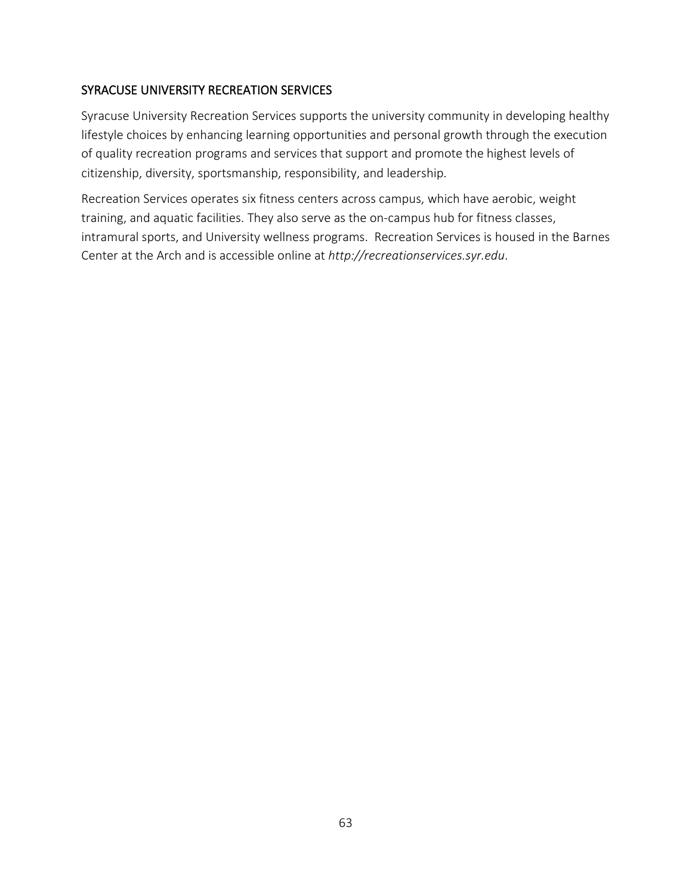## SYRACUSE UNIVERSITY RECREATION SERVICES

Syracuse University Recreation Services supports the university community in developing healthy lifestyle choices by enhancing learning opportunities and personal growth through the execution of quality recreation programs and services that support and promote the highest levels of citizenship, diversity, sportsmanship, responsibility, and leadership.

Recreation Services operates six fitness centers across campus, which have aerobic, weight training, and aquatic facilities. They also serve as the on-campus hub for fitness classes, intramural sports, and University wellness programs. Recreation Services is housed in the Barnes Center at the Arch and is accessible online at *http://recreationservices.syr.edu*.